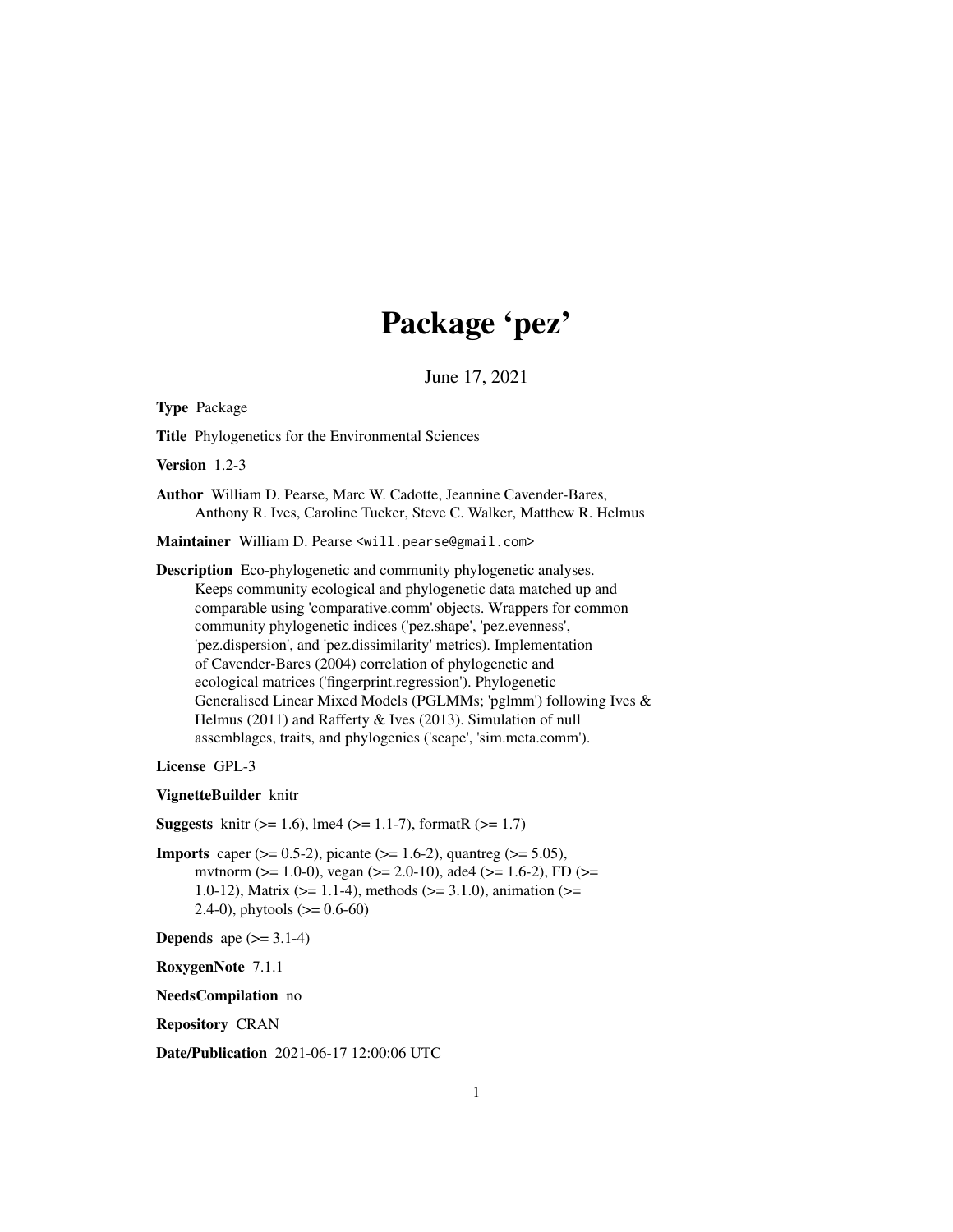# Package 'pez'

June 17, 2021

**Type** Package

**Title** Phylogenetics for the Environmental Sciences

**Version** 1.2-3

**Author** William D. Pearse, Marc W. Cadotte, Jeannine Cavender-Bares, Anthony R. Ives, Caroline Tucker, Steve C. Walker, Matthew R. Helmus

**Maintainer** William D. Pearse <will.pearse@gmail.com>

**Description** Eco-phylogenetic and community phylogenetic analyses. Keeps community ecological and phylogenetic data matched up and comparable using 'comparative.comm' objects. Wrappers for common community phylogenetic indices ('pez.shape', 'pez.evenness', 'pez.dispersion', and 'pez.dissimilarity' metrics). Implementation of Cavender-Bares (2004) correlation of phylogenetic and ecological matrices ('fingerprint.regression'). Phylogenetic Generalised Linear Mixed Models (PGLMMs; 'pglmm') following Ives & Helmus (2011) and Rafferty & Ives (2013). Simulation of null assemblages, traits, and phylogenies ('scape', 'sim.meta.comm').

**License** GPL-3

**VignetteBuilder** knitr

**Suggests** knitr (>= 1.6), lme4 (>= 1.1-7), formatR (>= 1.7)

**Imports** caper (>= 0.5-2), picante (>= 1.6-2), quantreg (>= 5.05), mvtnorm (>= 1.0-0), vegan (>= 2.0-10), ade4 (>= 1.6-2), FD (>= 1.0-12), Matrix (>= 1.1-4), methods (>= 3.1.0), animation (>= 2.4-0), phytools (>= 0.6-60)

**Depends** ape (>= 3.1-4)

**RoxygenNote** 7.1.1

**NeedsCompilation** no

**Repository** CRAN

**Date/Publication** 2021-06-17 12:00:06 UTC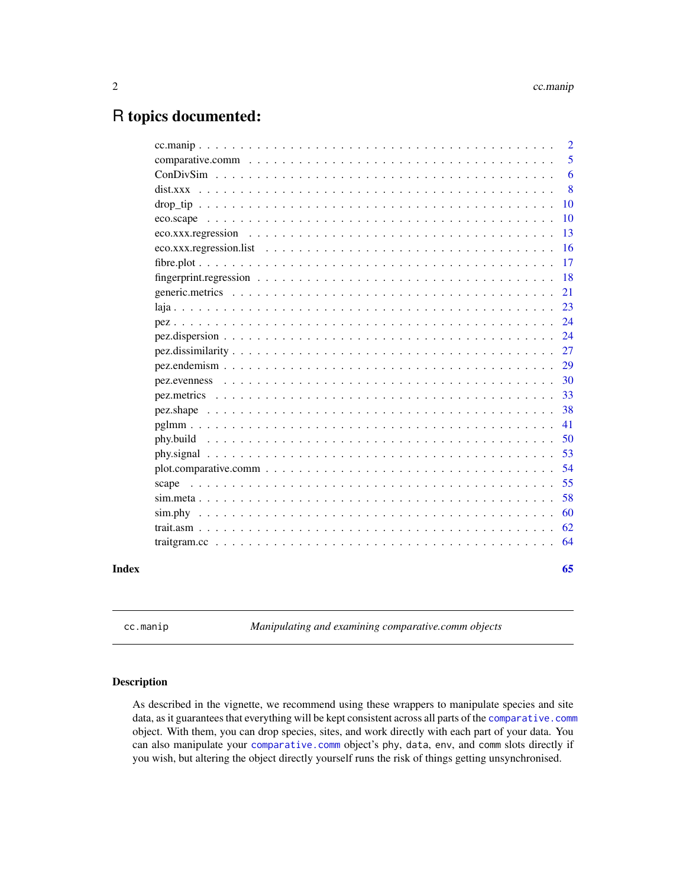# R topics documented:

| | |
|---|---|
| cc.manip | 2 |
| comparative.comm | 5 |
| ConDivSim | 6 |
| dist.xxx | 8 |
| drop_tip | 10 |
| eco.scape | 10 |
| eco.xxx.regression | 13 |
| eco.xxx.regression.list | 16 |
| fibre.plot | 17 |
| fingerprint.regression | 18 |
| generic.metrics | 21 |
| laja | 23 |
| pez | 24 |
| pez.dispersion | 24 |
| pez.dissimilarity | 27 |
| pez.endemism | 29 |
| pez.evenness | 30 |
| pez.metrics | 33 |
| pez.shape | 38 |
| pglmm | 41 |
| phy.build | 50 |
| phy.signal | 53 |
| plot.comparative.comm | 54 |
| scape | 55 |
| sim.meta | 58 |
| sim.phy | 60 |
| trait.asm | 62 |
| traitgram.cc | 64 |

**Index** **65**

---

`cc.manip` *Manipulating and examining comparative.comm objects*

---

## Description

As described in the vignette, we recommend using these wrappers to manipulate species and site data, as it guarantees that everything will be kept consistent across all parts of the `comparative.comm` object. With them, you can drop species, sites, and work directly with each part of your data. You can also manipulate your `comparative.comm` object's `phy`, `data`, `env`, and `comm` slots directly if you wish, but altering the object directly yourself runs the risk of things getting unsynchronised.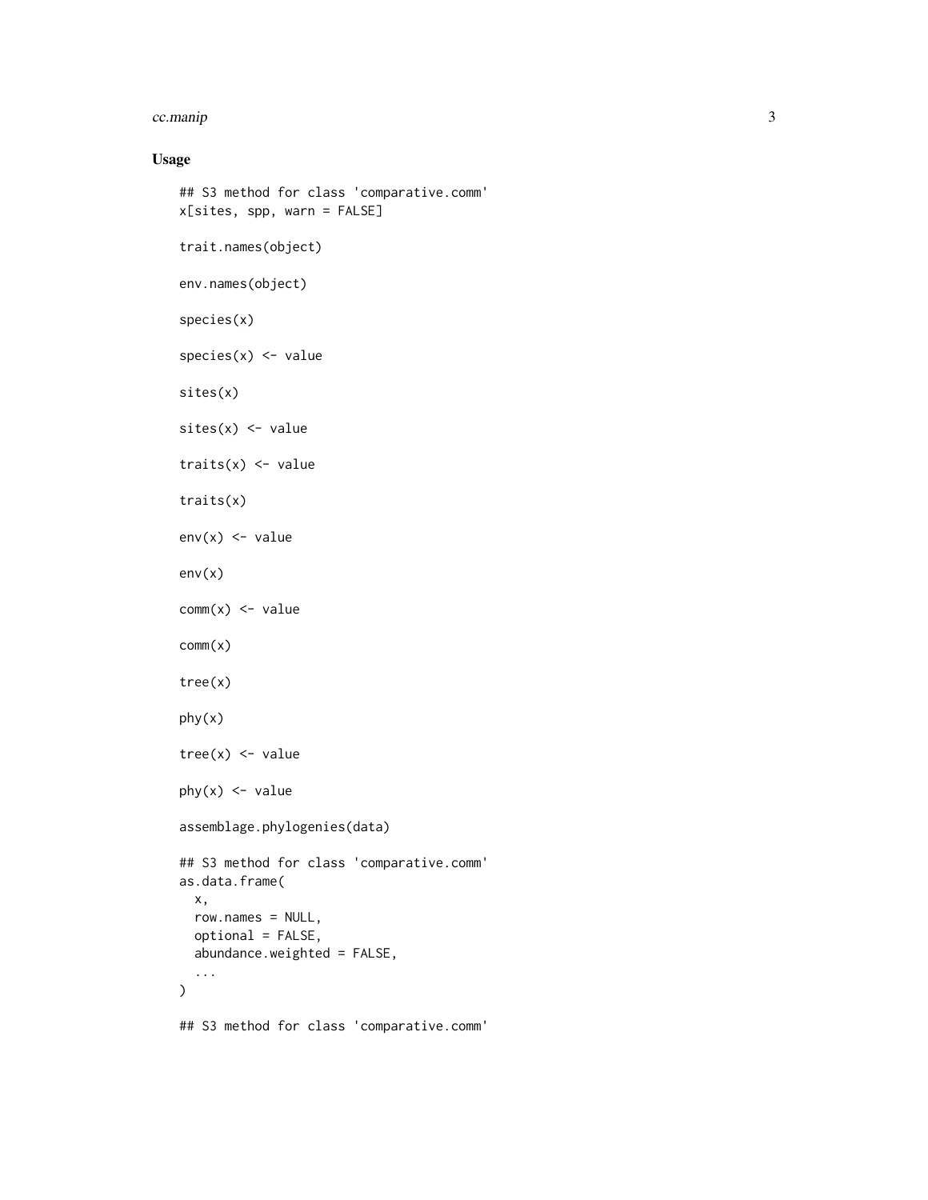## Usage

```
## S3 method for class 'comparative.comm'
x[sites, spp, warn = FALSE]

trait.names(object)

env.names(object)

species(x)

species(x) <- value

sites(x)

sites(x) <- value

traits(x) <- value

traits(x)

env(x) <- value

env(x)

comm(x) <- value

comm(x)

tree(x)

phy(x)

tree(x) <- value

phy(x) <- value

assemblage.phylogenies(data)

## S3 method for class 'comparative.comm'
as.data.frame(
  x,
  row.names = NULL,
  optional = FALSE,
  abundance.weighted = FALSE,
  ...
)

## S3 method for class 'comparative.comm'
```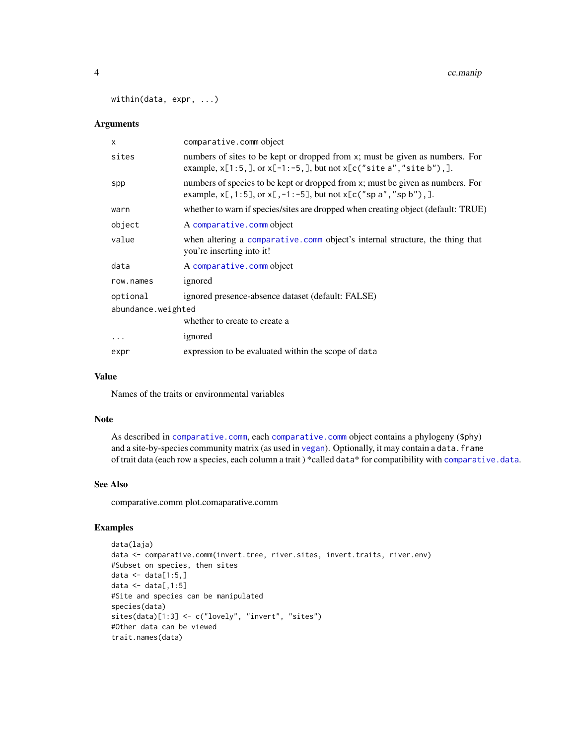```
within(data, expr, ...)
```

### Arguments

| | |
|---|---|
| `x` | `comparative.comm` object |
| `sites` | numbers of sites to be kept or dropped from `x`; must be given as numbers. For example, `x[1:5,]`, or `x[-1:-5,]`, but not `x[c("site a","site b"),]`. |
| `spp` | numbers of species to be kept or dropped from `x`; must be given as numbers. For example, `x[,1:5]`, or `x[,-1:-5]`, but not `x[c("sp a","sp b"),]`. |
| `warn` | whether to warn if species/sites are dropped when creating object (default: TRUE) |
| `object` | A `comparative.comm` object |
| `value` | when altering a `comparative.comm` object's internal structure, the thing that you're inserting into it! |
| `data` | A `comparative.comm` object |
| `row.names` | ignored |
| `optional` | ignored presence-absence dataset (default: FALSE) |
| `abundance.weighted` | whether to create to create a |
| `...` | ignored |
| `expr` | expression to be evaluated within the scope of `data` |

### Value

Names of the traits or environmental variables

### Note

As described in `comparative.comm`, each `comparative.comm` object contains a phylogeny (`$phy`) and a site-by-species community matrix (as used in `vegan`). Optionally, it may contain a `data.frame` of trait data (each row a species, each column a trait ) *called `data`* for compatibility with `comparative.data`.

### See Also

comparative.comm plot.comaparative.comm

### Examples

```
data(laja)
data <- comparative.comm(invert.tree, river.sites, invert.traits, river.env)
#Subset on species, then sites
data <- data[1:5,]
data <- data[,1:5]
#Site and species can be manipulated
species(data)
sites(data)[1:3] <- c("lovely", "invert", "sites")
#Other data can be viewed
trait.names(data)
```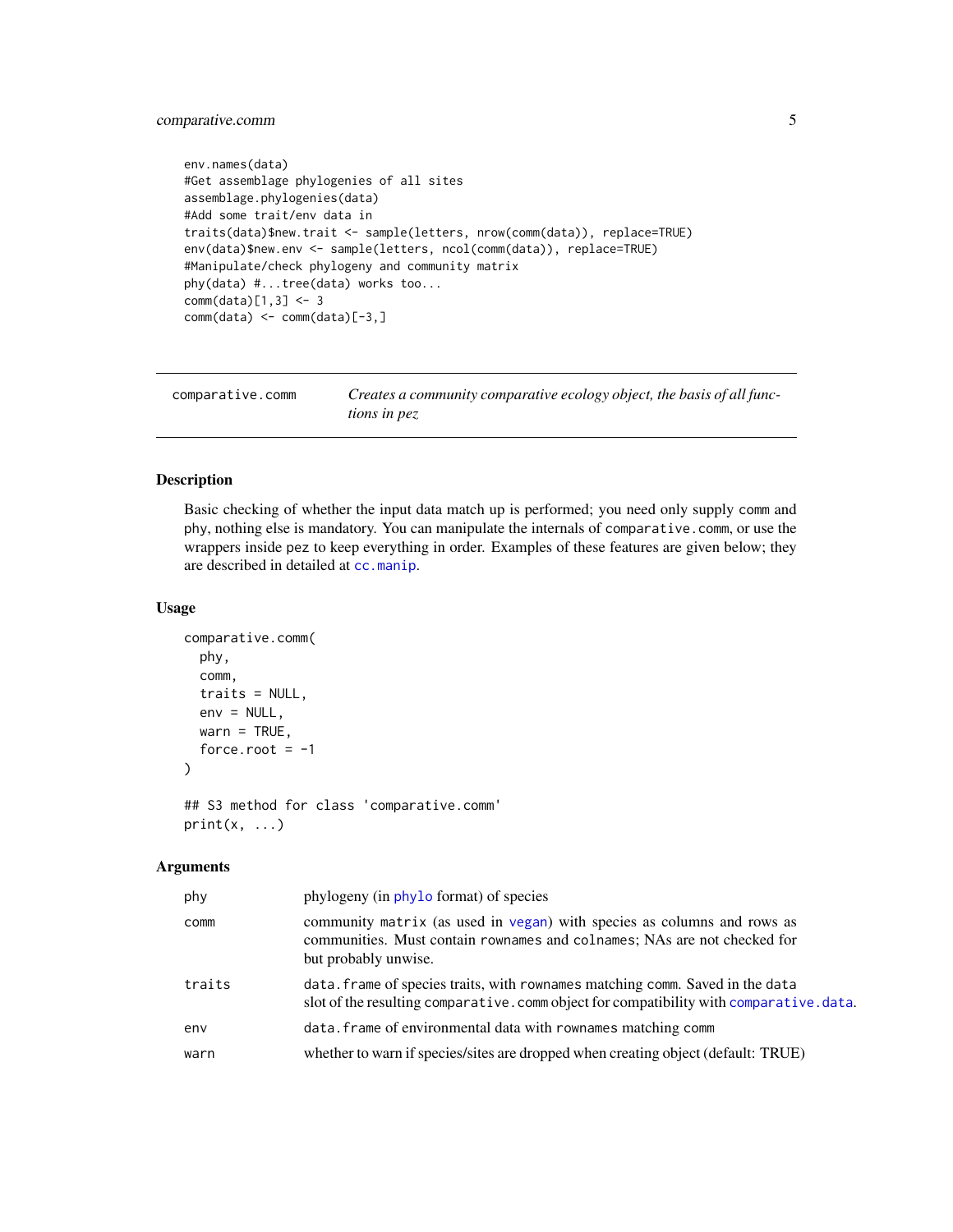```
env.names(data)
#Get assemblage phylogenies of all sites
assemblage.phylogenies(data)
#Add some trait/env data in
traits(data)$new.trait <- sample(letters, nrow(comm(data)), replace=TRUE)
env(data)$new.env <- sample(letters, ncol(comm(data)), replace=TRUE)
#Manipulate/check phylogeny and community matrix
phy(data) #...tree(data) works too...
comm(data)[1,3] <- 3
comm(data) <- comm(data)[-3,]
```

---

## comparative.comm — *Creates a community comparative ecology object, the basis of all functions in pez*

---

### Description

Basic checking of whether the input data match up is performed; you need only supply `comm` and `phy`, nothing else is mandatory. You can manipulate the internals of `comparative.comm`, or use the wrappers inside `pez` to keep everything in order. Examples of these features are given below; they are described in detailed at `cc.manip`.

### Usage

```
comparative.comm(
  phy,
  comm,
  traits = NULL,
  env = NULL,
  warn = TRUE,
  force.root = -1
)

## S3 method for class 'comparative.comm'
print(x, ...)
```

### Arguments

| | |
|---|---|
| `phy` | phylogeny (in `phylo` format) of species |
| `comm` | community `matrix` (as used in `vegan`) with species as columns and rows as communities. Must contain `rownames` and `colnames`; NAs are not checked for but probably unwise. |
| `traits` | `data.frame` of species traits, with `rownames` matching `comm`. Saved in the `data` slot of the resulting `comparative.comm` object for compatibility with `comparative.data`. |
| `env` | `data.frame` of environmental data with `rownames` matching `comm` |
| `warn` | whether to warn if species/sites are dropped when creating object (default: TRUE) |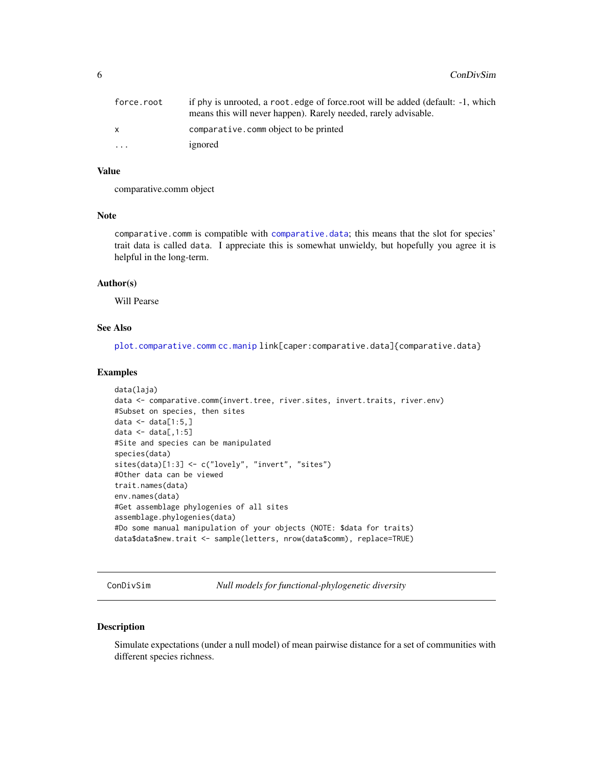| | |
|---|---|
| force.root | if phy is unrooted, a root.edge of force.root will be added (default: -1, which means this will never happen). Rarely needed, rarely advisable. |
| x | comparative.comm object to be printed |
| ... | ignored |

### Value

comparative.comm object

### Note

comparative.comm is compatible with comparative.data; this means that the slot for species' trait data is called data. I appreciate this is somewhat unwieldy, but hopefully you agree it is helpful in the long-term.

### Author(s)

Will Pearse

### See Also

plot.comparative.comm cc.manip link[caper:comparative.data]{comparative.data}

### Examples

```
data(laja)
data <- comparative.comm(invert.tree, river.sites, invert.traits, river.env)
#Subset on species, then sites
data <- data[1:5,]
data <- data[,1:5]
#Site and species can be manipulated
species(data)
sites(data)[1:3] <- c("lovely", "invert", "sites")
#Other data can be viewed
trait.names(data)
env.names(data)
#Get assemblage phylogenies of all sites
assemblage.phylogenies(data)
#Do some manual manipulation of your objects (NOTE: $data for traits)
data$data$new.trait <- sample(letters, nrow(data$comm), replace=TRUE)
```

---

## ConDivSim — *Null models for functional-phylogenetic diversity*

### Description

Simulate expectations (under a null model) of mean pairwise distance for a set of communities with different species richness.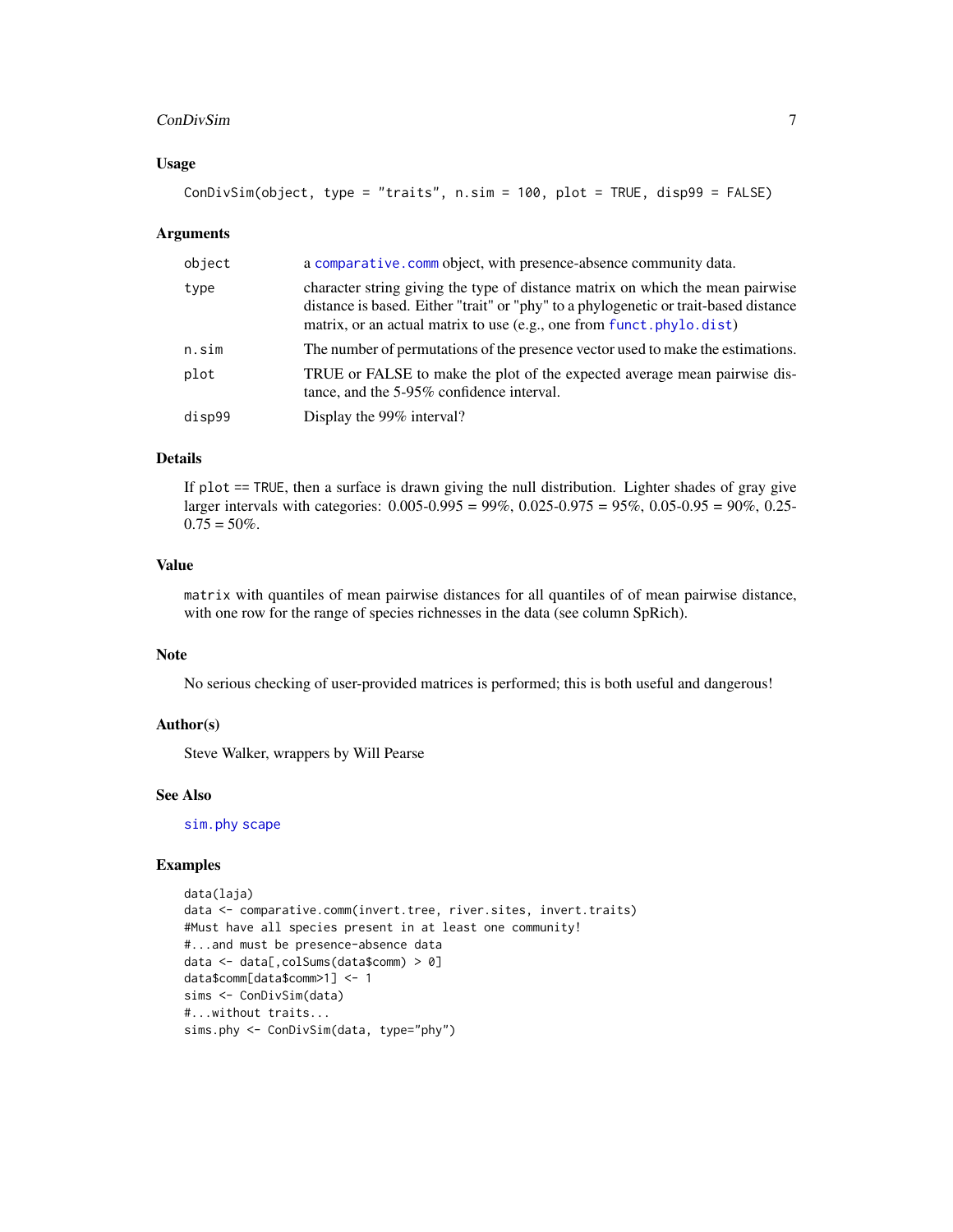### Usage

```
ConDivSim(object, type = "traits", n.sim = 100, plot = TRUE, disp99 = FALSE)
```

### Arguments

| | |
|---|---|
| object | a comparative.comm object, with presence-absence community data. |
| type | character string giving the type of distance matrix on which the mean pairwise distance is based. Either "trait" or "phy" to a phylogenetic or trait-based distance matrix, or an actual matrix to use (e.g., one from funct.phylo.dist) |
| n.sim | The number of permutations of the presence vector used to make the estimations. |
| plot | TRUE or FALSE to make the plot of the expected average mean pairwise distance, and the 5-95% confidence interval. |
| disp99 | Display the 99% interval? |

### Details

If `plot == TRUE`, then a surface is drawn giving the null distribution. Lighter shades of gray give larger intervals with categories: 0.005-0.995 = 99%, 0.025-0.975 = 95%, 0.05-0.95 = 90%, 0.25-0.75 = 50%.

### Value

`matrix` with quantiles of mean pairwise distances for all quantiles of of mean pairwise distance, with one row for the range of species richnesses in the data (see column SpRich).

### Note

No serious checking of user-provided matrices is performed; this is both useful and dangerous!

### Author(s)

Steve Walker, wrappers by Will Pearse

### See Also

sim.phy scape

### Examples

```
data(laja)
data <- comparative.comm(invert.tree, river.sites, invert.traits)
#Must have all species present in at least one community!
#...and must be presence-absence data
data <- data[,colSums(data$comm) > 0]
data$comm[data$comm>1] <- 1
sims <- ConDivSim(data)
#...without traits...
sims.phy <- ConDivSim(data, type="phy")
```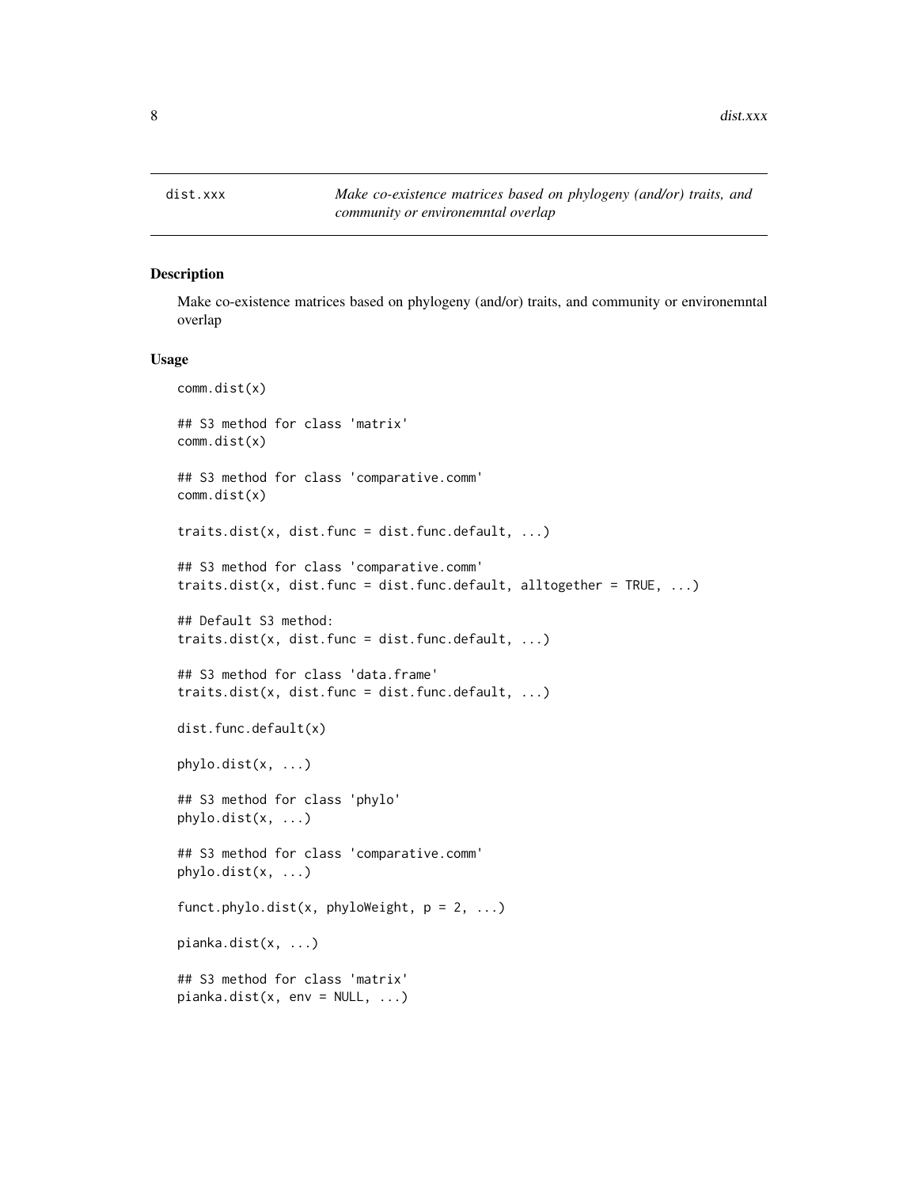# dist.xxx

*Make co-existence matrices based on phylogeny (and/or) traits, and community or environemntal overlap*

## Description

Make co-existence matrices based on phylogeny (and/or) traits, and community or environemntal overlap

## Usage

```
comm.dist(x)

## S3 method for class 'matrix'
comm.dist(x)

## S3 method for class 'comparative.comm'
comm.dist(x)

traits.dist(x, dist.func = dist.func.default, ...)

## S3 method for class 'comparative.comm'
traits.dist(x, dist.func = dist.func.default, alltogether = TRUE, ...)

## Default S3 method:
traits.dist(x, dist.func = dist.func.default, ...)

## S3 method for class 'data.frame'
traits.dist(x, dist.func = dist.func.default, ...)

dist.func.default(x)

phylo.dist(x, ...)

## S3 method for class 'phylo'
phylo.dist(x, ...)

## S3 method for class 'comparative.comm'
phylo.dist(x, ...)

funct.phylo.dist(x, phyloWeight, p = 2, ...)

pianka.dist(x, ...)

## S3 method for class 'matrix'
pianka.dist(x, env = NULL, ...)
```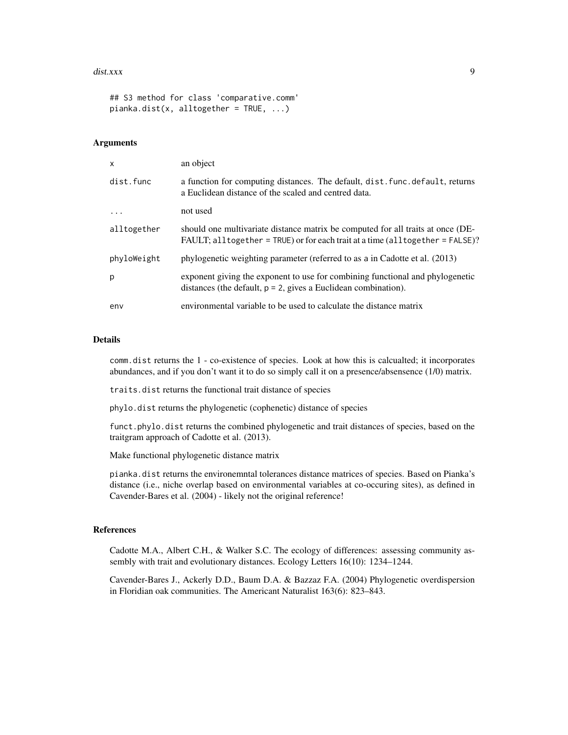```
## S3 method for class 'comparative.comm'
pianka.dist(x, alltogether = TRUE, ...)
```

### Arguments

| | |
|---|---|
| x | an object |
| dist.func | a function for computing distances. The default, `dist.func.default`, returns a Euclidean distance of the scaled and centred data. |
| ... | not used |
| alltogether | should one multivariate distance matrix be computed for all traits at once (DEFAULT; `alltogether = TRUE`) or for each trait at a time (`alltogether = FALSE`)? |
| phyloWeight | phylogenetic weighting parameter (referred to as `a` in Cadotte et al. (2013) |
| p | exponent giving the exponent to use for combining functional and phylogenetic distances (the default, `p = 2`, gives a Euclidean combination). |
| env | environmental variable to be used to calculate the distance matrix |

### Details

`comm.dist` returns the 1 - co-existence of species. Look at how this is calcualted; it incorporates abundances, and if you don't want it to do so simply call it on a presence/absensence (1/0) matrix.

`traits.dist` returns the functional trait distance of species

`phylo.dist` returns the phylogenetic (cophenetic) distance of species

`funct.phylo.dist` returns the combined phylogenetic and trait distances of species, based on the traitgram approach of Cadotte et al. (2013).

Make functional phylogenetic distance matrix

`pianka.dist` returns the environemntal tolerances distance matrices of species. Based on Pianka's distance (i.e., niche overlap based on environmental variables at co-occuring sites), as defined in Cavender-Bares et al. (2004) - likely not the original reference!

### References

Cadotte M.A., Albert C.H., & Walker S.C. The ecology of differences: assessing community assembly with trait and evolutionary distances. Ecology Letters 16(10): 1234–1244.

Cavender-Bares J., Ackerly D.D., Baum D.A. & Bazzaz F.A. (2004) Phylogenetic overdispersion in Floridian oak communities. The Americant Naturalist 163(6): 823–843.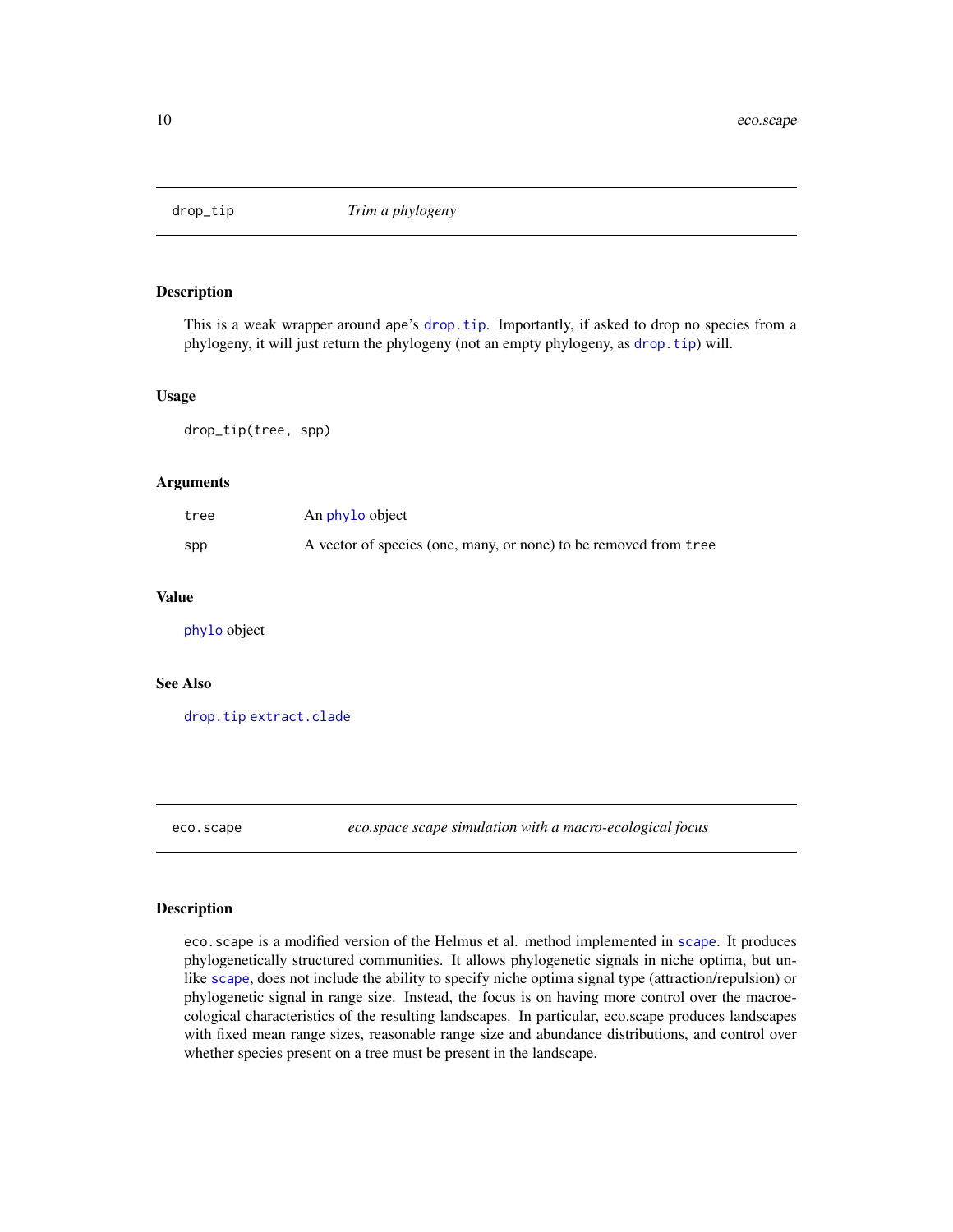## drop_tip *Trim a phylogeny*

### Description

This is a weak wrapper around ape's `drop.tip`. Importantly, if asked to drop no species from a phylogeny, it will just return the phylogeny (not an empty phylogeny, as `drop.tip`) will.

### Usage

```
drop_tip(tree, spp)
```

### Arguments

| | |
|---|---|
| `tree` | An `phylo` object |
| `spp` | A vector of species (one, many, or none) to be removed from `tree` |

### Value

`phylo` object

### See Also

`drop.tip` `extract.clade`

## eco.scape *eco.space scape simulation with a macro-ecological focus*

### Description

`eco.scape` is a modified version of the Helmus et al. method implemented in `scape`. It produces phylogenetically structured communities. It allows phylogenetic signals in niche optima, but unlike `scape`, does not include the ability to specify niche optima signal type (attraction/repulsion) or phylogenetic signal in range size. Instead, the focus is on having more control over the macroecological characteristics of the resulting landscapes. In particular, eco.scape produces landscapes with fixed mean range sizes, reasonable range size and abundance distributions, and control over whether species present on a tree must be present in the landscape.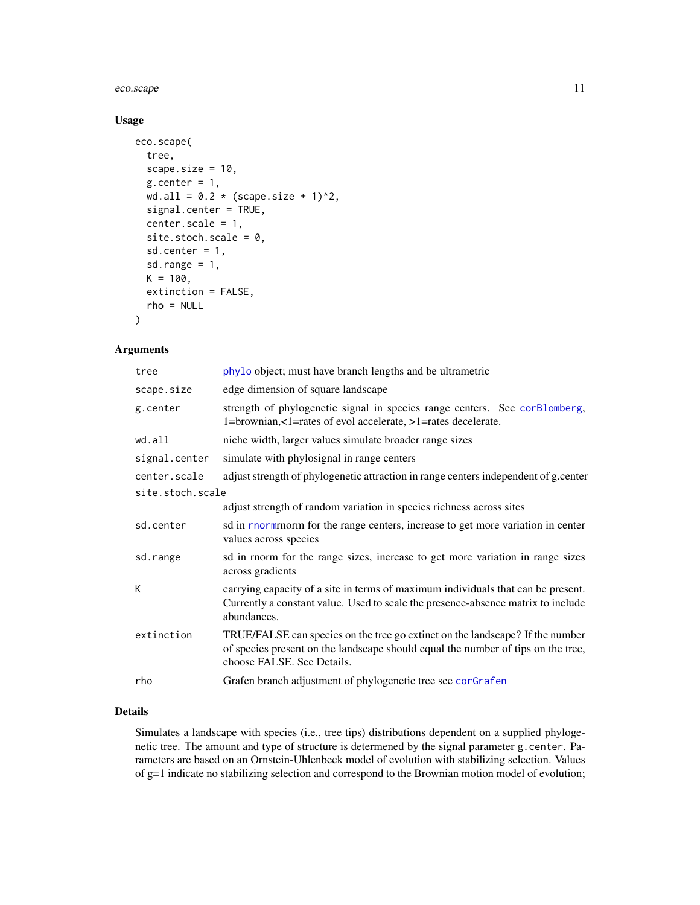## Usage

```
eco.scape(
  tree,
  scape.size = 10,
  g.center = 1,
  wd.all = 0.2 * (scape.size + 1)^2,
  signal.center = TRUE,
  center.scale = 1,
  site.stoch.scale = 0,
  sd.center = 1,
  sd.range = 1,
  K = 100,
  extinction = FALSE,
  rho = NULL
)
```

## Arguments

| Argument | Description |
|---|---|
| `tree` | phylo object; must have branch lengths and be ultrametric |
| `scape.size` | edge dimension of square landscape |
| `g.center` | strength of phylogenetic signal in species range centers. See corBlomberg, 1=brownian,<1=rates of evol accelerate, >1=rates decelerate. |
| `wd.all` | niche width, larger values simulate broader range sizes |
| `signal.center` | simulate with phylosignal in range centers |
| `center.scale` | adjust strength of phylogenetic attraction in range centers independent of g.center |
| `site.stoch.scale` | adjust strength of random variation in species richness across sites |
| `sd.center` | sd in rnormrnorm for the range centers, increase to get more variation in center values across species |
| `sd.range` | sd in rnorm for the range sizes, increase to get more variation in range sizes across gradients |
| `K` | carrying capacity of a site in terms of maximum individuals that can be present. Currently a constant value. Used to scale the presence-absence matrix to include abundances. |
| `extinction` | TRUE/FALSE can species on the tree go extinct on the landscape? If the number of species present on the landscape should equal the number of tips on the tree, choose FALSE. See Details. |
| `rho` | Grafen branch adjustment of phylogenetic tree see corGrafen |

## Details

Simulates a landscape with species (i.e., tree tips) distributions dependent on a supplied phylogenetic tree. The amount and type of structure is determened by the signal parameter `g.center`. Parameters are based on an Ornstein-Uhlenbeck model of evolution with stabilizing selection. Values of g=1 indicate no stabilizing selection and correspond to the Brownian motion model of evolution;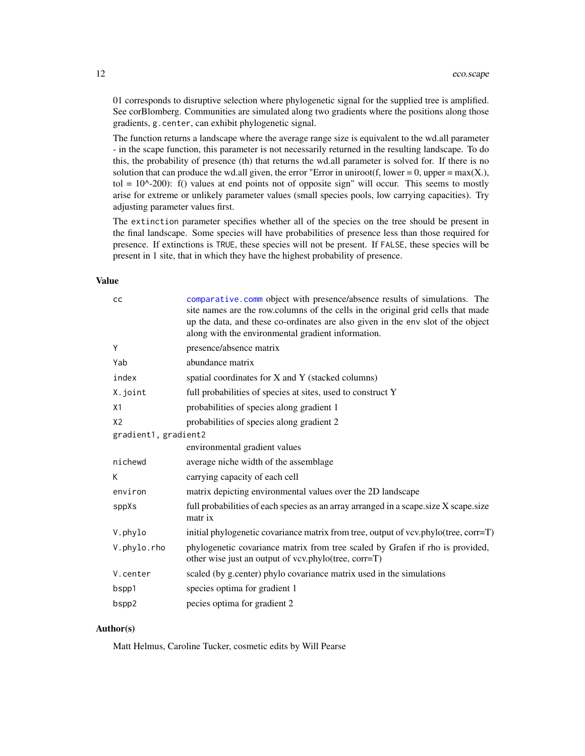01 corresponds to disruptive selection where phylogenetic signal for the supplied tree is amplified. See corBlomberg. Communities are simulated along two gradients where the positions along those gradients, `g.center`, can exhibit phylogenetic signal.

The function returns a landscape where the average range size is equivalent to the wd.all parameter - in the scape function, this parameter is not necessarily returned in the resulting landscape. To do this, the probability of presence (th) that returns the wd.all parameter is solved for. If there is no solution that can produce the wd.all given, the error "Error in uniroot(f, lower = 0, upper = max(X.), tol = 10^-200): f() values at end points not of opposite sign" will occur. This seems to mostly arise for extreme or unlikely parameter values (small species pools, low carrying capacities). Try adjusting parameter values first.

The `extinction` parameter specifies whether all of the species on the tree should be present in the final landscape. Some species will have probabilities of presence less than those required for presence. If extinctions is `TRUE`, these species will not be present. If `FALSE`, these species will be present in 1 site, that in which they have the highest probability of presence.

### Value

| | |
|---|---|
| `cc` | comparative.comm object with presence/absence results of simulations. The site names are the row.columns of the cells in the original grid cells that made up the data, and these co-ordinates are also given in the `env` slot of the object along with the environmental gradient information. |
| `Y` | presence/absence matrix |
| `Yab` | abundance matrix |
| `index` | spatial coordinates for X and Y (stacked columns) |
| `X.joint` | full probabilities of species at sites, used to construct Y |
| `X1` | probabilities of species along gradient 1 |
| `X2` | probabilities of species along gradient 2 |
| `gradient1, gradient2` | environmental gradient values |
| `nichewd` | average niche width of the assemblage |
| `K` | carrying capacity of each cell |
| `environ` | matrix depicting environmental values over the 2D landscape |
| `sppXs` | full probabilities of each species as an array arranged in a scape.size X scape.size matr ix |
| `V.phylo` | initial phylogenetic covariance matrix from tree, output of vcv.phylo(tree, corr=T) |
| `V.phylo.rho` | phylogenetic covariance matrix from tree scaled by Grafen if rho is provided, other wise just an output of vcv.phylo(tree, corr=T) |
| `V.center` | scaled (by g.center) phylo covariance matrix used in the simulations |
| `bspp1` | species optima for gradient 1 |
| `bspp2` | pecies optima for gradient 2 |

### Author(s)

Matt Helmus, Caroline Tucker, cosmetic edits by Will Pearse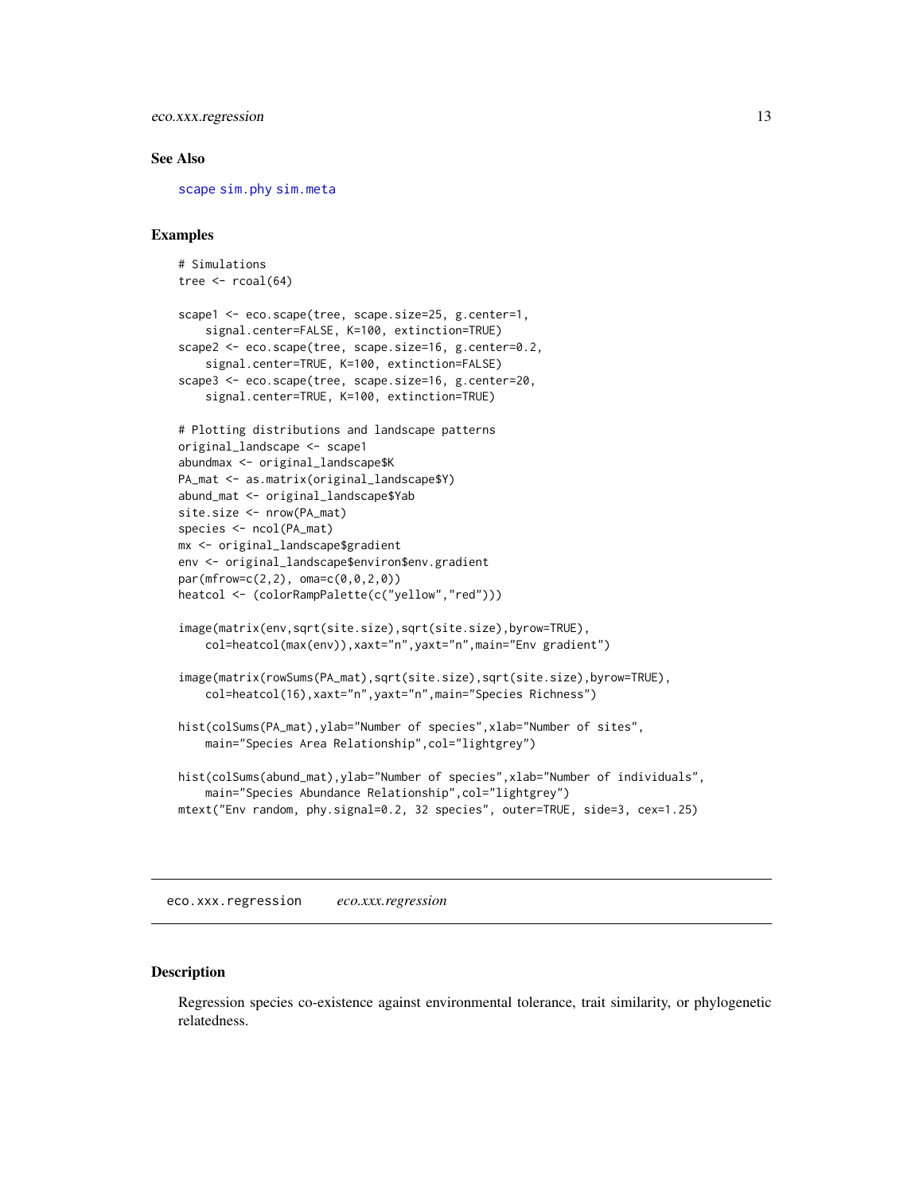## See Also

scape sim.phy sim.meta

## Examples

```
# Simulations
tree <- rcoal(64)

scape1 <- eco.scape(tree, scape.size=25, g.center=1,
    signal.center=FALSE, K=100, extinction=TRUE)
scape2 <- eco.scape(tree, scape.size=16, g.center=0.2,
    signal.center=TRUE, K=100, extinction=FALSE)
scape3 <- eco.scape(tree, scape.size=16, g.center=20,
    signal.center=TRUE, K=100, extinction=TRUE)

# Plotting distributions and landscape patterns
original_landscape <- scape1
abundmax <- original_landscape$K
PA_mat <- as.matrix(original_landscape$Y)
abund_mat <- original_landscape$Yab
site.size <- nrow(PA_mat)
species <- ncol(PA_mat)
mx <- original_landscape$gradient
env <- original_landscape$environ$env.gradient
par(mfrow=c(2,2), oma=c(0,0,2,0))
heatcol <- (colorRampPalette(c("yellow","red")))

image(matrix(env,sqrt(site.size),sqrt(site.size),byrow=TRUE),
    col=heatcol(max(env)),xaxt="n",yaxt="n",main="Env gradient")

image(matrix(rowSums(PA_mat),sqrt(site.size),sqrt(site.size),byrow=TRUE),
    col=heatcol(16),xaxt="n",yaxt="n",main="Species Richness")

hist(colSums(PA_mat),ylab="Number of species",xlab="Number of sites",
    main="Species Area Relationship",col="lightgrey")

hist(colSums(abund_mat),ylab="Number of species",xlab="Number of individuals",
    main="Species Abundance Relationship",col="lightgrey")
mtext("Env random, phy.signal=0.2, 32 species", outer=TRUE, side=3, cex=1.25)
```

---

# eco.xxx.regression *eco.xxx.regression*

## Description

Regression species co-existence against environmental tolerance, trait similarity, or phylogenetic relatedness.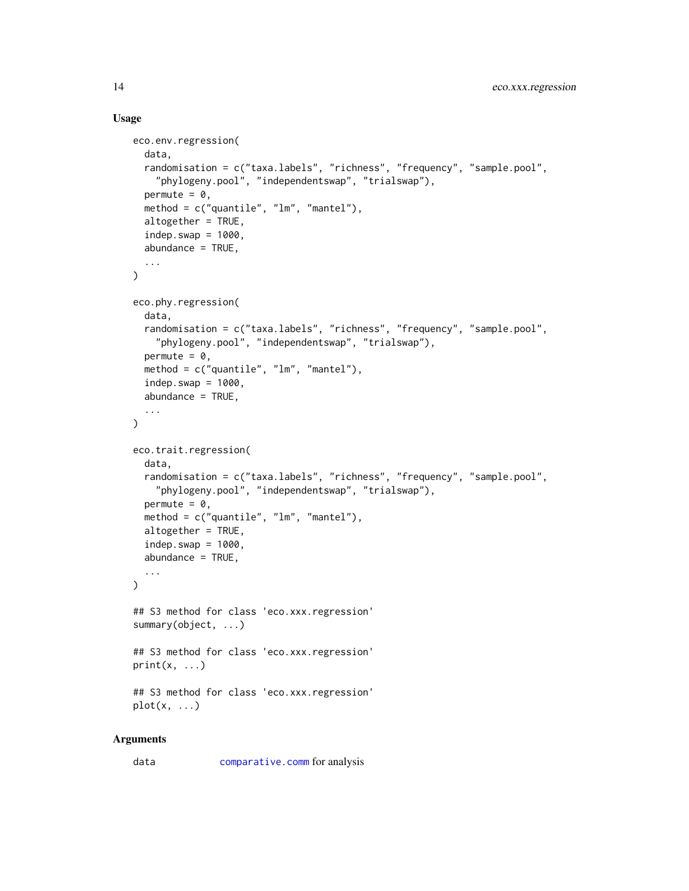### Usage

```
eco.env.regression(
  data,
  randomisation = c("taxa.labels", "richness", "frequency", "sample.pool",
    "phylogeny.pool", "independentswap", "trialswap"),
  permute = 0,
  method = c("quantile", "lm", "mantel"),
  altogether = TRUE,
  indep.swap = 1000,
  abundance = TRUE,
  ...
)

eco.phy.regression(
  data,
  randomisation = c("taxa.labels", "richness", "frequency", "sample.pool",
    "phylogeny.pool", "independentswap", "trialswap"),
  permute = 0,
  method = c("quantile", "lm", "mantel"),
  indep.swap = 1000,
  abundance = TRUE,
  ...
)

eco.trait.regression(
  data,
  randomisation = c("taxa.labels", "richness", "frequency", "sample.pool",
    "phylogeny.pool", "independentswap", "trialswap"),
  permute = 0,
  method = c("quantile", "lm", "mantel"),
  altogether = TRUE,
  indep.swap = 1000,
  abundance = TRUE,
  ...
)

## S3 method for class 'eco.xxx.regression'
summary(object, ...)

## S3 method for class 'eco.xxx.regression'
print(x, ...)

## S3 method for class 'eco.xxx.regression'
plot(x, ...)
```

### Arguments

| | |
|---|---|
| data | comparative.comm for analysis |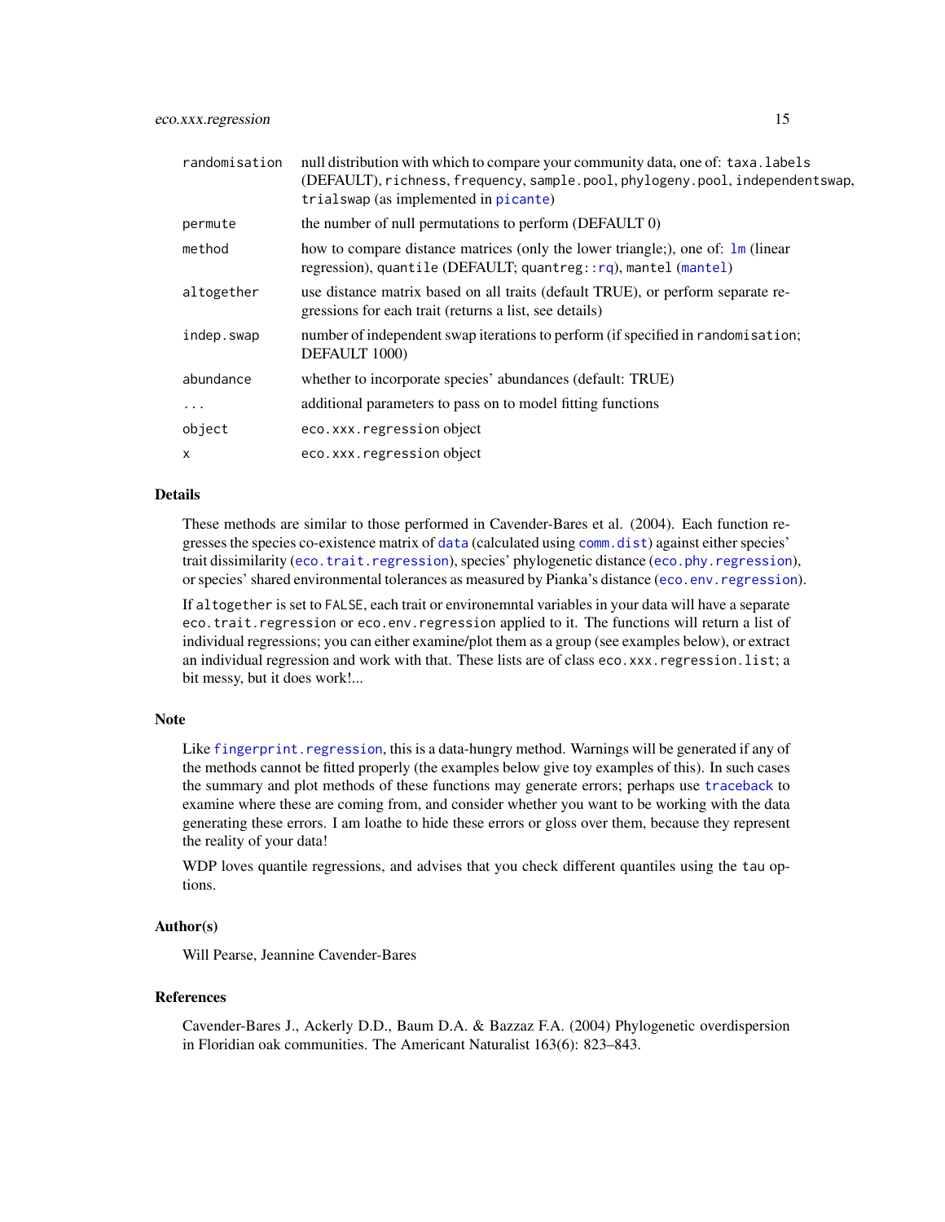| | |
|---|---|
| `randomisation` | null distribution with which to compare your community data, one of: `taxa.labels` (DEFAULT), `richness`, `frequency`, `sample.pool`, `phylogeny.pool`, `independentswap`, `trialswap` (as implemented in `picante`) |
| `permute` | the number of null permutations to perform (DEFAULT 0) |
| `method` | how to compare distance matrices (only the lower triangle;), one of: `lm` (linear regression), `quantile` (DEFAULT; `quantreg::rq`), `mantel` (`mantel`) |
| `altogether` | use distance matrix based on all traits (default TRUE), or perform separate regressions for each trait (returns a list, see details) |
| `indep.swap` | number of independent swap iterations to perform (if specified in `randomisation`; DEFAULT 1000) |
| `abundance` | whether to incorporate species' abundances (default: TRUE) |
| `...` | additional parameters to pass on to model fitting functions |
| `object` | `eco.xxx.regression` object |
| `x` | `eco.xxx.regression` object |

## Details

These methods are similar to those performed in Cavender-Bares et al. (2004). Each function regresses the species co-existence matrix of `data` (calculated using `comm.dist`) against either species' trait dissimilarity (`eco.trait.regression`), species' phylogenetic distance (`eco.phy.regression`), or species' shared environmental tolerances as measured by Pianka's distance (`eco.env.regression`).

If `altogether` is set to `FALSE`, each trait or environemntal variables in your data will have a separate `eco.trait.regression` or `eco.env.regression` applied to it. The functions will return a list of individual regressions; you can either examine/plot them as a group (see examples below), or extract an individual regression and work with that. These lists are of class `eco.xxx.regression.list`; a bit messy, but it does work!...

## Note

Like `fingerprint.regression`, this is a data-hungry method. Warnings will be generated if any of the methods cannot be fitted properly (the examples below give toy examples of this). In such cases the summary and plot methods of these functions may generate errors; perhaps use `traceback` to examine where these are coming from, and consider whether you want to be working with the data generating these errors. I am loathe to hide these errors or gloss over them, because they represent the reality of your data!

WDP loves quantile regressions, and advises that you check different quantiles using the `tau` options.

## Author(s)

Will Pearse, Jeannine Cavender-Bares

## References

Cavender-Bares J., Ackerly D.D., Baum D.A. & Bazzaz F.A. (2004) Phylogenetic overdispersion in Floridian oak communities. The Americant Naturalist 163(6): 823–843.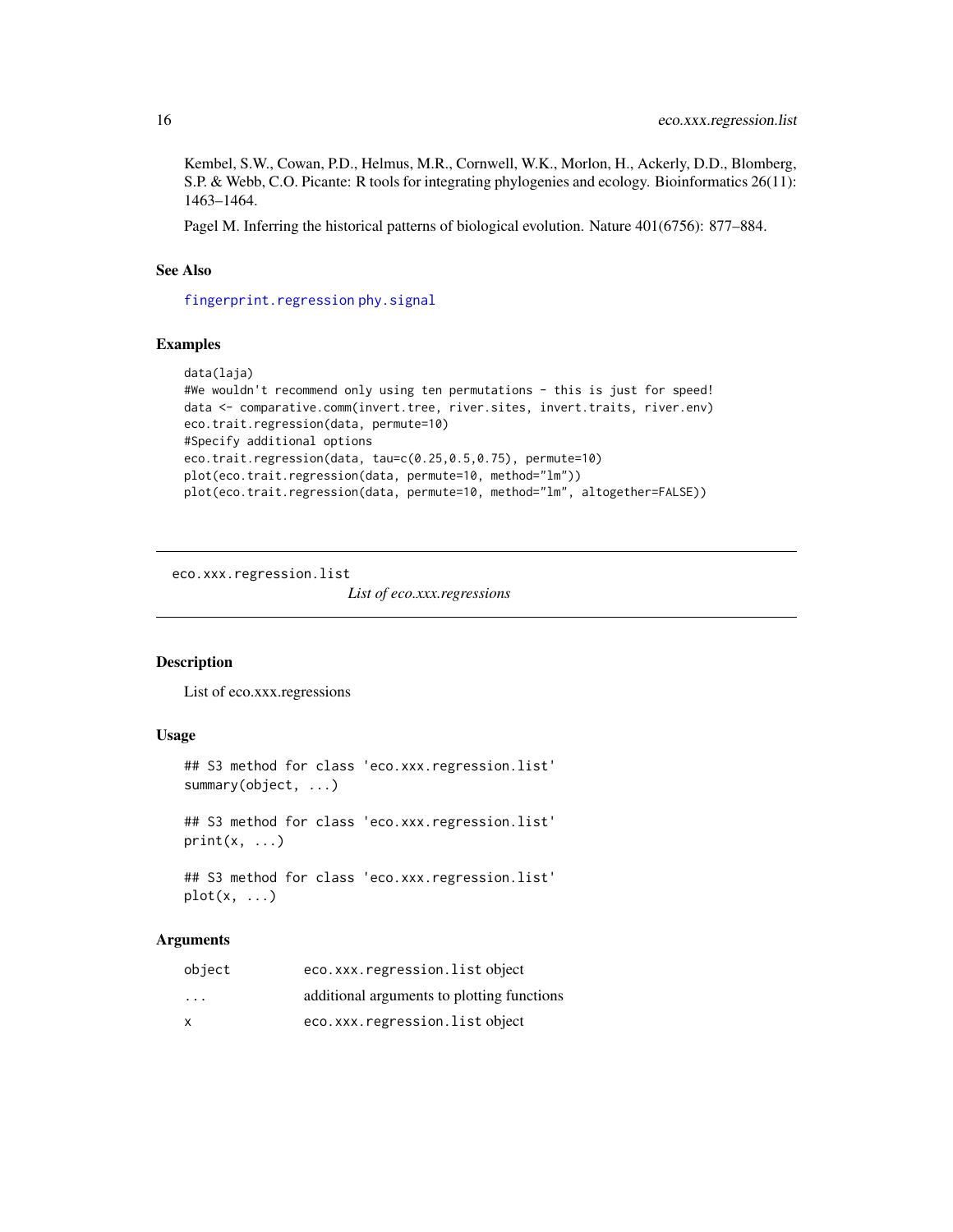Kembel, S.W., Cowan, P.D., Helmus, M.R., Cornwell, W.K., Morlon, H., Ackerly, D.D., Blomberg, S.P. & Webb, C.O. Picante: R tools for integrating phylogenies and ecology. Bioinformatics 26(11): 1463–1464.

Pagel M. Inferring the historical patterns of biological evolution. Nature 401(6756): 877–884.

### See Also

`fingerprint.regression` `phy.signal`

### Examples

```
data(laja)
#We wouldn't recommend only using ten permutations - this is just for speed!
data <- comparative.comm(invert.tree, river.sites, invert.traits, river.env)
eco.trait.regression(data, permute=10)
#Specify additional options
eco.trait.regression(data, tau=c(0.25,0.5,0.75), permute=10)
plot(eco.trait.regression(data, permute=10, method="lm"))
plot(eco.trait.regression(data, permute=10, method="lm", altogether=FALSE))
```

---

## eco.xxx.regression.list    *List of eco.xxx.regressions*

### Description

List of eco.xxx.regressions

### Usage

```
## S3 method for class 'eco.xxx.regression.list'
summary(object, ...)

## S3 method for class 'eco.xxx.regression.list'
print(x, ...)

## S3 method for class 'eco.xxx.regression.list'
plot(x, ...)
```

### Arguments

| | |
|---|---|
| `object` | `eco.xxx.regression.list` object |
| `...` | additional arguments to plotting functions |
| `x` | `eco.xxx.regression.list` object |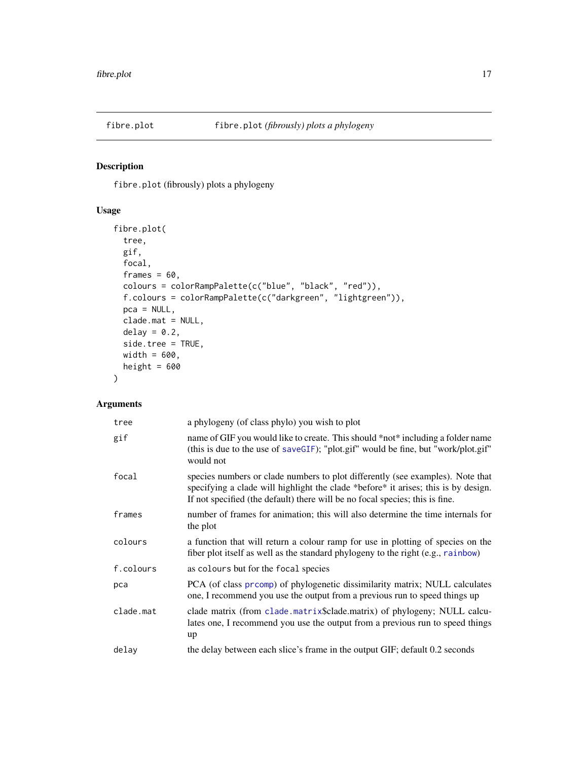fibre.plot — *fibre.plot (fibrously) plots a phylogeny*

## Description

fibre.plot (fibrously) plots a phylogeny

## Usage

```
fibre.plot(
  tree,
  gif,
  focal,
  frames = 60,
  colours = colorRampPalette(c("blue", "black", "red")),
  f.colours = colorRampPalette(c("darkgreen", "lightgreen")),
  pca = NULL,
  clade.mat = NULL,
  delay = 0.2,
  side.tree = TRUE,
  width = 600,
  height = 600
)
```

## Arguments

| | |
|---|---|
| tree | a phylogeny (of class phylo) you wish to plot |
| gif | name of GIF you would like to create. This should *not* including a folder name (this is due to the use of saveGIF); "plot.gif" would be fine, but "work/plot.gif" would not |
| focal | species numbers or clade numbers to plot differently (see examples). Note that specifying a clade will highlight the clade *before* it arises; this is by design. If not specified (the default) there will be no focal species; this is fine. |
| frames | number of frames for animation; this will also determine the time internals for the plot |
| colours | a function that will return a colour ramp for use in plotting of species on the fiber plot itself as well as the standard phylogeny to the right (e.g., rainbow) |
| f.colours | as colours but for the focal species |
| pca | PCA (of class prcomp) of phylogenetic dissimilarity matrix; NULL calculates one, I recommend you use the output from a previous run to speed things up |
| clade.mat | clade matrix (from clade.matrix$clade.matrix) of phylogeny; NULL calculates one, I recommend you use the output from a previous run to speed things up |
| delay | the delay between each slice's frame in the output GIF; default 0.2 seconds |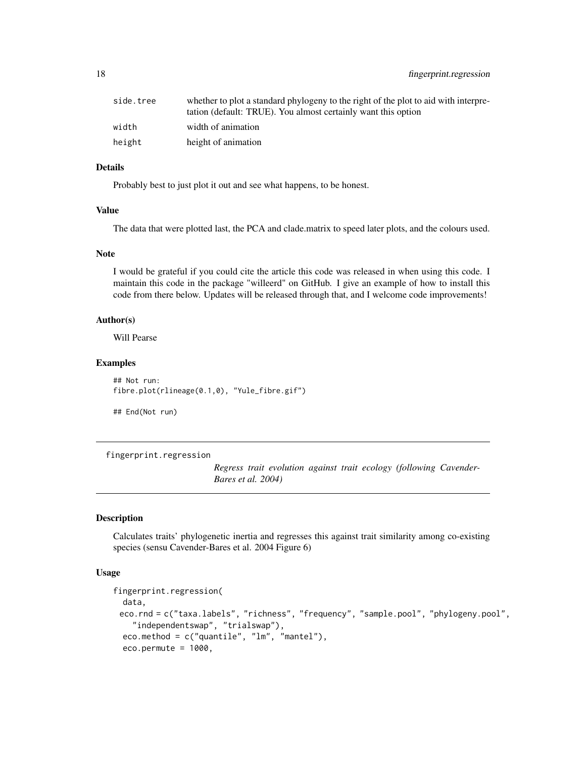| | |
|---|---|
| side.tree | whether to plot a standard phylogeny to the right of the plot to aid with interpretation (default: TRUE). You almost certainly want this option |
| width | width of animation |
| height | height of animation |

### Details

Probably best to just plot it out and see what happens, to be honest.

### Value

The data that were plotted last, the PCA and clade.matrix to speed later plots, and the colours used.

### Note

I would be grateful if you could cite the article this code was released in when using this code. I maintain this code in the package "willeerd" on GitHub. I give an example of how to install this code from there below. Updates will be released through that, and I welcome code improvements!

### Author(s)

Will Pearse

### Examples

```
## Not run:
fibre.plot(rlineage(0.1,0), "Yule_fibre.gif")

## End(Not run)
```

---

## fingerprint.regression

*Regress trait evolution against trait ecology (following Cavender-Bares et al. 2004)*

### Description

Calculates traits' phylogenetic inertia and regresses this against trait similarity among co-existing species (sensu Cavender-Bares et al. 2004 Figure 6)

### Usage

```
fingerprint.regression(
  data,
  eco.rnd = c("taxa.labels", "richness", "frequency", "sample.pool", "phylogeny.pool",
    "independentswap", "trialswap"),
  eco.method = c("quantile", "lm", "mantel"),
  eco.permute = 1000,
```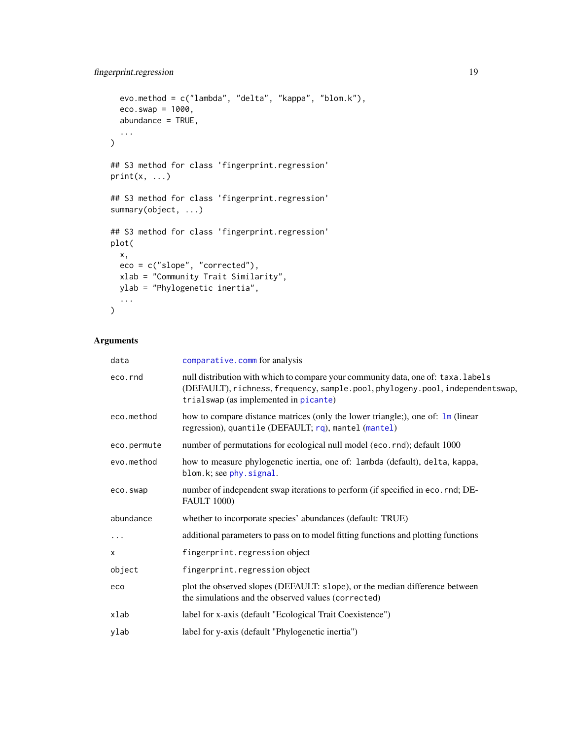```
  evo.method = c("lambda", "delta", "kappa", "blom.k"),
  eco.swap = 1000,
  abundance = TRUE,
  ...
)

## S3 method for class 'fingerprint.regression'
print(x, ...)

## S3 method for class 'fingerprint.regression'
summary(object, ...)

## S3 method for class 'fingerprint.regression'
plot(
  x,
  eco = c("slope", "corrected"),
  xlab = "Community Trait Similarity",
  ylab = "Phylogenetic inertia",
  ...
)
```

## Arguments

| | |
|---|---|
| `data` | `comparative.comm` for analysis |
| `eco.rnd` | null distribution with which to compare your community data, one of: `taxa.labels` (DEFAULT), `richness`, `frequency`, `sample.pool`, `phylogeny.pool`, `independentswap`, `trialswap` (as implemented in `picante`) |
| `eco.method` | how to compare distance matrices (only the lower triangle;), one of: `lm` (linear regression), `quantile` (DEFAULT; `rq`), `mantel` (`mantel`) |
| `eco.permute` | number of permutations for ecological null model (`eco.rnd`); default 1000 |
| `evo.method` | how to measure phylogenetic inertia, one of: `lambda` (default), `delta`, `kappa`, `blom.k`; see `phy.signal`. |
| `eco.swap` | number of independent swap iterations to perform (if specified in `eco.rnd`; DEFAULT 1000) |
| `abundance` | whether to incorporate species' abundances (default: TRUE) |
| `...` | additional parameters to pass on to model fitting functions and plotting functions |
| `x` | `fingerprint.regression` object |
| `object` | `fingerprint.regression` object |
| `eco` | plot the observed slopes (DEFAULT: `slope`), or the median difference between the simulations and the observed values (`corrected`) |
| `xlab` | label for x-axis (default "Ecological Trait Coexistence") |
| `ylab` | label for y-axis (default "Phylogenetic inertia") |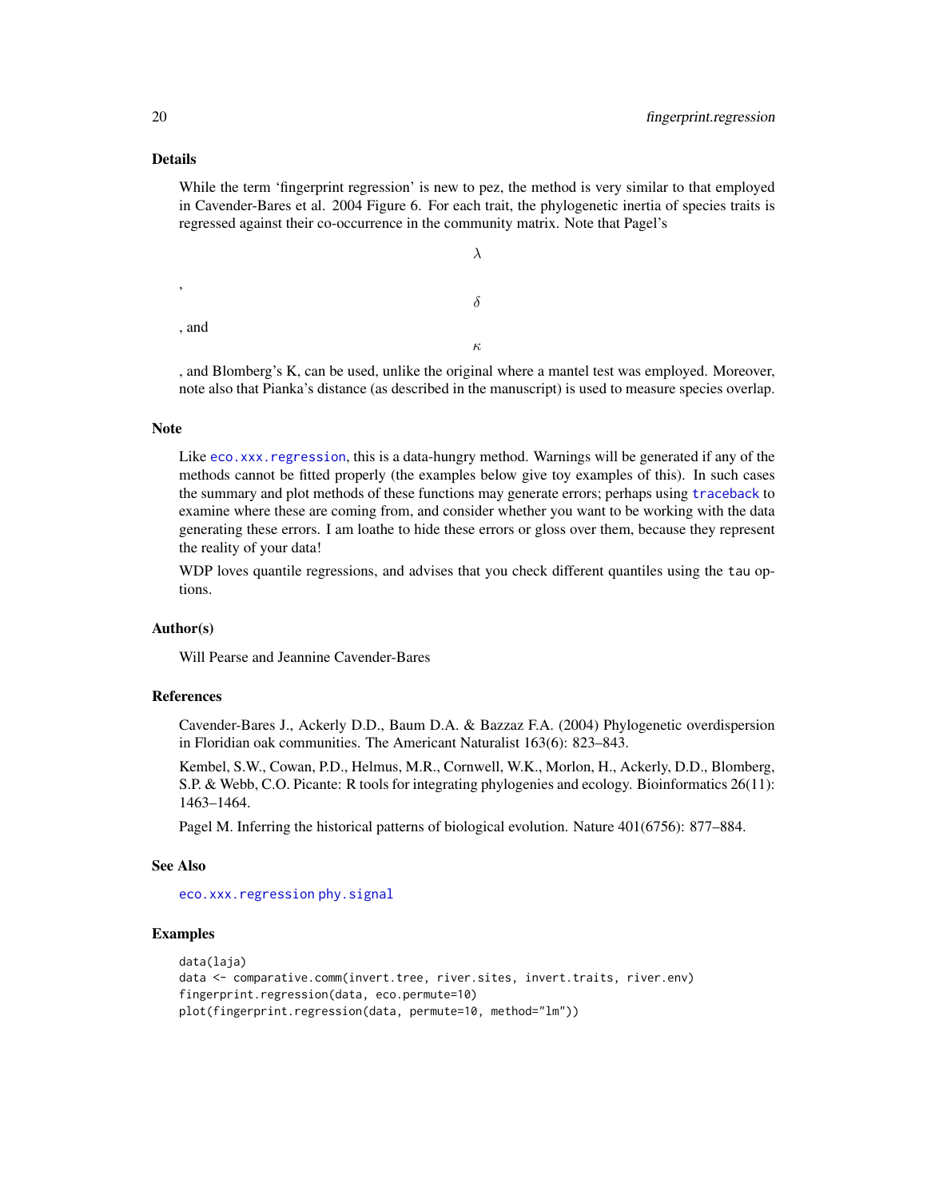### Details

While the term 'fingerprint regression' is new to pez, the method is very similar to that employed in Cavender-Bares et al. 2004 Figure 6. For each trait, the phylogenetic inertia of species traits is regressed against their co-occurrence in the community matrix. Note that Pagel's $\lambda$, $\delta$, and $\kappa$, and Blomberg's K, can be used, unlike the original where a mantel test was employed. Moreover, note also that Pianka's distance (as described in the manuscript) is used to measure species overlap.

### Note

Like `eco.xxx.regression`, this is a data-hungry method. Warnings will be generated if any of the methods cannot be fitted properly (the examples below give toy examples of this). In such cases the summary and plot methods of these functions may generate errors; perhaps using `traceback` to examine where these are coming from, and consider whether you want to be working with the data generating these errors. I am loathe to hide these errors or gloss over them, because they represent the reality of your data!

WDP loves quantile regressions, and advises that you check different quantiles using the `tau` options.

### Author(s)

Will Pearse and Jeannine Cavender-Bares

### References

Cavender-Bares J., Ackerly D.D., Baum D.A. & Bazzaz F.A. (2004) Phylogenetic overdispersion in Floridian oak communities. The Americant Naturalist 163(6): 823–843.

Kembel, S.W., Cowan, P.D., Helmus, M.R., Cornwell, W.K., Morlon, H., Ackerly, D.D., Blomberg, S.P. & Webb, C.O. Picante: R tools for integrating phylogenies and ecology. Bioinformatics 26(11): 1463–1464.

Pagel M. Inferring the historical patterns of biological evolution. Nature 401(6756): 877–884.

### See Also

`eco.xxx.regression` `phy.signal`

### Examples

```
data(laja)
data <- comparative.comm(invert.tree, river.sites, invert.traits, river.env)
fingerprint.regression(data, eco.permute=10)
plot(fingerprint.regression(data, permute=10, method="lm"))
```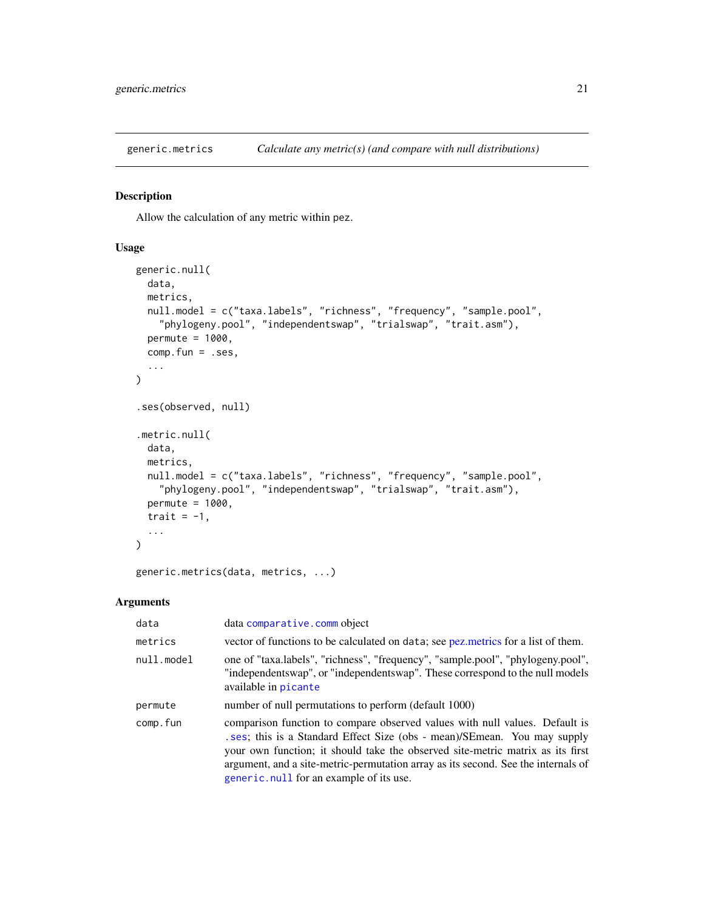## generic.metrics — *Calculate any metric(s) (and compare with null distributions)*

### Description

Allow the calculation of any metric within pez.

### Usage

```
generic.null(
  data,
  metrics,
  null.model = c("taxa.labels", "richness", "frequency", "sample.pool",
    "phylogeny.pool", "independentswap", "trialswap", "trait.asm"),
  permute = 1000,
  comp.fun = .ses,
  ...
)

.ses(observed, null)

.metric.null(
  data,
  metrics,
  null.model = c("taxa.labels", "richness", "frequency", "sample.pool",
    "phylogeny.pool", "independentswap", "trialswap", "trait.asm"),
  permute = 1000,
  trait = -1,
  ...
)

generic.metrics(data, metrics, ...)
```

### Arguments

| | |
|---|---|
| `data` | data `comparative.comm` object |
| `metrics` | vector of functions to be calculated on `data`; see pez.metrics for a list of them. |
| `null.model` | one of "taxa.labels", "richness", "frequency", "sample.pool", "phylogeny.pool", "independentswap", or "independentswap". These correspond to the null models available in `picante` |
| `permute` | number of null permutations to perform (default 1000) |
| `comp.fun` | comparison function to compare observed values with null values. Default is `.ses`; this is a Standard Effect Size (obs - mean)/SEmean. You may supply your own function; it should take the observed site-metric matrix as its first argument, and a site-metric-permutation array as its second. See the internals of `generic.null` for an example of its use. |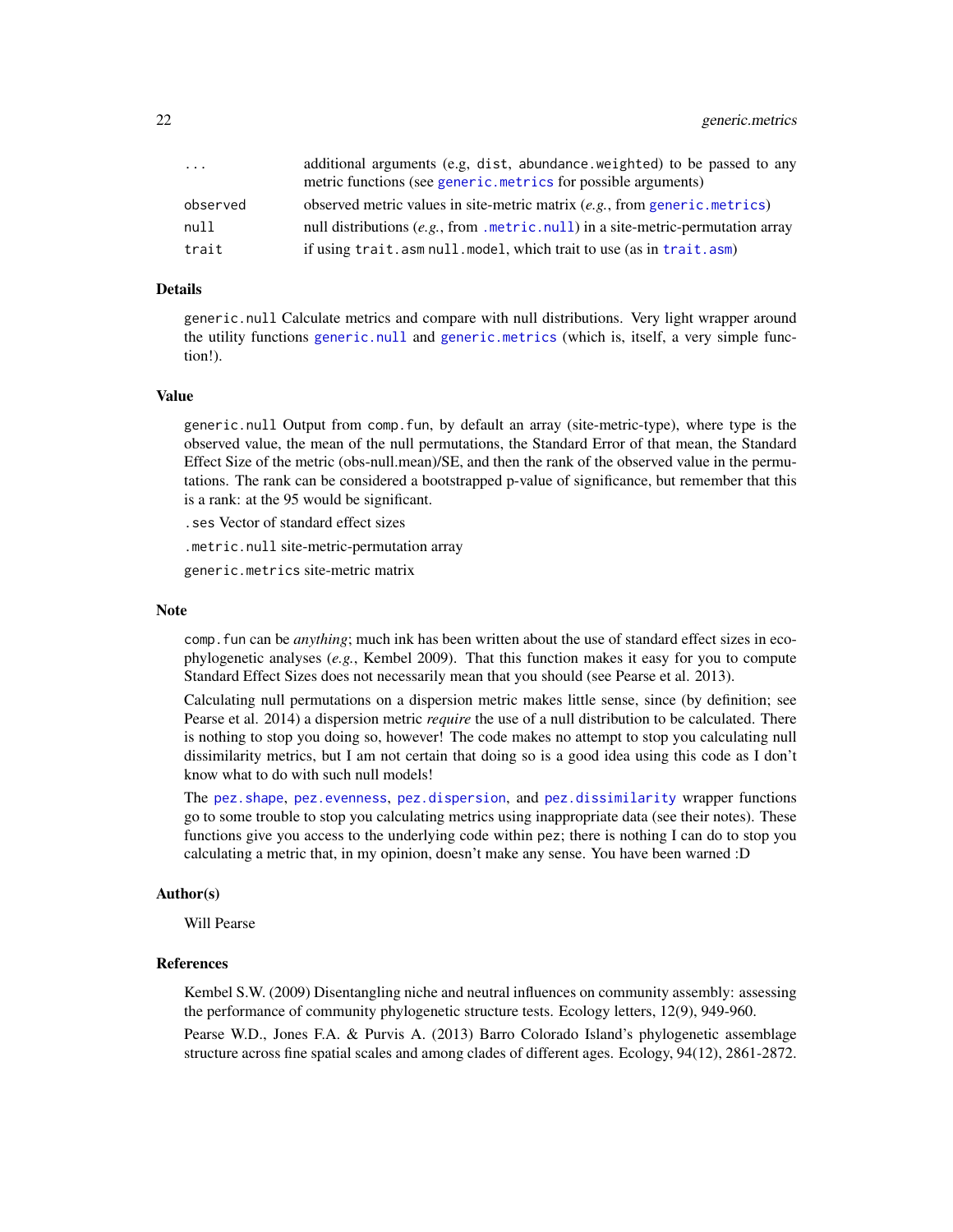| | |
|---|---|
| ... | additional arguments (e.g, dist, abundance.weighted) to be passed to any metric functions (see generic.metrics for possible arguments) |
| observed | observed metric values in site-metric matrix (*e.g.*, from generic.metrics) |
| null | null distributions (*e.g.*, from .metric.null) in a site-metric-permutation array |
| trait | if using trait.asm null.model, which trait to use (as in trait.asm) |

### Details

generic.null Calculate metrics and compare with null distributions. Very light wrapper around the utility functions generic.null and generic.metrics (which is, itself, a very simple function!).

### Value

generic.null Output from comp.fun, by default an array (site-metric-type), where type is the observed value, the mean of the null permutations, the Standard Error of that mean, the Standard Effect Size of the metric (obs-null.mean)/SE, and then the rank of the observed value in the permutations. The rank can be considered a bootstrapped p-value of significance, but remember that this is a rank: at the 95 would be significant.

.ses Vector of standard effect sizes

.metric.null site-metric-permutation array

generic.metrics site-metric matrix

### Note

comp.fun can be *anything*; much ink has been written about the use of standard effect sizes in eco-phylogenetic analyses (*e.g.*, Kembel 2009). That this function makes it easy for you to compute Standard Effect Sizes does not necessarily mean that you should (see Pearse et al. 2013).

Calculating null permutations on a dispersion metric makes little sense, since (by definition; see Pearse et al. 2014) a dispersion metric *require* the use of a null distribution to be calculated. There is nothing to stop you doing so, however! The code makes no attempt to stop you calculating null dissimilarity metrics, but I am not certain that doing so is a good idea using this code as I don't know what to do with such null models!

The pez.shape, pez.evenness, pez.dispersion, and pez.dissimilarity wrapper functions go to some trouble to stop you calculating metrics using inappropriate data (see their notes). These functions give you access to the underlying code within pez; there is nothing I can do to stop you calculating a metric that, in my opinion, doesn't make any sense. You have been warned :D

### Author(s)

Will Pearse

### References

Kembel S.W. (2009) Disentangling niche and neutral influences on community assembly: assessing the performance of community phylogenetic structure tests. Ecology letters, 12(9), 949-960.

Pearse W.D., Jones F.A. & Purvis A. (2013) Barro Colorado Island's phylogenetic assemblage structure across fine spatial scales and among clades of different ages. Ecology, 94(12), 2861-2872.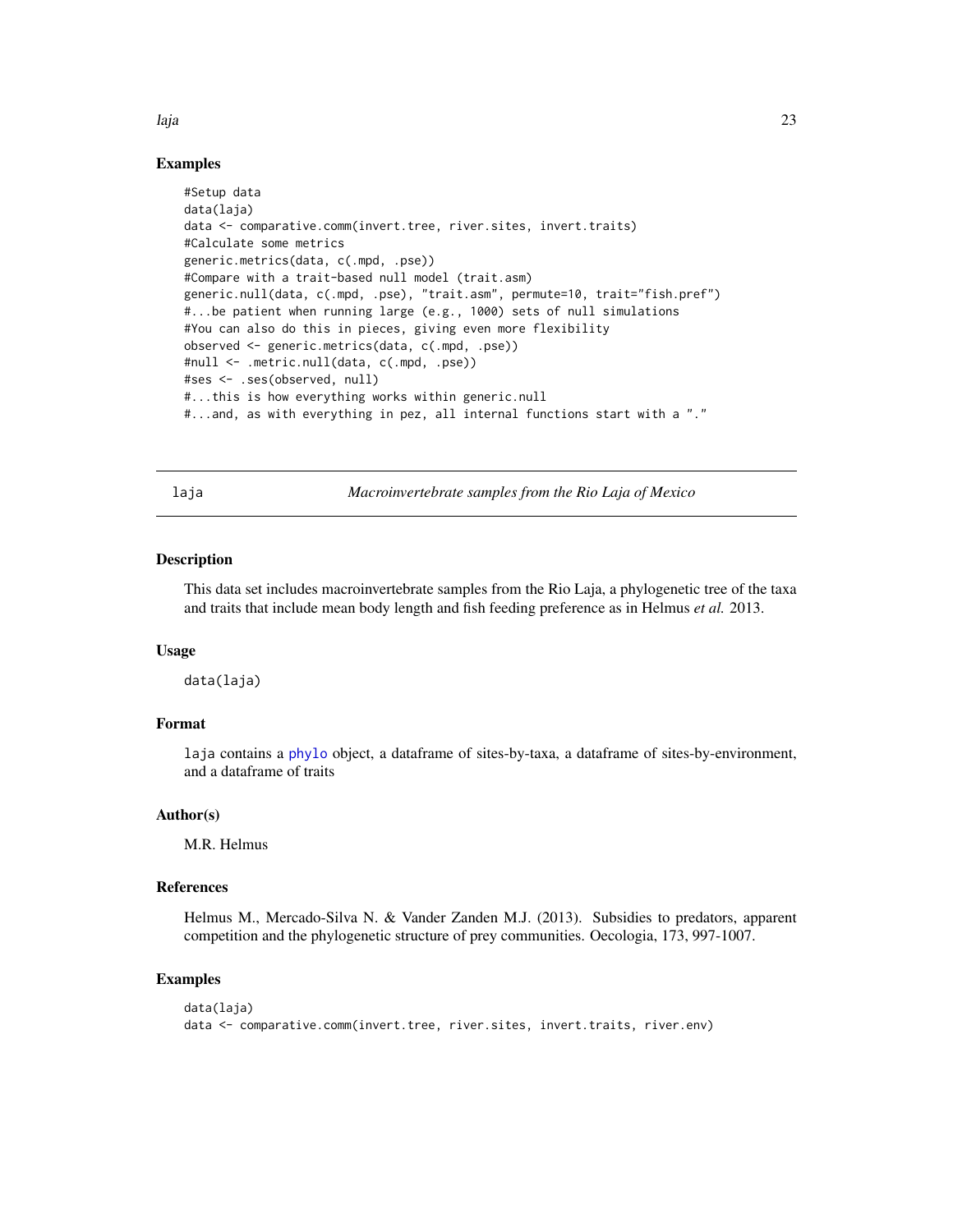## Examples

```
#Setup data
data(laja)
data <- comparative.comm(invert.tree, river.sites, invert.traits)
#Calculate some metrics
generic.metrics(data, c(.mpd, .pse))
#Compare with a trait-based null model (trait.asm)
generic.null(data, c(.mpd, .pse), "trait.asm", permute=10, trait="fish.pref")
#...be patient when running large (e.g., 1000) sets of null simulations
#You can also do this in pieces, giving even more flexibility
observed <- generic.metrics(data, c(.mpd, .pse))
#null <- .metric.null(data, c(.mpd, .pse))
#ses <- .ses(observed, null)
#...this is how everything works within generic.null
#...and, as with everything in pez, all internal functions start with a "."
```

# laja — *Macroinvertebrate samples from the Rio Laja of Mexico*

## Description

This data set includes macroinvertebrate samples from the Rio Laja, a phylogenetic tree of the taxa and traits that include mean body length and fish feeding preference as in Helmus *et al.* 2013.

## Usage

```
data(laja)
```

## Format

`laja` contains a phylo object, a dataframe of sites-by-taxa, a dataframe of sites-by-environment, and a dataframe of traits

## Author(s)

M.R. Helmus

## References

Helmus M., Mercado-Silva N. & Vander Zanden M.J. (2013). Subsidies to predators, apparent competition and the phylogenetic structure of prey communities. Oecologia, 173, 997-1007.

## Examples

```
data(laja)
data <- comparative.comm(invert.tree, river.sites, invert.traits, river.env)
```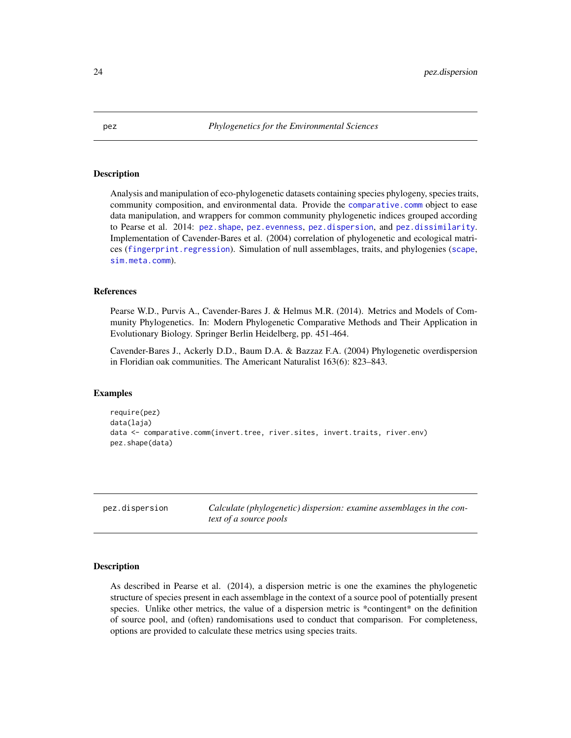## pez — *Phylogenetics for the Environmental Sciences*

### Description

Analysis and manipulation of eco-phylogenetic datasets containing species phylogeny, species traits, community composition, and environmental data. Provide the `comparative.comm` object to ease data manipulation, and wrappers for common community phylogenetic indices grouped according to Pearse et al. 2014: `pez.shape`, `pez.evenness`, `pez.dispersion`, and `pez.dissimilarity`. Implementation of Cavender-Bares et al. (2004) correlation of phylogenetic and ecological matrices (`fingerprint.regression`). Simulation of null assemblages, traits, and phylogenies (`scape`, `sim.meta.comm`).

### References

Pearse W.D., Purvis A., Cavender-Bares J. & Helmus M.R. (2014). Metrics and Models of Community Phylogenetics. In: Modern Phylogenetic Comparative Methods and Their Application in Evolutionary Biology. Springer Berlin Heidelberg, pp. 451-464.

Cavender-Bares J., Ackerly D.D., Baum D.A. & Bazzaz F.A. (2004) Phylogenetic overdispersion in Floridian oak communities. The Americant Naturalist 163(6): 823–843.

### Examples

```
require(pez)
data(laja)
data <- comparative.comm(invert.tree, river.sites, invert.traits, river.env)
pez.shape(data)
```

## pez.dispersion — *Calculate (phylogenetic) dispersion: examine assemblages in the context of a source pools*

### Description

As described in Pearse et al. (2014), a dispersion metric is one the examines the phylogenetic structure of species present in each assemblage in the context of a source pool of potentially present species. Unlike other metrics, the value of a dispersion metric is *contingent* on the definition of source pool, and (often) randomisations used to conduct that comparison. For completeness, options are provided to calculate these metrics using species traits.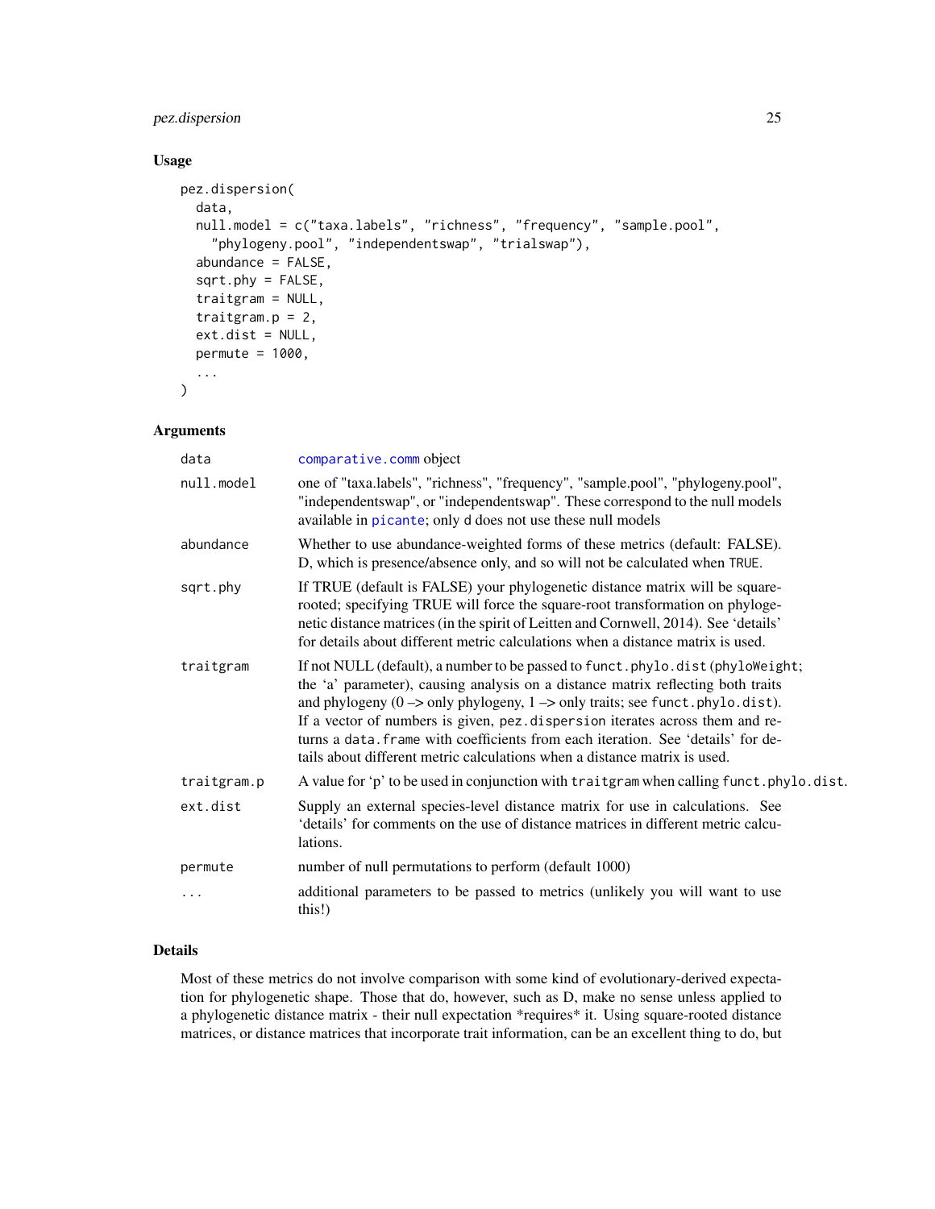## Usage

```
pez.dispersion(
  data,
  null.model = c("taxa.labels", "richness", "frequency", "sample.pool",
    "phylogeny.pool", "independentswap", "trialswap"),
  abundance = FALSE,
  sqrt.phy = FALSE,
  traitgram = NULL,
  traitgram.p = 2,
  ext.dist = NULL,
  permute = 1000,
  ...
)
```

## Arguments

| | |
|---|---|
| data | comparative.comm object |
| null.model | one of "taxa.labels", "richness", "frequency", "sample.pool", "phylogeny.pool", "independentswap", or "independentswap". These correspond to the null models available in picante; only d does not use these null models |
| abundance | Whether to use abundance-weighted forms of these metrics (default: FALSE). D, which is presence/absence only, and so will not be calculated when TRUE. |
| sqrt.phy | If TRUE (default is FALSE) your phylogenetic distance matrix will be square-rooted; specifying TRUE will force the square-root transformation on phylogenetic distance matrices (in the spirit of Leitten and Cornwell, 2014). See 'details' for details about different metric calculations when a distance matrix is used. |
| traitgram | If not NULL (default), a number to be passed to funct.phylo.dist (phyloWeight; the 'a' parameter), causing analysis on a distance matrix reflecting both traits and phylogeny (0 –> only phylogeny, 1 –> only traits; see funct.phylo.dist). If a vector of numbers is given, pez.dispersion iterates across them and returns a data.frame with coefficients from each iteration. See 'details' for details about different metric calculations when a distance matrix is used. |
| traitgram.p | A value for 'p' to be used in conjunction with traitgram when calling funct.phylo.dist. |
| ext.dist | Supply an external species-level distance matrix for use in calculations. See 'details' for comments on the use of distance matrices in different metric calculations. |
| permute | number of null permutations to perform (default 1000) |
| ... | additional parameters to be passed to metrics (unlikely you will want to use this!) |

## Details

Most of these metrics do not involve comparison with some kind of evolutionary-derived expectation for phylogenetic shape. Those that do, however, such as D, make no sense unless applied to a phylogenetic distance matrix - their null expectation *requires* it. Using square-rooted distance matrices, or distance matrices that incorporate trait information, can be an excellent thing to do, but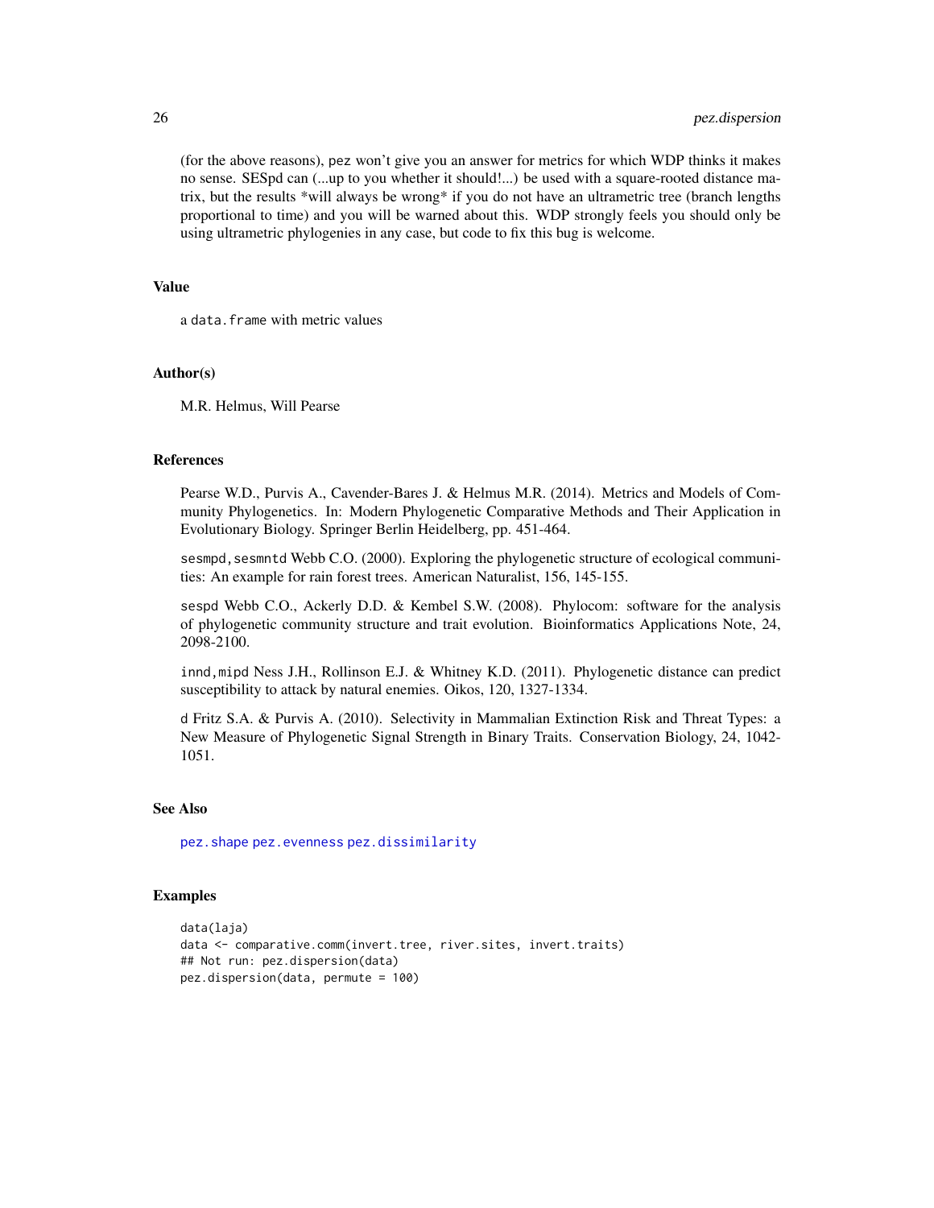(for the above reasons), pez won't give you an answer for metrics for which WDP thinks it makes no sense. SESpd can (...up to you whether it should!...) be used with a square-rooted distance matrix, but the results *will always be wrong* if you do not have an ultrametric tree (branch lengths proportional to time) and you will be warned about this. WDP strongly feels you should only be using ultrametric phylogenies in any case, but code to fix this bug is welcome.

### Value

a `data.frame` with metric values

### Author(s)

M.R. Helmus, Will Pearse

### References

Pearse W.D., Purvis A., Cavender-Bares J. & Helmus M.R. (2014). Metrics and Models of Community Phylogenetics. In: Modern Phylogenetic Comparative Methods and Their Application in Evolutionary Biology. Springer Berlin Heidelberg, pp. 451-464.

`sesmpd,sesmntd` Webb C.O. (2000). Exploring the phylogenetic structure of ecological communities: An example for rain forest trees. American Naturalist, 156, 145-155.

`sespd` Webb C.O., Ackerly D.D. & Kembel S.W. (2008). Phylocom: software for the analysis of phylogenetic community structure and trait evolution. Bioinformatics Applications Note, 24, 2098-2100.

`innd,mipd` Ness J.H., Rollinson E.J. & Whitney K.D. (2011). Phylogenetic distance can predict susceptibility to attack by natural enemies. Oikos, 120, 1327-1334.

`d` Fritz S.A. & Purvis A. (2010). Selectivity in Mammalian Extinction Risk and Threat Types: a New Measure of Phylogenetic Signal Strength in Binary Traits. Conservation Biology, 24, 1042-1051.

### See Also

`pez.shape` `pez.evenness` `pez.dissimilarity`

### Examples

```
data(laja)
data <- comparative.comm(invert.tree, river.sites, invert.traits)
## Not run: pez.dispersion(data)
pez.dispersion(data, permute = 100)
```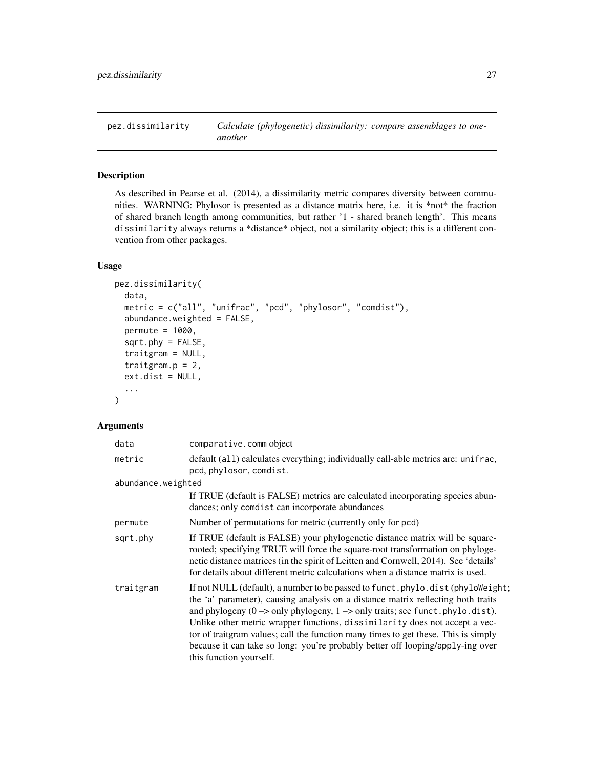## pez.dissimilarity — *Calculate (phylogenetic) dissimilarity: compare assemblages to one-another*

### Description

As described in Pearse et al. (2014), a dissimilarity metric compares diversity between communities. WARNING: Phylosor is presented as a distance matrix here, i.e. it is *not* the fraction of shared branch length among communities, but rather '1 - shared branch length'. This means dissimilarity always returns a *distance* object, not a similarity object; this is a different convention from other packages.

### Usage

```
pez.dissimilarity(
  data,
  metric = c("all", "unifrac", "pcd", "phylosor", "comdist"),
  abundance.weighted = FALSE,
  permute = 1000,
  sqrt.phy = FALSE,
  traitgram = NULL,
  traitgram.p = 2,
  ext.dist = NULL,
  ...
)
```

### Arguments

| | |
|---|---|
| `data` | `comparative.comm` object |
| `metric` | default (`all`) calculates everything; individually call-able metrics are: `unifrac`, `pcd`, `phylosor`, `comdist`. |
| `abundance.weighted` | If TRUE (default is FALSE) metrics are calculated incorporating species abundances; only `comdist` can incorporate abundances |
| `permute` | Number of permutations for metric (currently only for `pcd`) |
| `sqrt.phy` | If TRUE (default is FALSE) your phylogenetic distance matrix will be square-rooted; specifying TRUE will force the square-root transformation on phylogenetic distance matrices (in the spirit of Leitten and Cornwell, 2014). See 'details' for details about different metric calculations when a distance matrix is used. |
| `traitgram` | If not NULL (default), a number to be passed to `funct.phylo.dist` (`phyloWeight`; the 'a' parameter), causing analysis on a distance matrix reflecting both traits and phylogeny (0 –> only phylogeny, 1 –> only traits; see `funct.phylo.dist`). Unlike other metric wrapper functions, `dissimilarity` does not accept a vector of traitgram values; call the function many times to get these. This is simply because it can take so long: you're probably better off looping/apply-ing over this function yourself. |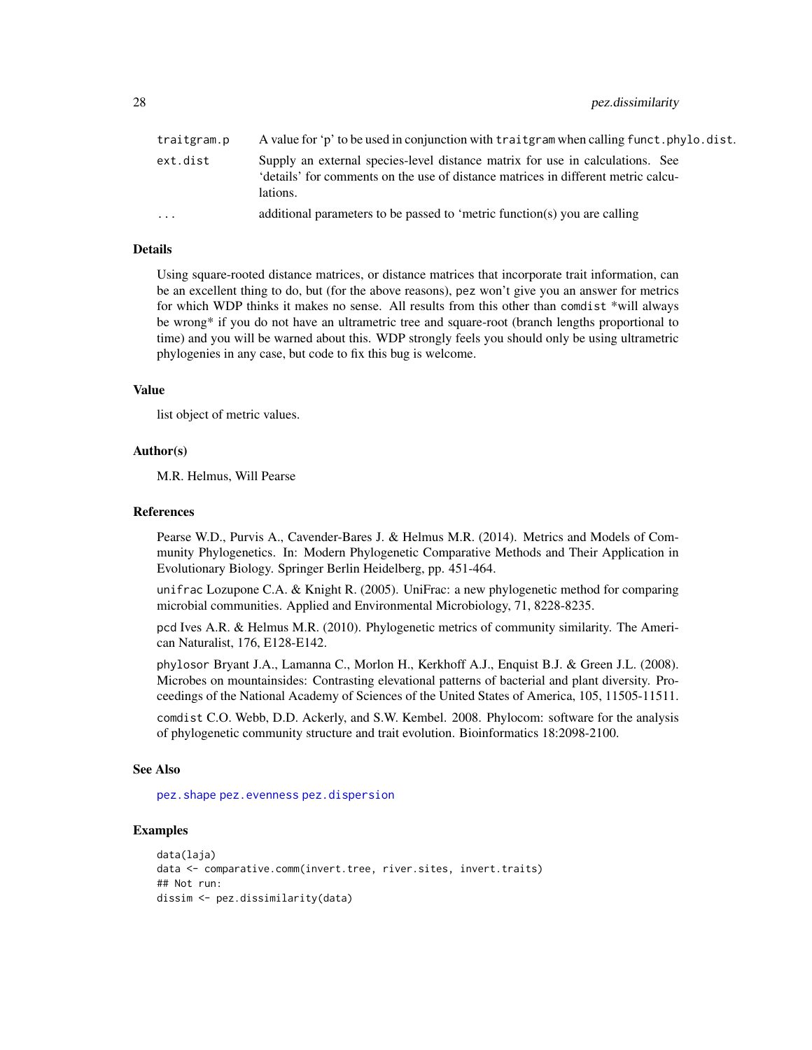| | |
|---|---|
| traitgram.p | A value for 'p' to be used in conjunction with traitgram when calling funct.phylo.dist. |
| ext.dist | Supply an external species-level distance matrix for use in calculations. See 'details' for comments on the use of distance matrices in different metric calculations. |
| ... | additional parameters to be passed to 'metric function(s) you are calling |

## Details

Using square-rooted distance matrices, or distance matrices that incorporate trait information, can be an excellent thing to do, but (for the above reasons), pez won't give you an answer for metrics for which WDP thinks it makes no sense. All results from this other than comdist *will always be wrong* if you do not have an ultrametric tree and square-root (branch lengths proportional to time) and you will be warned about this. WDP strongly feels you should only be using ultrametric phylogenies in any case, but code to fix this bug is welcome.

## Value

list object of metric values.

## Author(s)

M.R. Helmus, Will Pearse

## References

Pearse W.D., Purvis A., Cavender-Bares J. & Helmus M.R. (2014). Metrics and Models of Community Phylogenetics. In: Modern Phylogenetic Comparative Methods and Their Application in Evolutionary Biology. Springer Berlin Heidelberg, pp. 451-464.

unifrac Lozupone C.A. & Knight R. (2005). UniFrac: a new phylogenetic method for comparing microbial communities. Applied and Environmental Microbiology, 71, 8228-8235.

pcd Ives A.R. & Helmus M.R. (2010). Phylogenetic metrics of community similarity. The American Naturalist, 176, E128-E142.

phylosor Bryant J.A., Lamanna C., Morlon H., Kerkhoff A.J., Enquist B.J. & Green J.L. (2008). Microbes on mountainsides: Contrasting elevational patterns of bacterial and plant diversity. Proceedings of the National Academy of Sciences of the United States of America, 105, 11505-11511.

comdist C.O. Webb, D.D. Ackerly, and S.W. Kembel. 2008. Phylocom: software for the analysis of phylogenetic community structure and trait evolution. Bioinformatics 18:2098-2100.

## See Also

pez.shape pez.evenness pez.dispersion

## Examples

```
data(laja)
data <- comparative.comm(invert.tree, river.sites, invert.traits)
## Not run:
dissim <- pez.dissimilarity(data)
```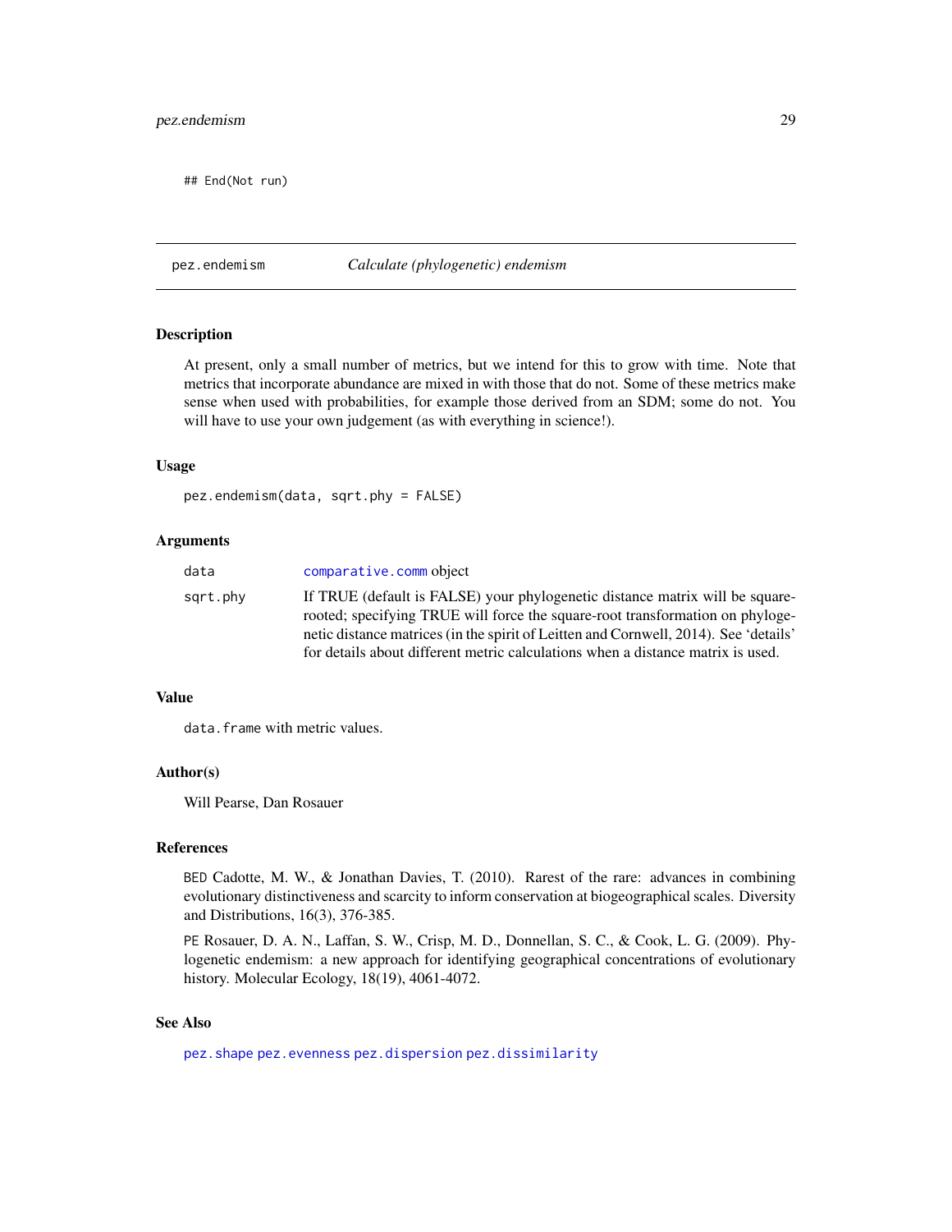```
## End(Not run)
```

---

## pez.endemism — *Calculate (phylogenetic) endemism*

### Description

At present, only a small number of metrics, but we intend for this to grow with time. Note that metrics that incorporate abundance are mixed in with those that do not. Some of these metrics make sense when used with probabilities, for example those derived from an SDM; some do not. You will have to use your own judgement (as with everything in science!).

### Usage

```
pez.endemism(data, sqrt.phy = FALSE)
```

### Arguments

| | |
|---|---|
| `data` | `comparative.comm` object |
| `sqrt.phy` | If TRUE (default is FALSE) your phylogenetic distance matrix will be square-rooted; specifying TRUE will force the square-root transformation on phylogenetic distance matrices (in the spirit of Leitten and Cornwell, 2014). See 'details' for details about different metric calculations when a distance matrix is used. |

### Value

`data.frame` with metric values.

### Author(s)

Will Pearse, Dan Rosauer

### References

`BED` Cadotte, M. W., & Jonathan Davies, T. (2010). Rarest of the rare: advances in combining evolutionary distinctiveness and scarcity to inform conservation at biogeographical scales. Diversity and Distributions, 16(3), 376-385.

`PE` Rosauer, D. A. N., Laffan, S. W., Crisp, M. D., Donnellan, S. C., & Cook, L. G. (2009). Phylogenetic endemism: a new approach for identifying geographical concentrations of evolutionary history. Molecular Ecology, 18(19), 4061-4072.

### See Also

`pez.shape` `pez.evenness` `pez.dispersion` `pez.dissimilarity`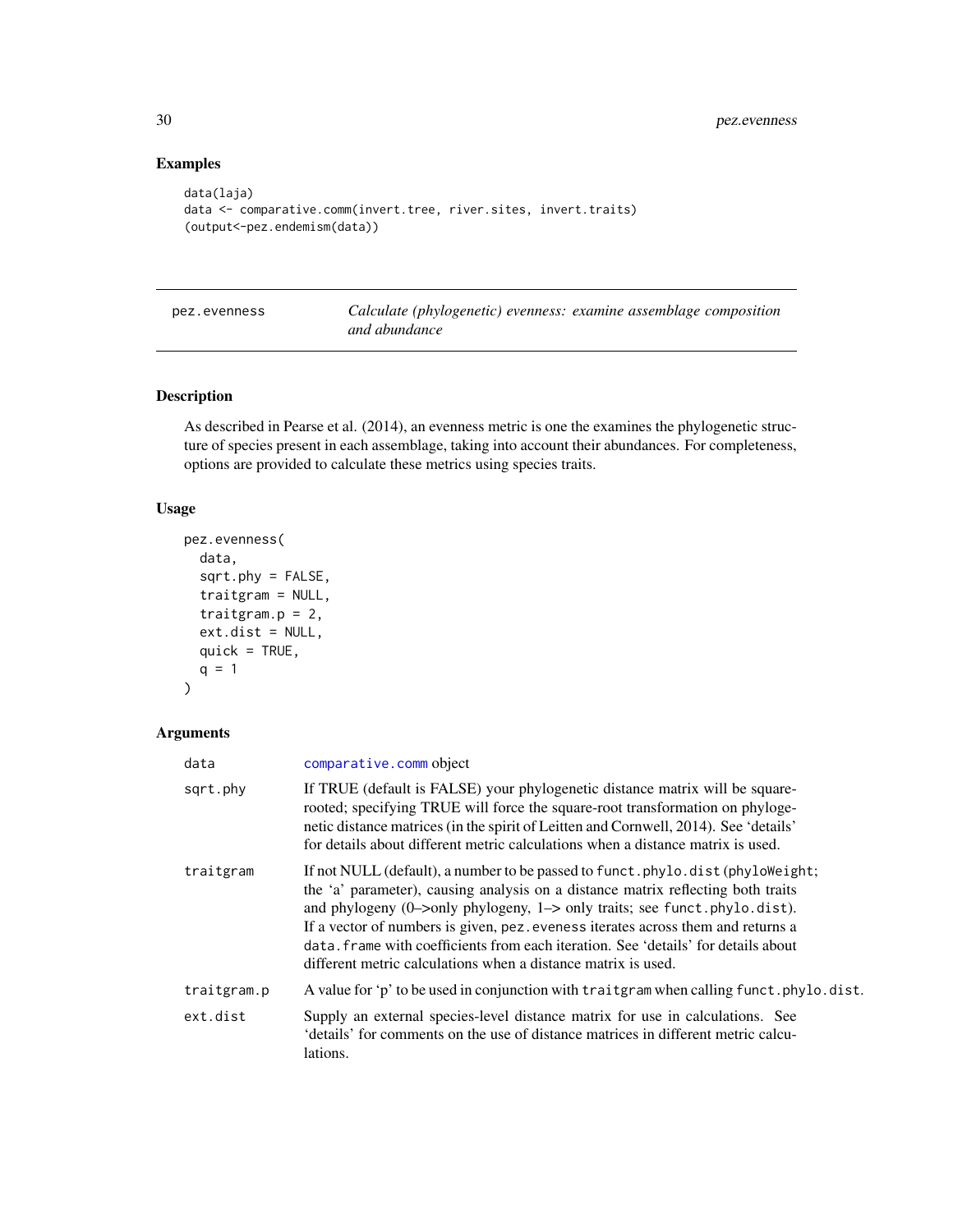## Examples

```
data(laja)
data <- comparative.comm(invert.tree, river.sites, invert.traits)
(output<-pez.endemism(data))
```

---

pez.evenness — *Calculate (phylogenetic) evenness: examine assemblage composition and abundance*

---

### Description

As described in Pearse et al. (2014), an evenness metric is one the examines the phylogenetic structure of species present in each assemblage, taking into account their abundances. For completeness, options are provided to calculate these metrics using species traits.

### Usage

```
pez.evenness(
  data,
  sqrt.phy = FALSE,
  traitgram = NULL,
  traitgram.p = 2,
  ext.dist = NULL,
  quick = TRUE,
  q = 1
)
```

### Arguments

| | |
|---|---|
| data | comparative.comm object |
| sqrt.phy | If TRUE (default is FALSE) your phylogenetic distance matrix will be square-rooted; specifying TRUE will force the square-root transformation on phylogenetic distance matrices (in the spirit of Leitten and Cornwell, 2014). See 'details' for details about different metric calculations when a distance matrix is used. |
| traitgram | If not NULL (default), a number to be passed to `funct.phylo.dist` (`phyloWeight`; the 'a' parameter), causing analysis on a distance matrix reflecting both traits and phylogeny (0–>only phylogeny, 1–> only traits; see `funct.phylo.dist`). If a vector of numbers is given, `pez.eveness` iterates across them and returns a `data.frame` with coefficients from each iteration. See 'details' for details about different metric calculations when a distance matrix is used. |
| traitgram.p | A value for 'p' to be used in conjunction with `traitgram` when calling `funct.phylo.dist`. |
| ext.dist | Supply an external species-level distance matrix for use in calculations. See 'details' for comments on the use of distance matrices in different metric calculations. |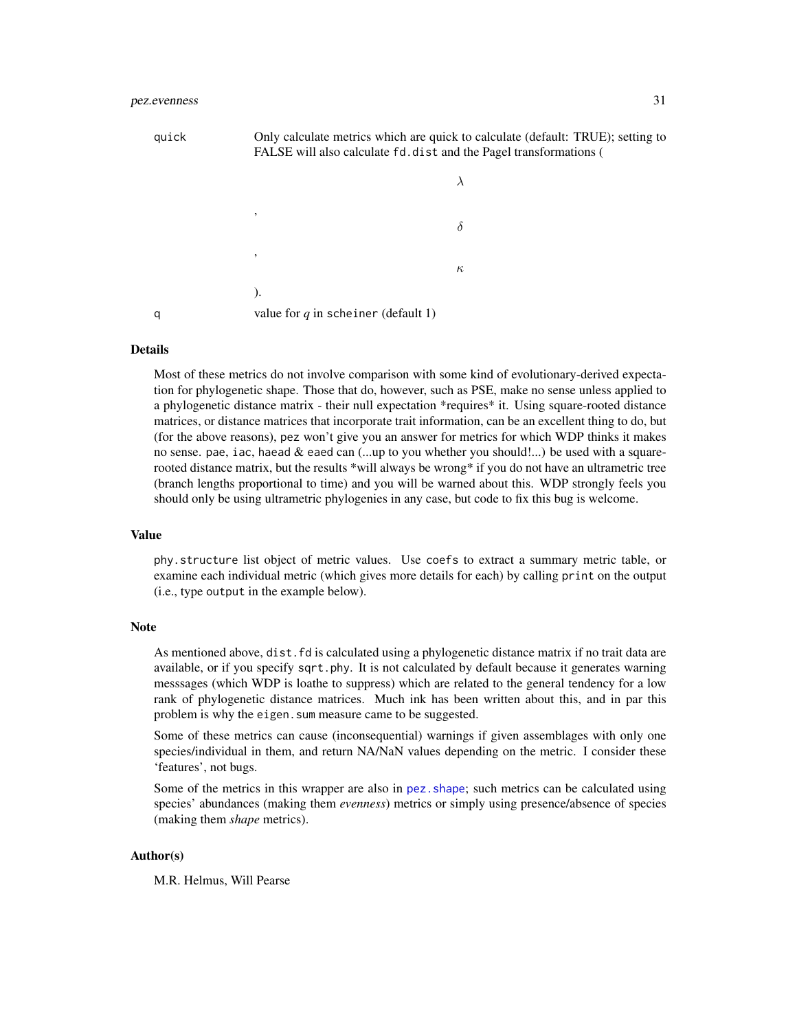quick Only calculate metrics which are quick to calculate (default: TRUE); setting to FALSE will also calculate `fd.dist` and the Pagel transformations ($\lambda$, $\delta$, $\kappa$).

q value for $q$ in `scheiner` (default 1)

## Details

Most of these metrics do not involve comparison with some kind of evolutionary-derived expectation for phylogenetic shape. Those that do, however, such as PSE, make no sense unless applied to a phylogenetic distance matrix - their null expectation *requires* it. Using square-rooted distance matrices, or distance matrices that incorporate trait information, can be an excellent thing to do, but (for the above reasons), `pez` won't give you an answer for metrics for which WDP thinks it makes no sense. `pae`, `iac`, `haead` & `eaed` can (...up to you whether you should!...) be used with a square-rooted distance matrix, but the results *will always be wrong* if you do not have an ultrametric tree (branch lengths proportional to time) and you will be warned about this. WDP strongly feels you should only be using ultrametric phylogenies in any case, but code to fix this bug is welcome.

## Value

`phy.structure` list object of metric values. Use `coefs` to extract a summary metric table, or examine each individual metric (which gives more details for each) by calling `print` on the output (i.e., type `output` in the example below).

## Note

As mentioned above, `dist.fd` is calculated using a phylogenetic distance matrix if no trait data are available, or if you specify `sqrt.phy`. It is not calculated by default because it generates warning messsages (which WDP is loathe to suppress) which are related to the general tendency for a low rank of phylogenetic distance matrices. Much ink has been written about this, and in par this problem is why the `eigen.sum` measure came to be suggested.

Some of these metrics can cause (inconsequential) warnings if given assemblages with only one species/individual in them, and return NA/NaN values depending on the metric. I consider these 'features', not bugs.

Some of the metrics in this wrapper are also in `pez.shape`; such metrics can be calculated using species' abundances (making them *evenness*) metrics or simply using presence/absence of species (making them *shape* metrics).

## Author(s)

M.R. Helmus, Will Pearse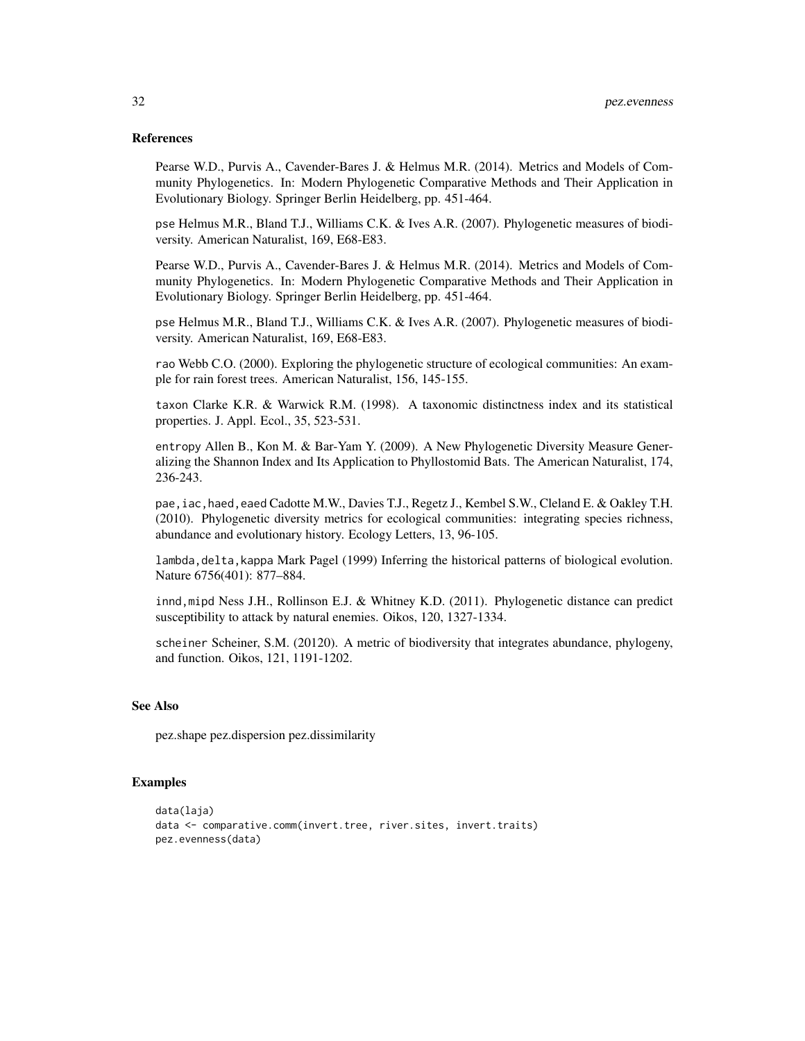## References

Pearse W.D., Purvis A., Cavender-Bares J. & Helmus M.R. (2014). Metrics and Models of Community Phylogenetics. In: Modern Phylogenetic Comparative Methods and Their Application in Evolutionary Biology. Springer Berlin Heidelberg, pp. 451-464.

`pse` Helmus M.R., Bland T.J., Williams C.K. & Ives A.R. (2007). Phylogenetic measures of biodiversity. American Naturalist, 169, E68-E83.

Pearse W.D., Purvis A., Cavender-Bares J. & Helmus M.R. (2014). Metrics and Models of Community Phylogenetics. In: Modern Phylogenetic Comparative Methods and Their Application in Evolutionary Biology. Springer Berlin Heidelberg, pp. 451-464.

`pse` Helmus M.R., Bland T.J., Williams C.K. & Ives A.R. (2007). Phylogenetic measures of biodiversity. American Naturalist, 169, E68-E83.

`rao` Webb C.O. (2000). Exploring the phylogenetic structure of ecological communities: An example for rain forest trees. American Naturalist, 156, 145-155.

`taxon` Clarke K.R. & Warwick R.M. (1998). A taxonomic distinctness index and its statistical properties. J. Appl. Ecol., 35, 523-531.

`entropy` Allen B., Kon M. & Bar-Yam Y. (2009). A New Phylogenetic Diversity Measure Generalizing the Shannon Index and Its Application to Phyllostomid Bats. The American Naturalist, 174, 236-243.

`pae,iac,haed,eaed` Cadotte M.W., Davies T.J., Regetz J., Kembel S.W., Cleland E. & Oakley T.H. (2010). Phylogenetic diversity metrics for ecological communities: integrating species richness, abundance and evolutionary history. Ecology Letters, 13, 96-105.

`lambda,delta,kappa` Mark Pagel (1999) Inferring the historical patterns of biological evolution. Nature 6756(401): 877–884.

`innd,mipd` Ness J.H., Rollinson E.J. & Whitney K.D. (2011). Phylogenetic distance can predict susceptibility to attack by natural enemies. Oikos, 120, 1327-1334.

`scheiner` Scheiner, S.M. (20120). A metric of biodiversity that integrates abundance, phylogeny, and function. Oikos, 121, 1191-1202.

## See Also

pez.shape pez.dispersion pez.dissimilarity

## Examples

```
data(laja)
data <- comparative.comm(invert.tree, river.sites, invert.traits)
pez.evenness(data)
```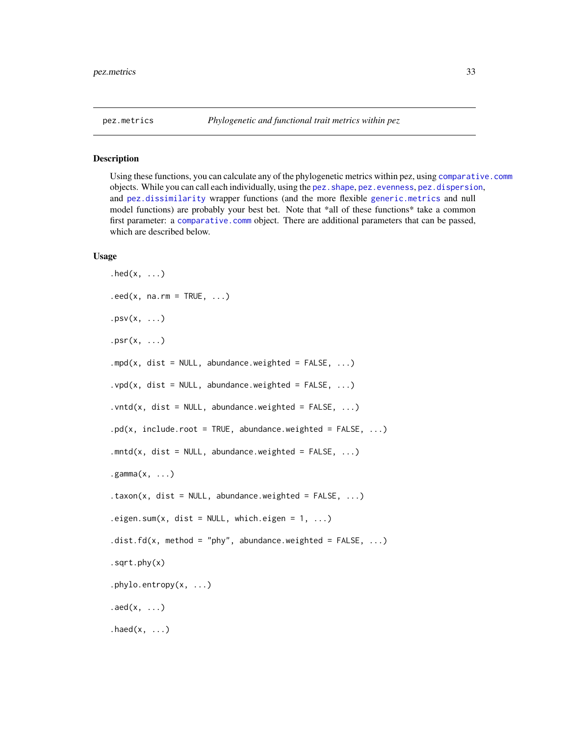## pez.metrics *Phylogenetic and functional trait metrics within pez*

### Description

Using these functions, you can calculate any of the phylogenetic metrics within pez, using comparative.comm objects. While you can call each individually, using the pez.shape, pez.evenness, pez.dispersion, and pez.dissimilarity wrapper functions (and the more flexible generic.metrics and null model functions) are probably your best bet. Note that *all of these functions* take a common first parameter: a comparative.comm object. There are additional parameters that can be passed, which are described below.

### Usage

```
.hed(x, ...)

.eed(x, na.rm = TRUE, ...)

.psv(x, ...)

.psr(x, ...)

.mpd(x, dist = NULL, abundance.weighted = FALSE, ...)

.vpd(x, dist = NULL, abundance.weighted = FALSE, ...)

.vntd(x, dist = NULL, abundance.weighted = FALSE, ...)

.pd(x, include.root = TRUE, abundance.weighted = FALSE, ...)

.mntd(x, dist = NULL, abundance.weighted = FALSE, ...)

.gamma(x, ...)

.taxon(x, dist = NULL, abundance.weighted = FALSE, ...)

.eigen.sum(x, dist = NULL, which.eigen = 1, ...)

.dist.fd(x, method = "phy", abundance.weighted = FALSE, ...)

.sqrt.phy(x)

.phylo.entropy(x, ...)

.aed(x, ...)

.haed(x, ...)
```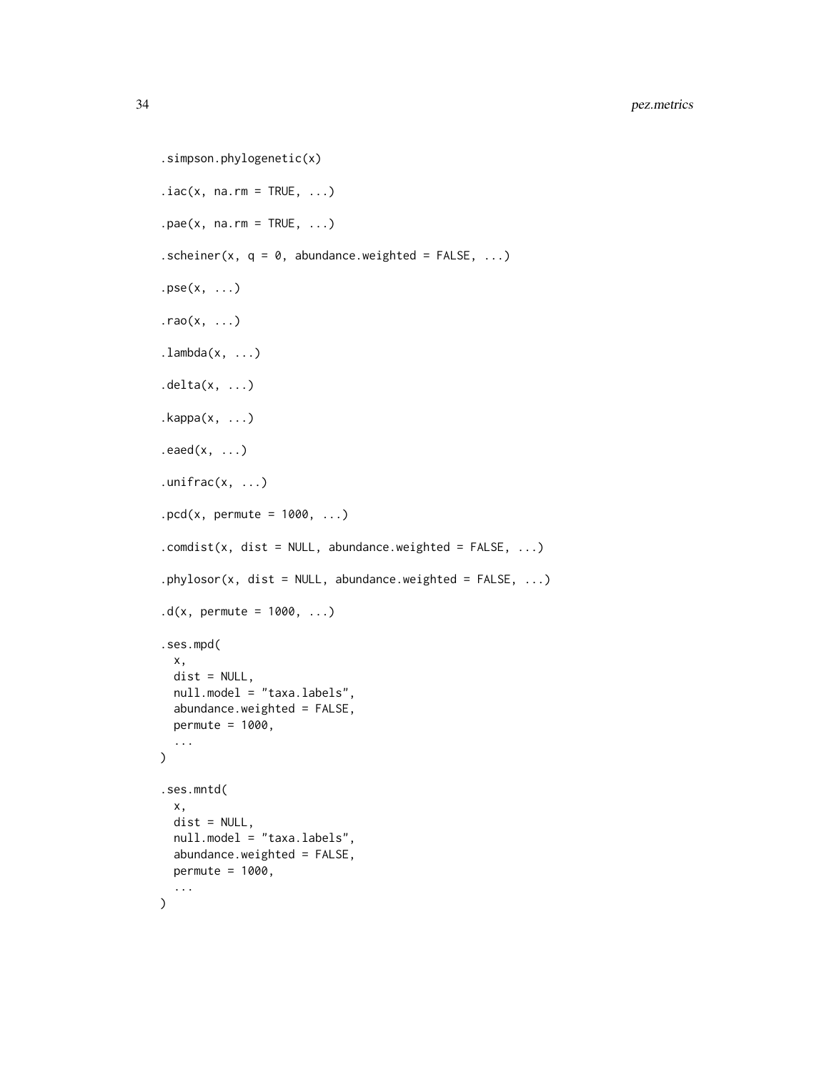```
.simpson.phylogenetic(x)

.iac(x, na.rm = TRUE, ...)

.pae(x, na.rm = TRUE, ...)

.scheiner(x, q = 0, abundance.weighted = FALSE, ...)

.pse(x, ...)

.rao(x, ...)

.lambda(x, ...)

.delta(x, ...)

.kappa(x, ...)

.eaed(x, ...)

.unifrac(x, ...)

.pcd(x, permute = 1000, ...)

.comdist(x, dist = NULL, abundance.weighted = FALSE, ...)

.phylosor(x, dist = NULL, abundance.weighted = FALSE, ...)

.d(x, permute = 1000, ...)

.ses.mpd(
  x,
  dist = NULL,
  null.model = "taxa.labels",
  abundance.weighted = FALSE,
  permute = 1000,
  ...
)

.ses.mntd(
  x,
  dist = NULL,
  null.model = "taxa.labels",
  abundance.weighted = FALSE,
  permute = 1000,
  ...
)
```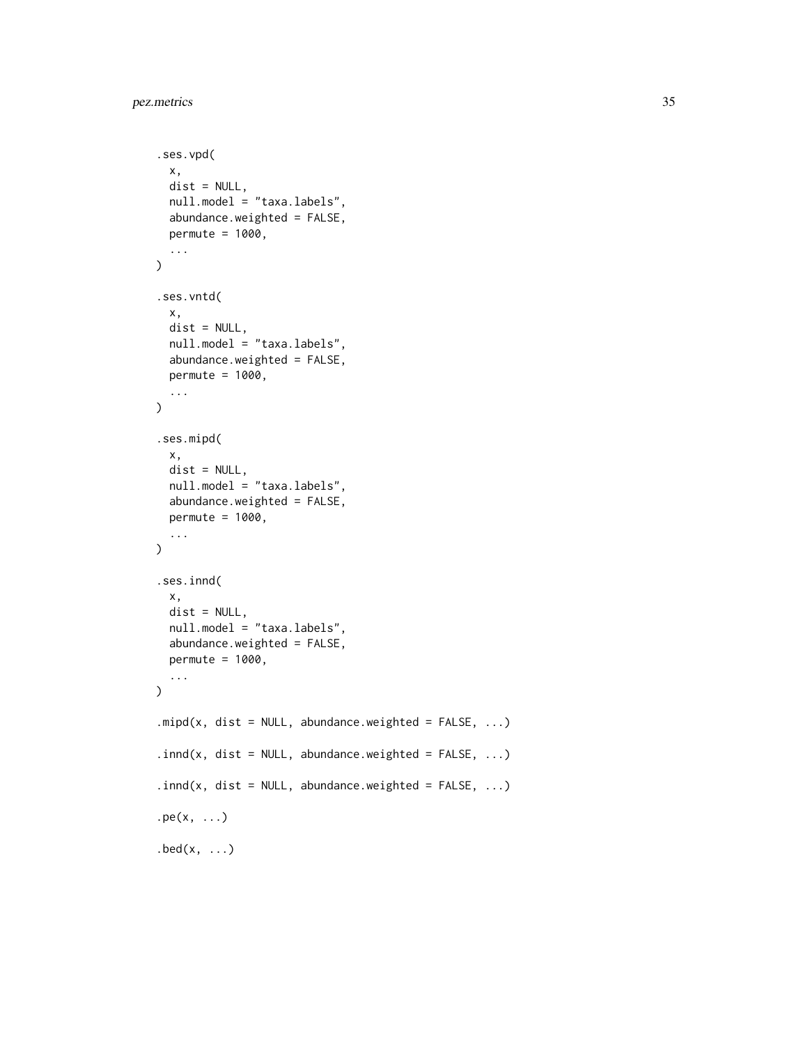```
.ses.vpd(
  x,
  dist = NULL,
  null.model = "taxa.labels",
  abundance.weighted = FALSE,
  permute = 1000,
  ...
)

.ses.vntd(
  x,
  dist = NULL,
  null.model = "taxa.labels",
  abundance.weighted = FALSE,
  permute = 1000,
  ...
)

.ses.mipd(
  x,
  dist = NULL,
  null.model = "taxa.labels",
  abundance.weighted = FALSE,
  permute = 1000,
  ...
)

.ses.innd(
  x,
  dist = NULL,
  null.model = "taxa.labels",
  abundance.weighted = FALSE,
  permute = 1000,
  ...
)

.mipd(x, dist = NULL, abundance.weighted = FALSE, ...)

.innd(x, dist = NULL, abundance.weighted = FALSE, ...)

.innd(x, dist = NULL, abundance.weighted = FALSE, ...)

.pe(x, ...)

.bed(x, ...)
```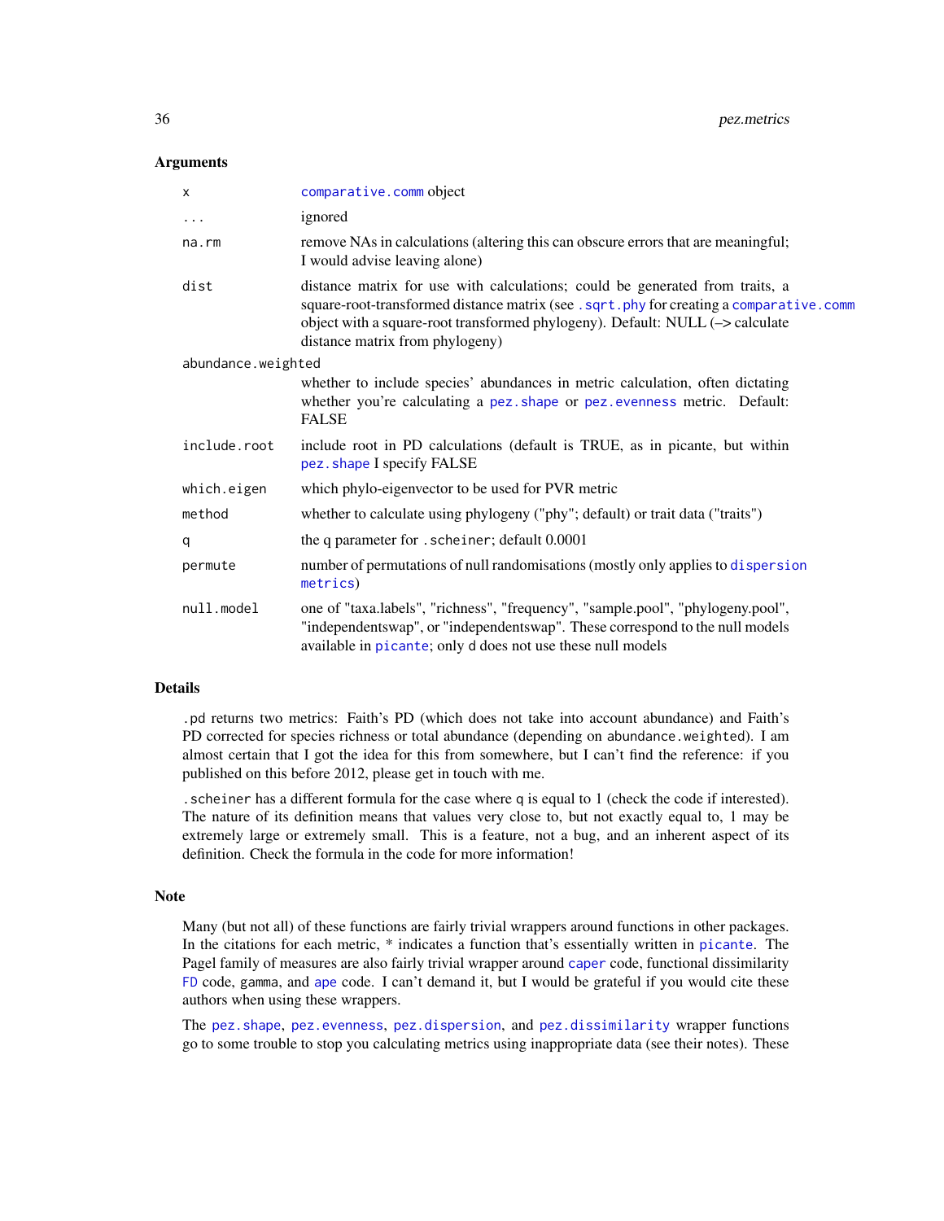### Arguments

| | |
|---|---|
| `x` | comparative.comm object |
| `...` | ignored |
| `na.rm` | remove NAs in calculations (altering this can obscure errors that are meaningful; I would advise leaving alone) |
| `dist` | distance matrix for use with calculations; could be generated from traits, a square-root-transformed distance matrix (see `.sqrt.phy` for creating a `comparative.comm` object with a square-root transformed phylogeny). Default: NULL (–> calculate distance matrix from phylogeny) |
| `abundance.weighted` | whether to include species' abundances in metric calculation, often dictating whether you're calculating a `pez.shape` or `pez.evenness` metric. Default: FALSE |
| `include.root` | include root in PD calculations (default is TRUE, as in picante, but within `pez.shape` I specify FALSE |
| `which.eigen` | which phylo-eigenvector to be used for PVR metric |
| `method` | whether to calculate using phylogeny ("phy"; default) or trait data ("traits") |
| `q` | the q parameter for `.scheiner`; default 0.0001 |
| `permute` | number of permutations of null randomisations (mostly only applies to `dispersion metrics`) |
| `null.model` | one of "taxa.labels", "richness", "frequency", "sample.pool", "phylogeny.pool", "independentswap", or "independentswap". These correspond to the null models available in `picante`; only `d` does not use these null models |

### Details

`.pd` returns two metrics: Faith's PD (which does not take into account abundance) and Faith's PD corrected for species richness or total abundance (depending on `abundance.weighted`). I am almost certain that I got the idea for this from somewhere, but I can't find the reference: if you published on this before 2012, please get in touch with me.

`.scheiner` has a different formula for the case where `q` is equal to 1 (check the code if interested). The nature of its definition means that values very close to, but not exactly equal to, 1 may be extremely large or extremely small. This is a feature, not a bug, and an inherent aspect of its definition. Check the formula in the code for more information!

### Note

Many (but not all) of these functions are fairly trivial wrappers around functions in other packages. In the citations for each metric, * indicates a function that's essentially written in `picante`. The Pagel family of measures are also fairly trivial wrapper around `caper` code, functional dissimilarity `FD` code, gamma, and `ape` code. I can't demand it, but I would be grateful if you would cite these authors when using these wrappers.

The `pez.shape`, `pez.evenness`, `pez.dispersion`, and `pez.dissimilarity` wrapper functions go to some trouble to stop you calculating metrics using inappropriate data (see their notes). These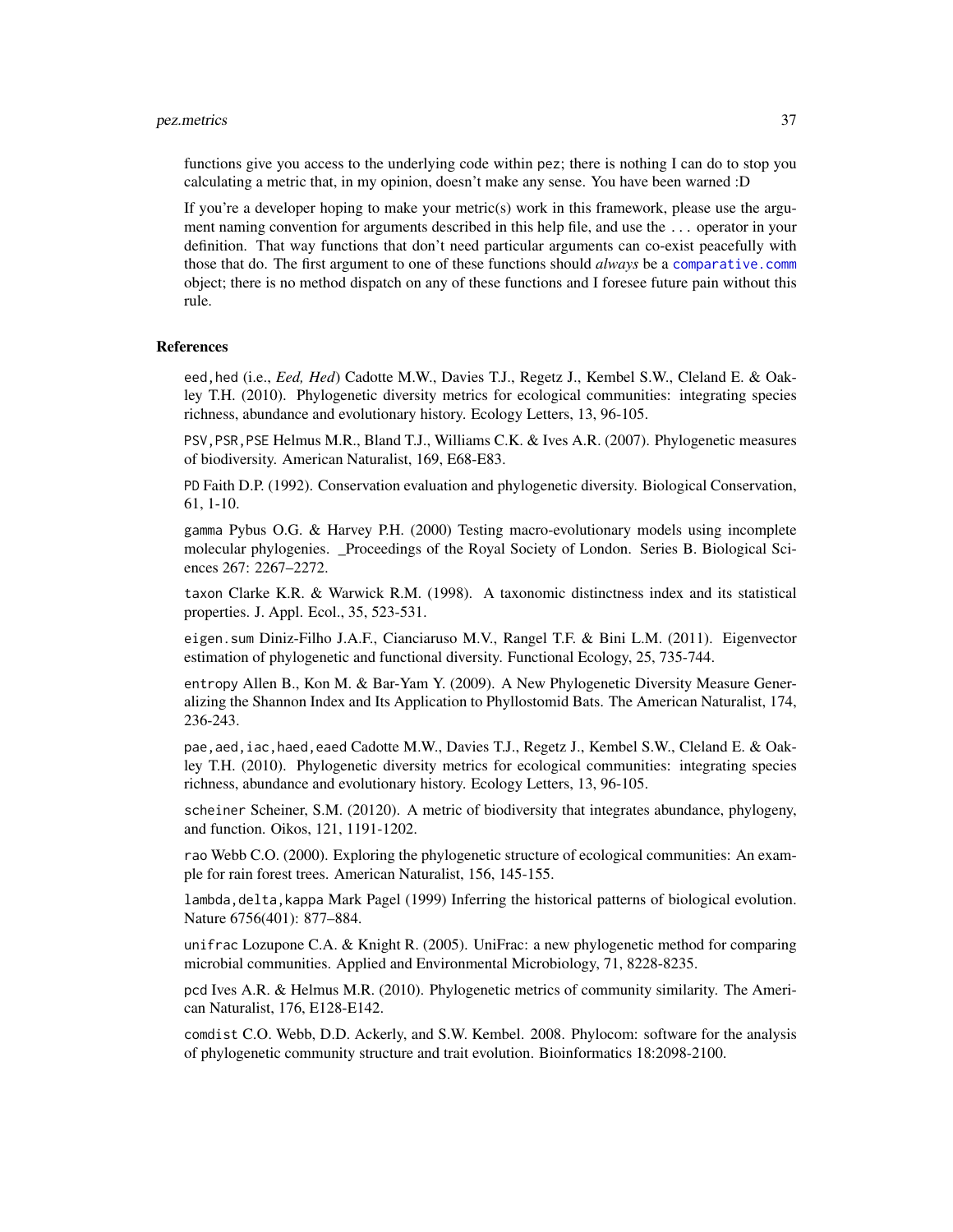functions give you access to the underlying code within pez; there is nothing I can do to stop you calculating a metric that, in my opinion, doesn't make any sense. You have been warned :D

If you're a developer hoping to make your metric(s) work in this framework, please use the argument naming convention for arguments described in this help file, and use the ... operator in your definition. That way functions that don't need particular arguments can co-exist peacefully with those that do. The first argument to one of these functions should *always* be a `comparative.comm` object; there is no method dispatch on any of these functions and I foresee future pain without this rule.

## References

`eed,hed` (i.e., *Eed, Hed*) Cadotte M.W., Davies T.J., Regetz J., Kembel S.W., Cleland E. & Oakley T.H. (2010). Phylogenetic diversity metrics for ecological communities: integrating species richness, abundance and evolutionary history. Ecology Letters, 13, 96-105.

`PSV,PSR,PSE` Helmus M.R., Bland T.J., Williams C.K. & Ives A.R. (2007). Phylogenetic measures of biodiversity. American Naturalist, 169, E68-E83.

`PD` Faith D.P. (1992). Conservation evaluation and phylogenetic diversity. Biological Conservation, 61, 1-10.

`gamma` Pybus O.G. & Harvey P.H. (2000) Testing macro-evolutionary models using incomplete molecular phylogenies. _Proceedings of the Royal Society of London. Series B. Biological Sciences 267: 2267–2272.

`taxon` Clarke K.R. & Warwick R.M. (1998). A taxonomic distinctness index and its statistical properties. J. Appl. Ecol., 35, 523-531.

`eigen.sum` Diniz-Filho J.A.F., Cianciaruso M.V., Rangel T.F. & Bini L.M. (2011). Eigenvector estimation of phylogenetic and functional diversity. Functional Ecology, 25, 735-744.

`entropy` Allen B., Kon M. & Bar-Yam Y. (2009). A New Phylogenetic Diversity Measure Generalizing the Shannon Index and Its Application to Phyllostomid Bats. The American Naturalist, 174, 236-243.

`pae,aed,iac,haed,eaed` Cadotte M.W., Davies T.J., Regetz J., Kembel S.W., Cleland E. & Oakley T.H. (2010). Phylogenetic diversity metrics for ecological communities: integrating species richness, abundance and evolutionary history. Ecology Letters, 13, 96-105.

`scheiner` Scheiner, S.M. (20120). A metric of biodiversity that integrates abundance, phylogeny, and function. Oikos, 121, 1191-1202.

`rao` Webb C.O. (2000). Exploring the phylogenetic structure of ecological communities: An example for rain forest trees. American Naturalist, 156, 145-155.

`lambda,delta,kappa` Mark Pagel (1999) Inferring the historical patterns of biological evolution. Nature 6756(401): 877–884.

`unifrac` Lozupone C.A. & Knight R. (2005). UniFrac: a new phylogenetic method for comparing microbial communities. Applied and Environmental Microbiology, 71, 8228-8235.

`pcd` Ives A.R. & Helmus M.R. (2010). Phylogenetic metrics of community similarity. The American Naturalist, 176, E128-E142.

`comdist` C.O. Webb, D.D. Ackerly, and S.W. Kembel. 2008. Phylocom: software for the analysis of phylogenetic community structure and trait evolution. Bioinformatics 18:2098-2100.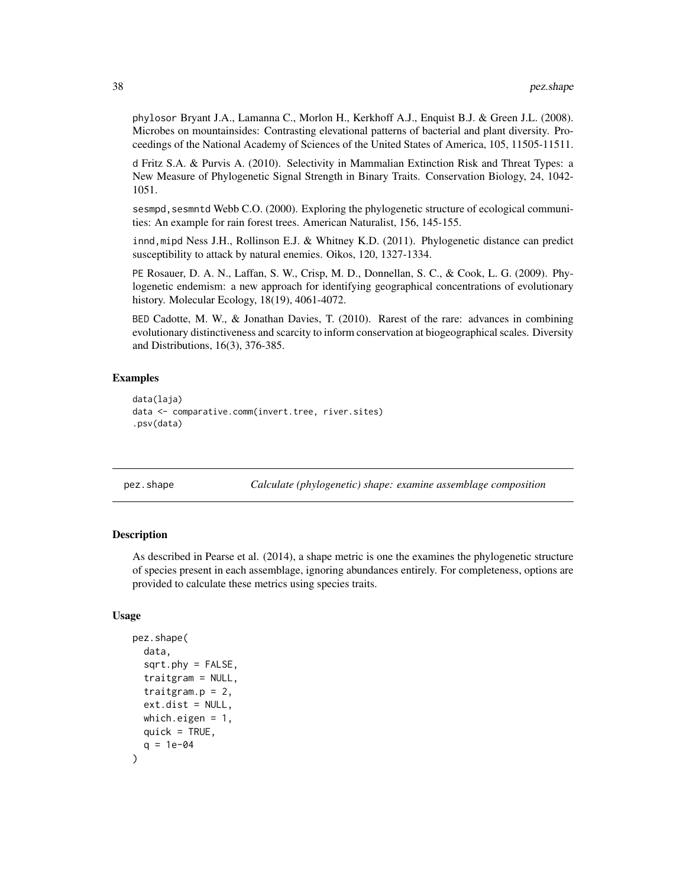phylosor Bryant J.A., Lamanna C., Morlon H., Kerkhoff A.J., Enquist B.J. & Green J.L. (2008). Microbes on mountainsides: Contrasting elevational patterns of bacterial and plant diversity. Proceedings of the National Academy of Sciences of the United States of America, 105, 11505-11511.

d Fritz S.A. & Purvis A. (2010). Selectivity in Mammalian Extinction Risk and Threat Types: a New Measure of Phylogenetic Signal Strength in Binary Traits. Conservation Biology, 24, 1042-1051.

sesmpd,sesmntd Webb C.O. (2000). Exploring the phylogenetic structure of ecological communities: An example for rain forest trees. American Naturalist, 156, 145-155.

innd,mipd Ness J.H., Rollinson E.J. & Whitney K.D. (2011). Phylogenetic distance can predict susceptibility to attack by natural enemies. Oikos, 120, 1327-1334.

PE Rosauer, D. A. N., Laffan, S. W., Crisp, M. D., Donnellan, S. C., & Cook, L. G. (2009). Phylogenetic endemism: a new approach for identifying geographical concentrations of evolutionary history. Molecular Ecology, 18(19), 4061-4072.

BED Cadotte, M. W., & Jonathan Davies, T. (2010). Rarest of the rare: advances in combining evolutionary distinctiveness and scarcity to inform conservation at biogeographical scales. Diversity and Distributions, 16(3), 376-385.

### Examples

```
data(laja)
data <- comparative.comm(invert.tree, river.sites)
.psv(data)
```

---

## pez.shape — *Calculate (phylogenetic) shape: examine assemblage composition*

---

### Description

As described in Pearse et al. (2014), a shape metric is one the examines the phylogenetic structure of species present in each assemblage, ignoring abundances entirely. For completeness, options are provided to calculate these metrics using species traits.

### Usage

```
pez.shape(
  data,
  sqrt.phy = FALSE,
  traitgram = NULL,
  traitgram.p = 2,
  ext.dist = NULL,
  which.eigen = 1,
  quick = TRUE,
  q = 1e-04
)
```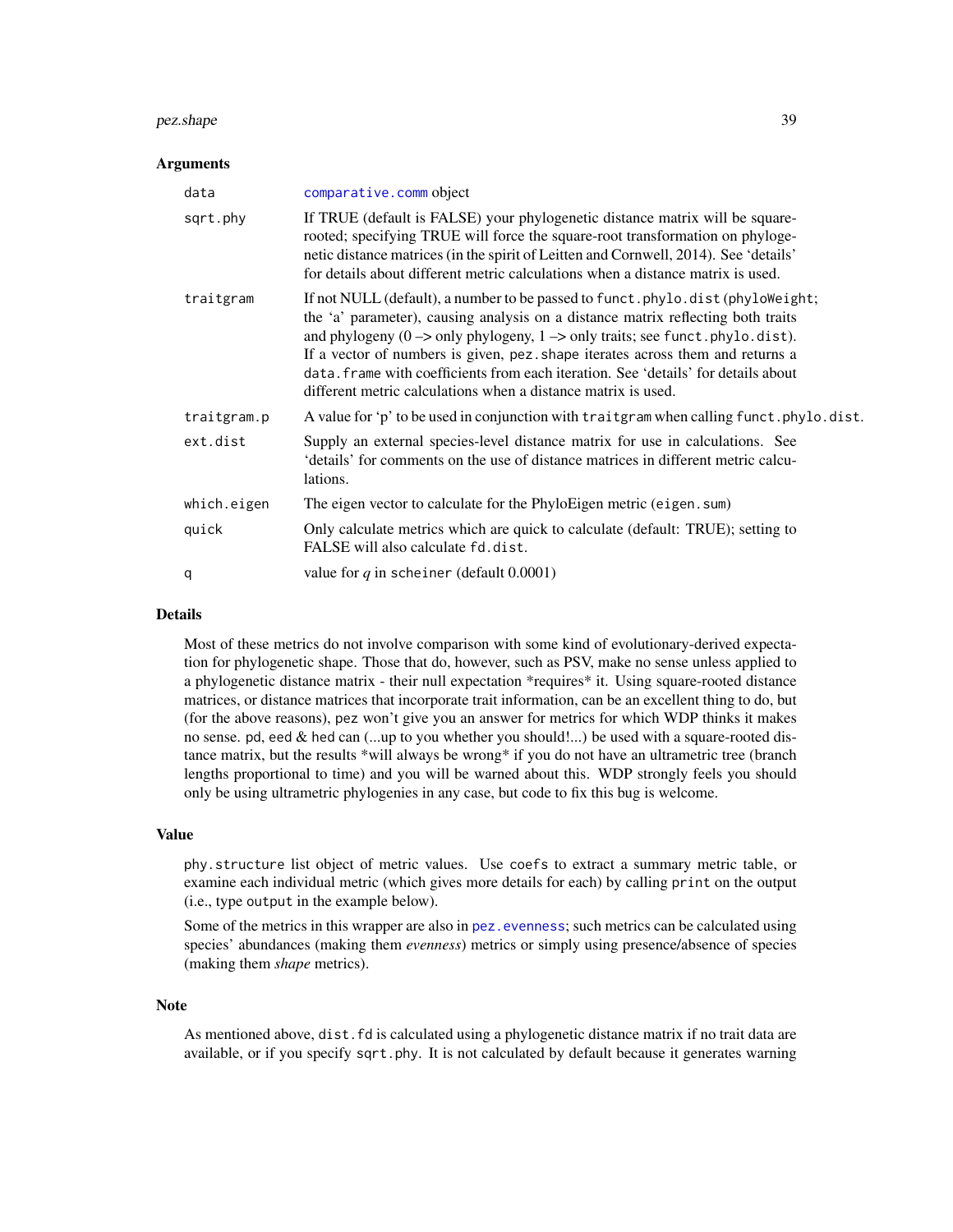## Arguments

| | |
|---|---|
| data | comparative.comm object |
| sqrt.phy | If TRUE (default is FALSE) your phylogenetic distance matrix will be square-rooted; specifying TRUE will force the square-root transformation on phylogenetic distance matrices (in the spirit of Leitten and Cornwell, 2014). See 'details' for details about different metric calculations when a distance matrix is used. |
| traitgram | If not NULL (default), a number to be passed to `funct.phylo.dist` (`phyloWeight`; the 'a' parameter), causing analysis on a distance matrix reflecting both traits and phylogeny (0 –> only phylogeny, 1 –> only traits; see `funct.phylo.dist`). If a vector of numbers is given, `pez.shape` iterates across them and returns a `data.frame` with coefficients from each iteration. See 'details' for details about different metric calculations when a distance matrix is used. |
| traitgram.p | A value for 'p' to be used in conjunction with `traitgram` when calling `funct.phylo.dist`. |
| ext.dist | Supply an external species-level distance matrix for use in calculations. See 'details' for comments on the use of distance matrices in different metric calculations. |
| which.eigen | The eigen vector to calculate for the PhyloEigen metric (`eigen.sum`) |
| quick | Only calculate metrics which are quick to calculate (default: TRUE); setting to FALSE will also calculate `fd.dist`. |
| q | value for *q* in `scheiner` (default 0.0001) |

## Details

Most of these metrics do not involve comparison with some kind of evolutionary-derived expectation for phylogenetic shape. Those that do, however, such as PSV, make no sense unless applied to a phylogenetic distance matrix - their null expectation *requires* it. Using square-rooted distance matrices, or distance matrices that incorporate trait information, can be an excellent thing to do, but (for the above reasons), `pez` won't give you an answer for metrics for which WDP thinks it makes no sense. `pd`, `eed` & `hed` can (...up to you whether you should!...) be used with a square-rooted distance matrix, but the results *will always be wrong* if you do not have an ultrametric tree (branch lengths proportional to time) and you will be warned about this. WDP strongly feels you should only be using ultrametric phylogenies in any case, but code to fix this bug is welcome.

## Value

`phy.structure` list object of metric values. Use `coefs` to extract a summary metric table, or examine each individual metric (which gives more details for each) by calling `print` on the output (i.e., type `output` in the example below).

Some of the metrics in this wrapper are also in `pez.evenness`; such metrics can be calculated using species' abundances (making them *evenness*) metrics or simply using presence/absence of species (making them *shape* metrics).

## Note

As mentioned above, `dist.fd` is calculated using a phylogenetic distance matrix if no trait data are available, or if you specify `sqrt.phy`. It is not calculated by default because it generates warning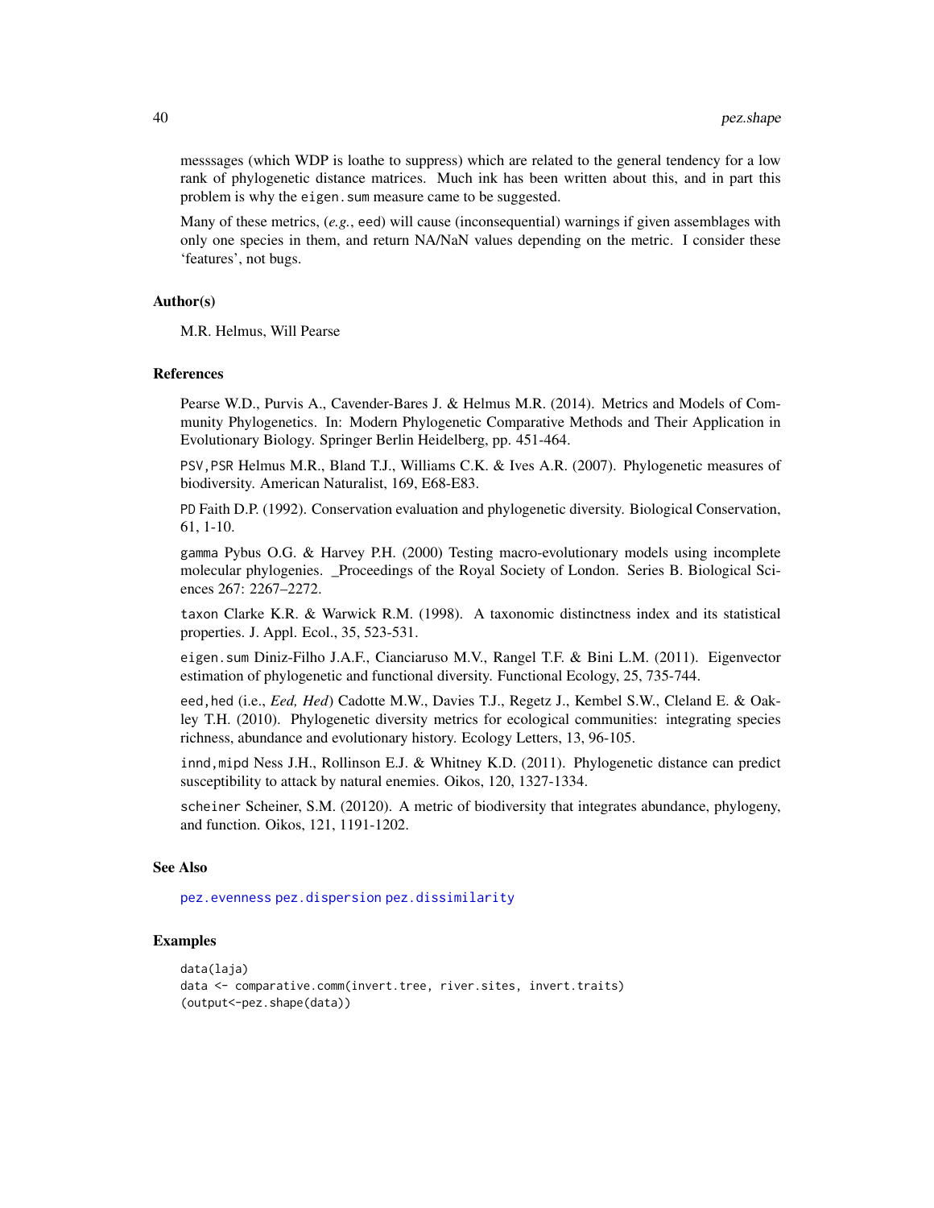messsages (which WDP is loathe to suppress) which are related to the general tendency for a low rank of phylogenetic distance matrices. Much ink has been written about this, and in part this problem is why the `eigen.sum` measure came to be suggested.

Many of these metrics, (*e.g.*, `eed`) will cause (inconsequential) warnings if given assemblages with only one species in them, and return NA/NaN values depending on the metric. I consider these 'features', not bugs.

### Author(s)

M.R. Helmus, Will Pearse

### References

Pearse W.D., Purvis A., Cavender-Bares J. & Helmus M.R. (2014). Metrics and Models of Community Phylogenetics. In: Modern Phylogenetic Comparative Methods and Their Application in Evolutionary Biology. Springer Berlin Heidelberg, pp. 451-464.

`PSV,PSR` Helmus M.R., Bland T.J., Williams C.K. & Ives A.R. (2007). Phylogenetic measures of biodiversity. American Naturalist, 169, E68-E83.

`PD` Faith D.P. (1992). Conservation evaluation and phylogenetic diversity. Biological Conservation, 61, 1-10.

`gamma` Pybus O.G. & Harvey P.H. (2000) Testing macro-evolutionary models using incomplete molecular phylogenies. _Proceedings of the Royal Society of London. Series B. Biological Sciences 267: 2267–2272.

`taxon` Clarke K.R. & Warwick R.M. (1998). A taxonomic distinctness index and its statistical properties. J. Appl. Ecol., 35, 523-531.

`eigen.sum` Diniz-Filho J.A.F., Cianciaruso M.V., Rangel T.F. & Bini L.M. (2011). Eigenvector estimation of phylogenetic and functional diversity. Functional Ecology, 25, 735-744.

`eed,hed` (i.e., *Eed, Hed*) Cadotte M.W., Davies T.J., Regetz J., Kembel S.W., Cleland E. & Oakley T.H. (2010). Phylogenetic diversity metrics for ecological communities: integrating species richness, abundance and evolutionary history. Ecology Letters, 13, 96-105.

`innd,mipd` Ness J.H., Rollinson E.J. & Whitney K.D. (2011). Phylogenetic distance can predict susceptibility to attack by natural enemies. Oikos, 120, 1327-1334.

`scheiner` Scheiner, S.M. (20120). A metric of biodiversity that integrates abundance, phylogeny, and function. Oikos, 121, 1191-1202.

### See Also

`pez.evenness` `pez.dispersion` `pez.dissimilarity`

### Examples

```
data(laja)
data <- comparative.comm(invert.tree, river.sites, invert.traits)
(output<-pez.shape(data))
```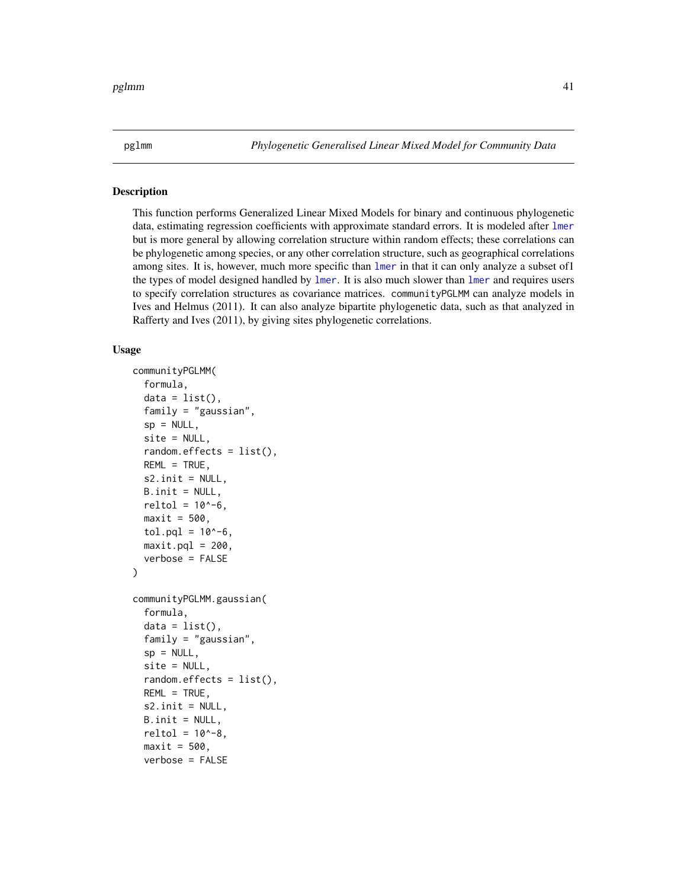pglmm *Phylogenetic Generalised Linear Mixed Model for Community Data*

### Description

This function performs Generalized Linear Mixed Models for binary and continuous phylogenetic data, estimating regression coefficients with approximate standard errors. It is modeled after lmer but is more general by allowing correlation structure within random effects; these correlations can be phylogenetic among species, or any other correlation structure, such as geographical correlations among sites. It is, however, much more specific than lmer in that it can only analyze a subset of1 the types of model designed handled by lmer. It is also much slower than lmer and requires users to specify correlation structures as covariance matrices. communityPGLMM can analyze models in Ives and Helmus (2011). It can also analyze bipartite phylogenetic data, such as that analyzed in Rafferty and Ives (2011), by giving sites phylogenetic correlations.

### Usage

```
communityPGLMM(
  formula,
  data = list(),
  family = "gaussian",
  sp = NULL,
  site = NULL,
  random.effects = list(),
  REML = TRUE,
  s2.init = NULL,
  B.init = NULL,
  reltol = 10^-6,
  maxit = 500,
  tol.pql = 10^-6,
  maxit.pql = 200,
  verbose = FALSE
)

communityPGLMM.gaussian(
  formula,
  data = list(),
  family = "gaussian",
  sp = NULL,
  site = NULL,
  random.effects = list(),
  REML = TRUE,
  s2.init = NULL,
  B.init = NULL,
  reltol = 10^-8,
  maxit = 500,
  verbose = FALSE
```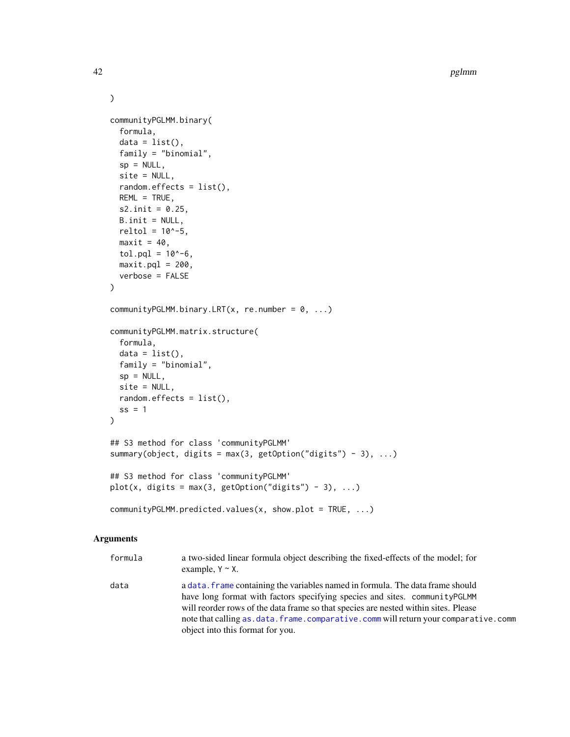```
)

communityPGLMM.binary(
  formula,
  data = list(),
  family = "binomial",
  sp = NULL,
  site = NULL,
  random.effects = list(),
  REML = TRUE,
  s2.init = 0.25,
  B.init = NULL,
  reltol = 10^-5,
  maxit = 40,
  tol.pql = 10^-6,
  maxit.pql = 200,
  verbose = FALSE
)

communityPGLMM.binary.LRT(x, re.number = 0, ...)

communityPGLMM.matrix.structure(
  formula,
  data = list(),
  family = "binomial",
  sp = NULL,
  site = NULL,
  random.effects = list(),
  ss = 1
)

## S3 method for class 'communityPGLMM'
summary(object, digits = max(3, getOption("digits") - 3), ...)

## S3 method for class 'communityPGLMM'
plot(x, digits = max(3, getOption("digits") - 3), ...)

communityPGLMM.predicted.values(x, show.plot = TRUE, ...)
```

## Arguments

| | |
|---|---|
| formula | a two-sided linear formula object describing the fixed-effects of the model; for example, `Y ~ X`. |
| data | a `data.frame` containing the variables named in formula. The data frame should have long format with factors specifying species and sites. `communityPGLMM` will reorder rows of the data frame so that species are nested within sites. Please note that calling `as.data.frame.comparative.comm` will return your `comparative.comm` object into this format for you. |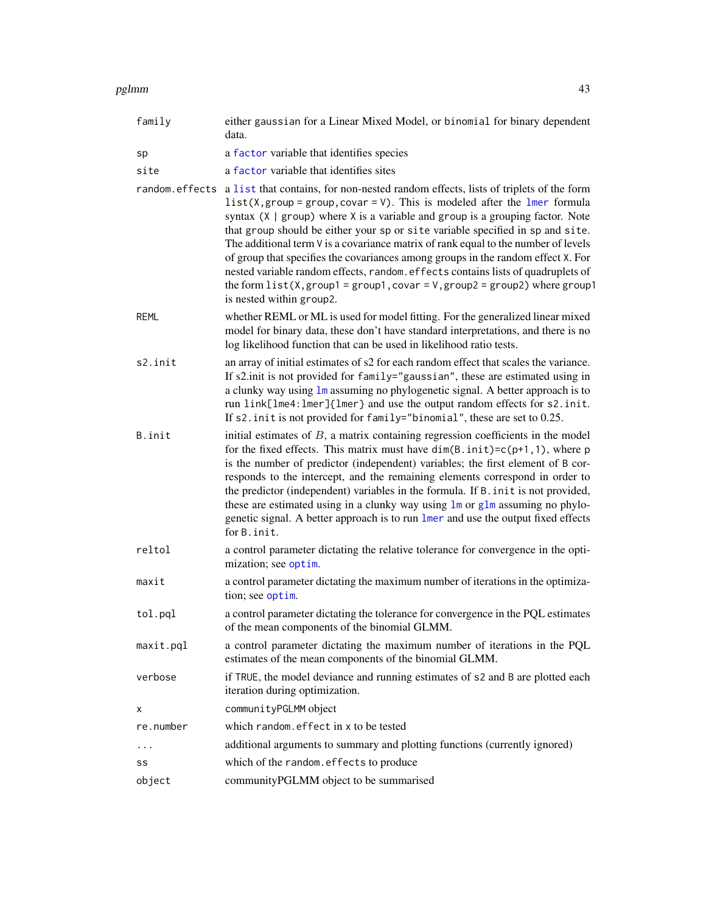| Argument | Description |
| --- | --- |
| `family` | either `gaussian` for a Linear Mixed Model, or `binomial` for binary dependent data. |
| `sp` | a `factor` variable that identifies species |
| `site` | a `factor` variable that identifies sites |
| `random.effects` | a `list` that contains, for non-nested random effects, lists of triplets of the form `list(X,group = group,covar = V)`. This is modeled after the `lmer` formula syntax `(X \| group)` where `X` is a variable and `group` is a grouping factor. Note that `group` should be either your `sp` or `site` variable specified in `sp` and `site`. The additional term `V` is a covariance matrix of rank equal to the number of levels of group that specifies the covariances among groups in the random effect `X`. For nested variable random effects, `random.effects` contains lists of quadruplets of the form `list(X,group1 = group1,covar = V,group2 = group2)` where `group1` is nested within `group2`. |
| `REML` | whether REML or ML is used for model fitting. For the generalized linear mixed model for binary data, these don't have standard interpretations, and there is no log likelihood function that can be used in likelihood ratio tests. |
| `s2.init` | an array of initial estimates of s2 for each random effect that scales the variance. If s2.init is not provided for `family="gaussian"`, these are estimated using in a clunky way using `lm` assuming no phylogenetic signal. A better approach is to run `link[lme4:lmer]{lmer}` and use the output random effects for `s2.init`. If `s2.init` is not provided for `family="binomial"`, these are set to 0.25. |
| `B.init` | initial estimates of $B$, a matrix containing regression coefficients in the model for the fixed effects. This matrix must have `dim(B.init)=c(p+1,1)`, where `p` is the number of predictor (independent) variables; the first element of `B` corresponds to the intercept, and the remaining elements correspond in order to the predictor (independent) variables in the formula. If `B.init` is not provided, these are estimated using in a clunky way using `lm` or `glm` assuming no phylogenetic signal. A better approach is to run `lmer` and use the output fixed effects for `B.init`. |
| `reltol` | a control parameter dictating the relative tolerance for convergence in the optimization; see `optim`. |
| `maxit` | a control parameter dictating the maximum number of iterations in the optimization; see `optim`. |
| `tol.pql` | a control parameter dictating the tolerance for convergence in the PQL estimates of the mean components of the binomial GLMM. |
| `maxit.pql` | a control parameter dictating the maximum number of iterations in the PQL estimates of the mean components of the binomial GLMM. |
| `verbose` | if `TRUE`, the model deviance and running estimates of `s2` and `B` are plotted each iteration during optimization. |
| `x` | `communityPGLMM` object |
| `re.number` | which `random.effect` in `x` to be tested |
| `...` | additional arguments to summary and plotting functions (currently ignored) |
| `ss` | which of the `random.effects` to produce |
| `object` | communityPGLMM object to be summarised |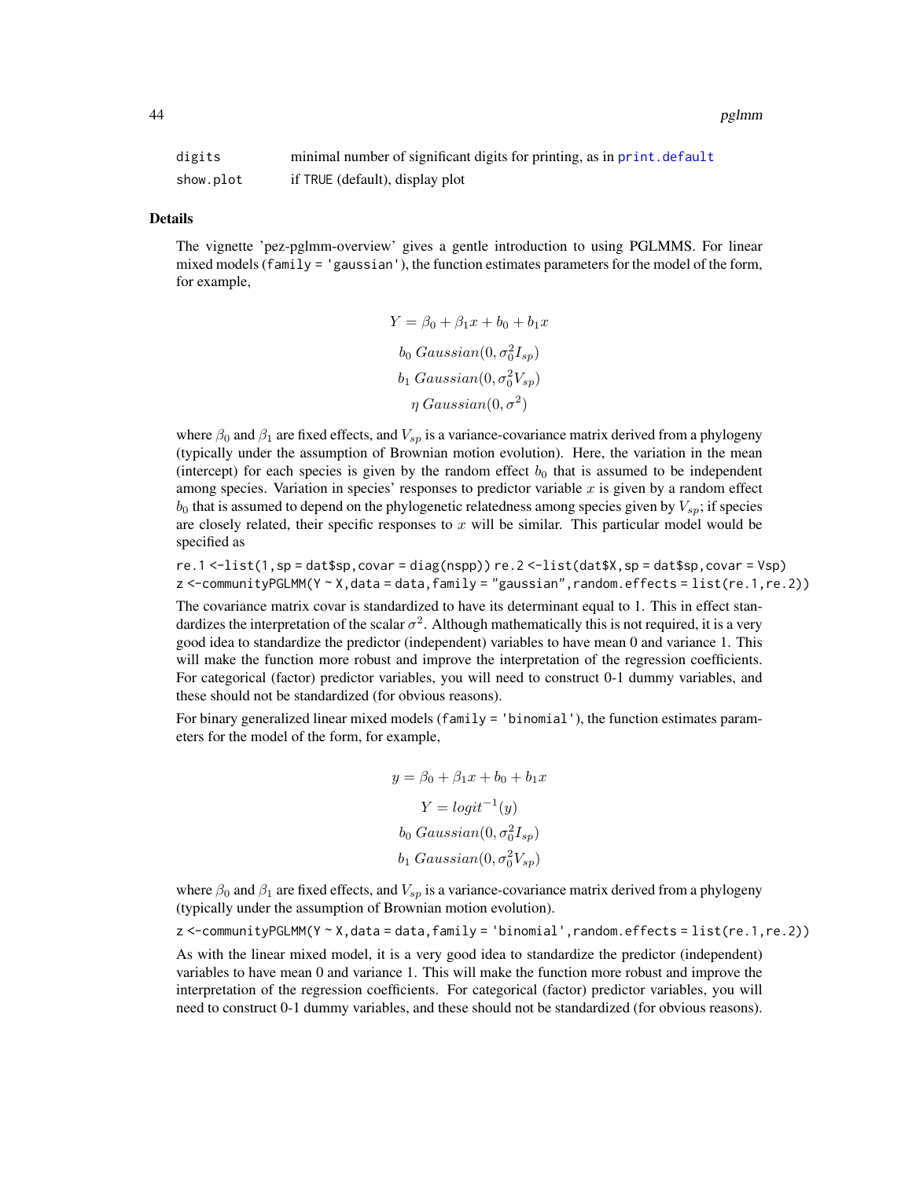| | |
|---|---|
| `digits` | minimal number of significant digits for printing, as in `print.default` |
| `show.plot` | if `TRUE` (default), display plot |

## Details

The vignette 'pez-pglmm-overview' gives a gentle introduction to using PGLMMS. For linear mixed models (`family = 'gaussian'`), the function estimates parameters for the model of the form, for example,

$$Y = \beta_0 + \beta_1 x + b_0 + b_1 x$$

$$b_0 \; Gaussian(0, \sigma_0^2 I_{sp})$$

$$b_1 \; Gaussian(0, \sigma_0^2 V_{sp})$$

$$\eta \; Gaussian(0, \sigma^2)$$

where $\beta_0$ and $\beta_1$ are fixed effects, and $V_{sp}$ is a variance-covariance matrix derived from a phylogeny (typically under the assumption of Brownian motion evolution). Here, the variation in the mean (intercept) for each species is given by the random effect $b_0$ that is assumed to be independent among species. Variation in species' responses to predictor variable $x$ is given by a random effect $b_0$ that is assumed to depend on the phylogenetic relatedness among species given by $V_{sp}$; if species are closely related, their specific responses to $x$ will be similar. This particular model would be specified as

```
re.1 <-list(1,sp = dat$sp,covar = diag(nspp)) re.2 <-list(dat$X,sp = dat$sp,covar = Vsp)
z <-communityPGLMM(Y ~ X,data = data,family = "gaussian",random.effects = list(re.1,re.2))
```

The covariance matrix covar is standardized to have its determinant equal to 1. This in effect standardizes the interpretation of the scalar $\sigma^2$. Although mathematically this is not required, it is a very good idea to standardize the predictor (independent) variables to have mean 0 and variance 1. This will make the function more robust and improve the interpretation of the regression coefficients. For categorical (factor) predictor variables, you will need to construct 0-1 dummy variables, and these should not be standardized (for obvious reasons).

For binary generalized linear mixed models (`family = 'binomial'`), the function estimates parameters for the model of the form, for example,

$$y = \beta_0 + \beta_1 x + b_0 + b_1 x$$

$$Y = logit^{-1}(y)$$

$$b_0 \; Gaussian(0, \sigma_0^2 I_{sp})$$

$$b_1 \; Gaussian(0, \sigma_0^2 V_{sp})$$

where $\beta_0$ and $\beta_1$ are fixed effects, and $V_{sp}$ is a variance-covariance matrix derived from a phylogeny (typically under the assumption of Brownian motion evolution).

```
z <-communityPGLMM(Y ~ X,data = data,family = 'binomial',random.effects = list(re.1,re.2))
```

As with the linear mixed model, it is a very good idea to standardize the predictor (independent) variables to have mean 0 and variance 1. This will make the function more robust and improve the interpretation of the regression coefficients. For categorical (factor) predictor variables, you will need to construct 0-1 dummy variables, and these should not be standardized (for obvious reasons).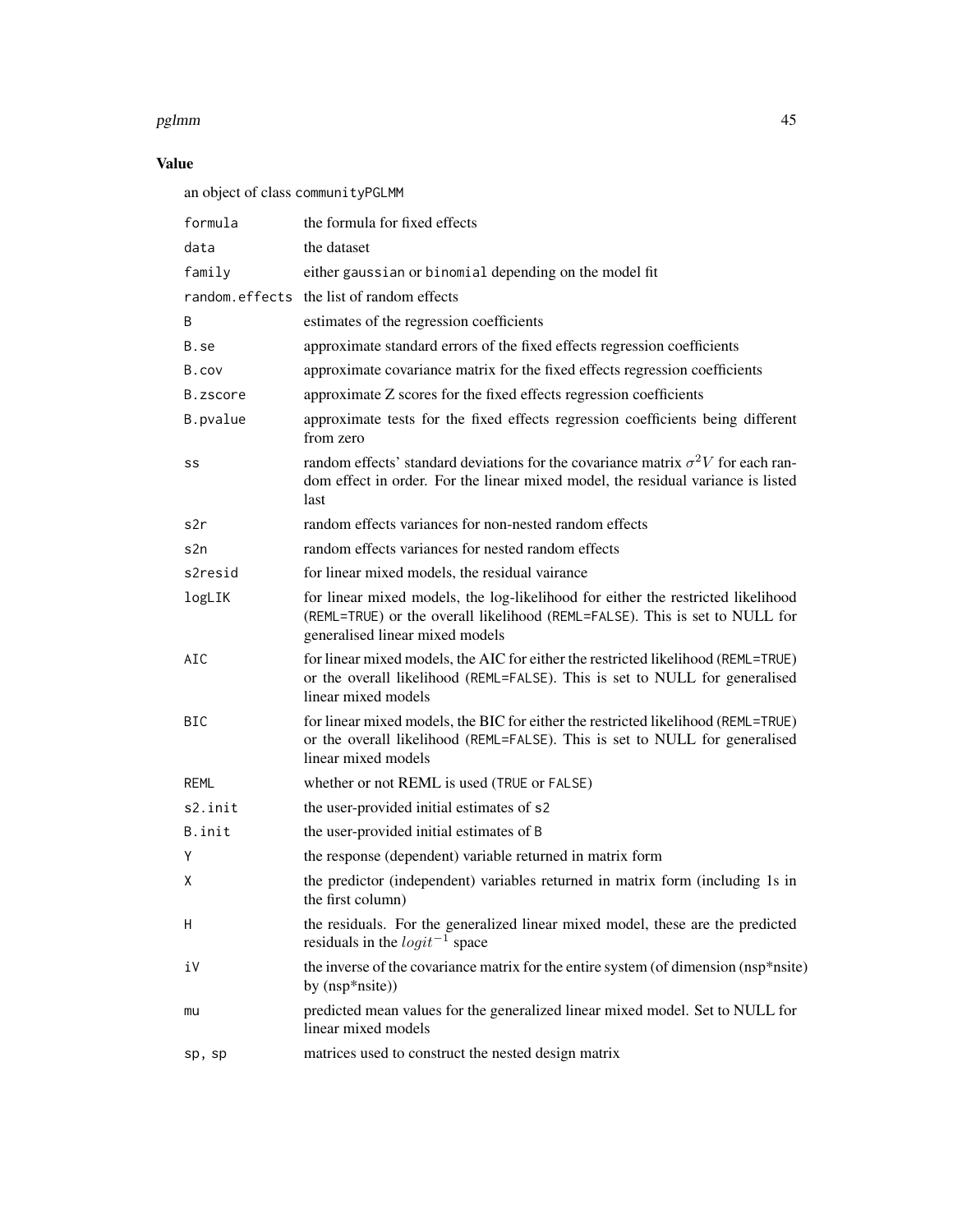## Value

an object of class `communityPGLMM`

| | |
|---|---|
| `formula` | the formula for fixed effects |
| `data` | the dataset |
| `family` | either `gaussian` or `binomial` depending on the model fit |
| `random.effects` | the list of random effects |
| `B` | estimates of the regression coefficients |
| `B.se` | approximate standard errors of the fixed effects regression coefficients |
| `B.cov` | approximate covariance matrix for the fixed effects regression coefficients |
| `B.zscore` | approximate Z scores for the fixed effects regression coefficients |
| `B.pvalue` | approximate tests for the fixed effects regression coefficients being different from zero |
| `ss` | random effects' standard deviations for the covariance matrix $\sigma^2 V$ for each random effect in order. For the linear mixed model, the residual variance is listed last |
| `s2r` | random effects variances for non-nested random effects |
| `s2n` | random effects variances for nested random effects |
| `s2resid` | for linear mixed models, the residual vairance |
| `logLIK` | for linear mixed models, the log-likelihood for either the restricted likelihood (`REML=TRUE`) or the overall likelihood (`REML=FALSE`). This is set to NULL for generalised linear mixed models |
| `AIC` | for linear mixed models, the AIC for either the restricted likelihood (`REML=TRUE`) or the overall likelihood (`REML=FALSE`). This is set to NULL for generalised linear mixed models |
| `BIC` | for linear mixed models, the BIC for either the restricted likelihood (`REML=TRUE`) or the overall likelihood (`REML=FALSE`). This is set to NULL for generalised linear mixed models |
| `REML` | whether or not REML is used (`TRUE` or `FALSE`) |
| `s2.init` | the user-provided initial estimates of `s2` |
| `B.init` | the user-provided initial estimates of `B` |
| `Y` | the response (dependent) variable returned in matrix form |
| `X` | the predictor (independent) variables returned in matrix form (including 1s in the first column) |
| `H` | the residuals. For the generalized linear mixed model, these are the predicted residuals in the $logit^{-1}$ space |
| `iV` | the inverse of the covariance matrix for the entire system (of dimension (nsp*nsite) by (nsp*nsite)) |
| `mu` | predicted mean values for the generalized linear mixed model. Set to NULL for linear mixed models |
| `sp, sp` | matrices used to construct the nested design matrix |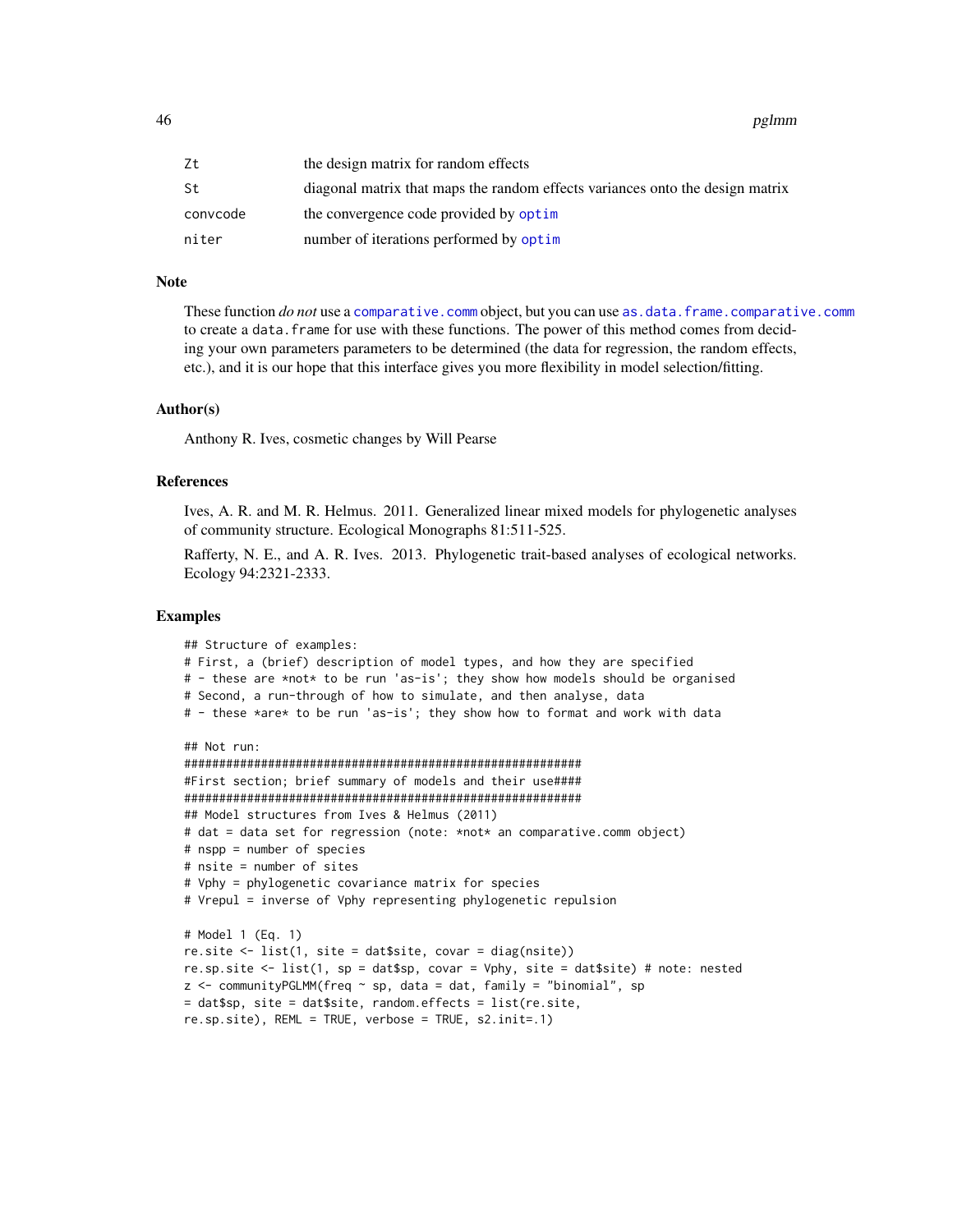| | |
|---|---|
| Zt | the design matrix for random effects |
| St | diagonal matrix that maps the random effects variances onto the design matrix |
| convcode | the convergence code provided by optim |
| niter | number of iterations performed by optim |

## Note

These function *do not* use a comparative.comm object, but you can use as.data.frame.comparative.comm to create a data.frame for use with these functions. The power of this method comes from deciding your own parameters parameters to be determined (the data for regression, the random effects, etc.), and it is our hope that this interface gives you more flexibility in model selection/fitting.

## Author(s)

Anthony R. Ives, cosmetic changes by Will Pearse

## References

Ives, A. R. and M. R. Helmus. 2011. Generalized linear mixed models for phylogenetic analyses of community structure. Ecological Monographs 81:511-525.

Rafferty, N. E., and A. R. Ives. 2013. Phylogenetic trait-based analyses of ecological networks. Ecology 94:2321-2333.

## Examples

```
## Structure of examples:
# First, a (brief) description of model types, and how they are specified
# - these are *not* to be run 'as-is'; they show how models should be organised
# Second, a run-through of how to simulate, and then analyse, data
# - these *are* to be run 'as-is'; they show how to format and work with data

## Not run:
#########################################################
#First section; brief summary of models and their use####
#########################################################
## Model structures from Ives & Helmus (2011)
# dat = data set for regression (note: *not* an comparative.comm object)
# nspp = number of species
# nsite = number of sites
# Vphy = phylogenetic covariance matrix for species
# Vrepul = inverse of Vphy representing phylogenetic repulsion

# Model 1 (Eq. 1)
re.site <- list(1, site = dat$site, covar = diag(nsite))
re.sp.site <- list(1, sp = dat$sp, covar = Vphy, site = dat$site) # note: nested
z <- communityPGLMM(freq ~ sp, data = dat, family = "binomial", sp
= dat$sp, site = dat$site, random.effects = list(re.site,
re.sp.site), REML = TRUE, verbose = TRUE, s2.init=.1)
```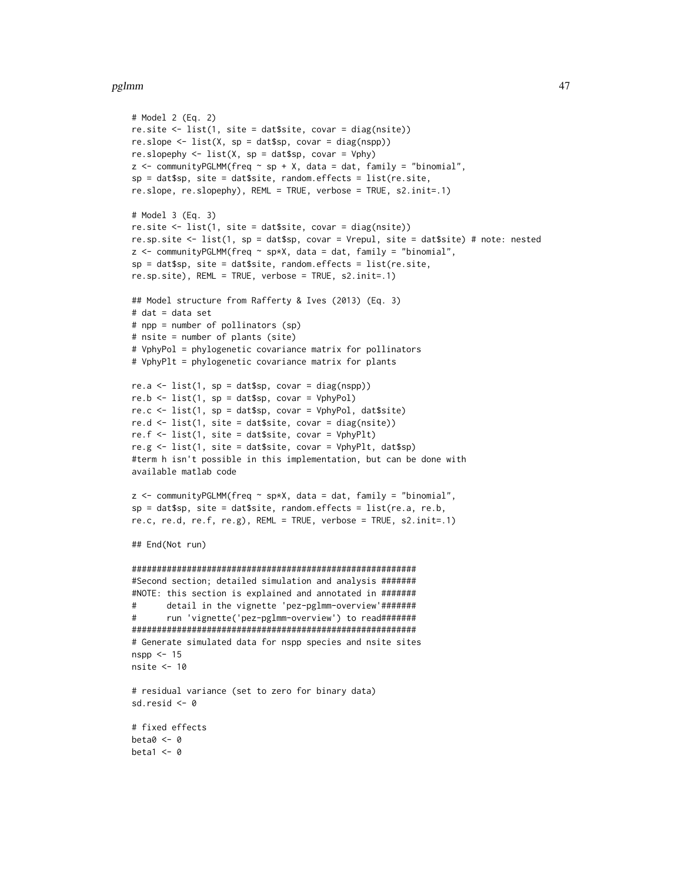```
# Model 2 (Eq. 2)
re.site <- list(1, site = dat$site, covar = diag(nsite))
re.slope <- list(X, sp = dat$sp, covar = diag(nspp))
re.slopephy <- list(X, sp = dat$sp, covar = Vphy)
z <- communityPGLMM(freq ~ sp + X, data = dat, family = "binomial",
sp = dat$sp, site = dat$site, random.effects = list(re.site,
re.slope, re.slopephy), REML = TRUE, verbose = TRUE, s2.init=.1)

# Model 3 (Eq. 3)
re.site <- list(1, site = dat$site, covar = diag(nsite))
re.sp.site <- list(1, sp = dat$sp, covar = Vrepul, site = dat$site) # note: nested
z <- communityPGLMM(freq ~ sp*X, data = dat, family = "binomial",
sp = dat$sp, site = dat$site, random.effects = list(re.site,
re.sp.site), REML = TRUE, verbose = TRUE, s2.init=.1)

## Model structure from Rafferty & Ives (2013) (Eq. 3)
# dat = data set
# npp = number of pollinators (sp)
# nsite = number of plants (site)
# VphyPol = phylogenetic covariance matrix for pollinators
# VphyPlt = phylogenetic covariance matrix for plants

re.a <- list(1, sp = dat$sp, covar = diag(nspp))
re.b <- list(1, sp = dat$sp, covar = VphyPol)
re.c <- list(1, sp = dat$sp, covar = VphyPol, dat$site)
re.d <- list(1, site = dat$site, covar = diag(nsite))
re.f <- list(1, site = dat$site, covar = VphyPlt)
re.g <- list(1, site = dat$site, covar = VphyPlt, dat$sp)
#term h isn't possible in this implementation, but can be done with
available matlab code

z <- communityPGLMM(freq ~ sp*X, data = dat, family = "binomial",
sp = dat$sp, site = dat$site, random.effects = list(re.a, re.b,
re.c, re.d, re.f, re.g), REML = TRUE, verbose = TRUE, s2.init=.1)

## End(Not run)

#########################################################
#Second section; detailed simulation and analysis #######
#NOTE: this section is explained and annotated in #######
#      detail in the vignette 'pez-pglmm-overview'#######
#      run 'vignette('pez-pglmm-overview') to read#######
#########################################################
# Generate simulated data for nspp species and nsite sites
nspp <- 15
nsite <- 10

# residual variance (set to zero for binary data)
sd.resid <- 0

# fixed effects
beta0 <- 0
beta1 <- 0
```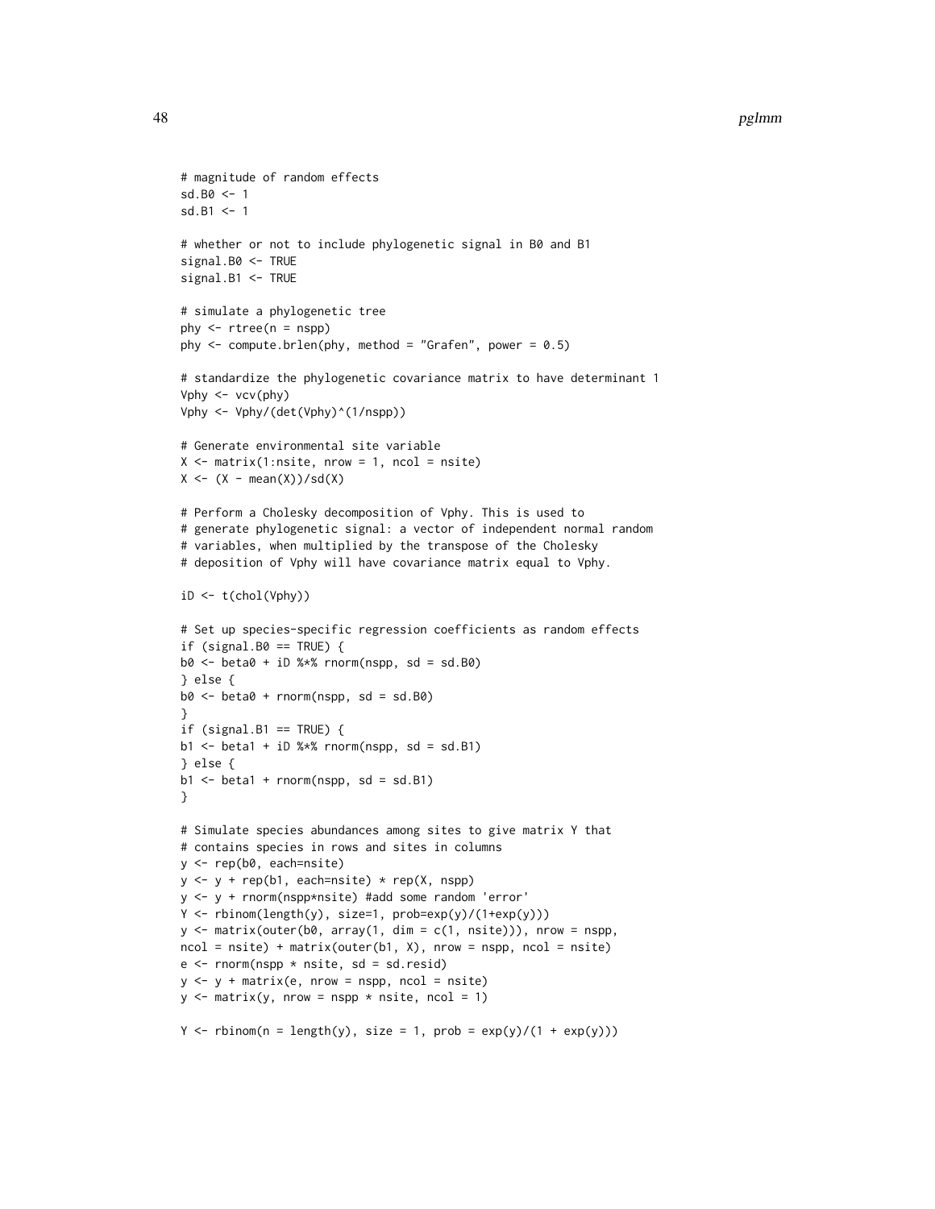```
# magnitude of random effects
sd.B0 <- 1
sd.B1 <- 1

# whether or not to include phylogenetic signal in B0 and B1
signal.B0 <- TRUE
signal.B1 <- TRUE

# simulate a phylogenetic tree
phy <- rtree(n = nspp)
phy <- compute.brlen(phy, method = "Grafen", power = 0.5)

# standardize the phylogenetic covariance matrix to have determinant 1
Vphy <- vcv(phy)
Vphy <- Vphy/(det(Vphy)^(1/nspp))

# Generate environmental site variable
X <- matrix(1:nsite, nrow = 1, ncol = nsite)
X <- (X - mean(X))/sd(X)

# Perform a Cholesky decomposition of Vphy. This is used to
# generate phylogenetic signal: a vector of independent normal random
# variables, when multiplied by the transpose of the Cholesky
# deposition of Vphy will have covariance matrix equal to Vphy.

iD <- t(chol(Vphy))

# Set up species-specific regression coefficients as random effects
if (signal.B0 == TRUE) {
b0 <- beta0 + iD %*% rnorm(nspp, sd = sd.B0)
} else {
b0 <- beta0 + rnorm(nspp, sd = sd.B0)
}
if (signal.B1 == TRUE) {
b1 <- beta1 + iD %*% rnorm(nspp, sd = sd.B1)
} else {
b1 <- beta1 + rnorm(nspp, sd = sd.B1)
}

# Simulate species abundances among sites to give matrix Y that
# contains species in rows and sites in columns
y <- rep(b0, each=nsite)
y <- y + rep(b1, each=nsite) * rep(X, nspp)
y <- y + rnorm(nspp*nsite) #add some random 'error'
Y <- rbinom(length(y), size=1, prob=exp(y)/(1+exp(y)))
y <- matrix(outer(b0, array(1, dim = c(1, nsite))), nrow = nspp,
ncol = nsite) + matrix(outer(b1, X), nrow = nspp, ncol = nsite)
e <- rnorm(nspp * nsite, sd = sd.resid)
y <- y + matrix(e, nrow = nspp, ncol = nsite)
y <- matrix(y, nrow = nspp * nsite, ncol = 1)

Y <- rbinom(n = length(y), size = 1, prob = exp(y)/(1 + exp(y)))
```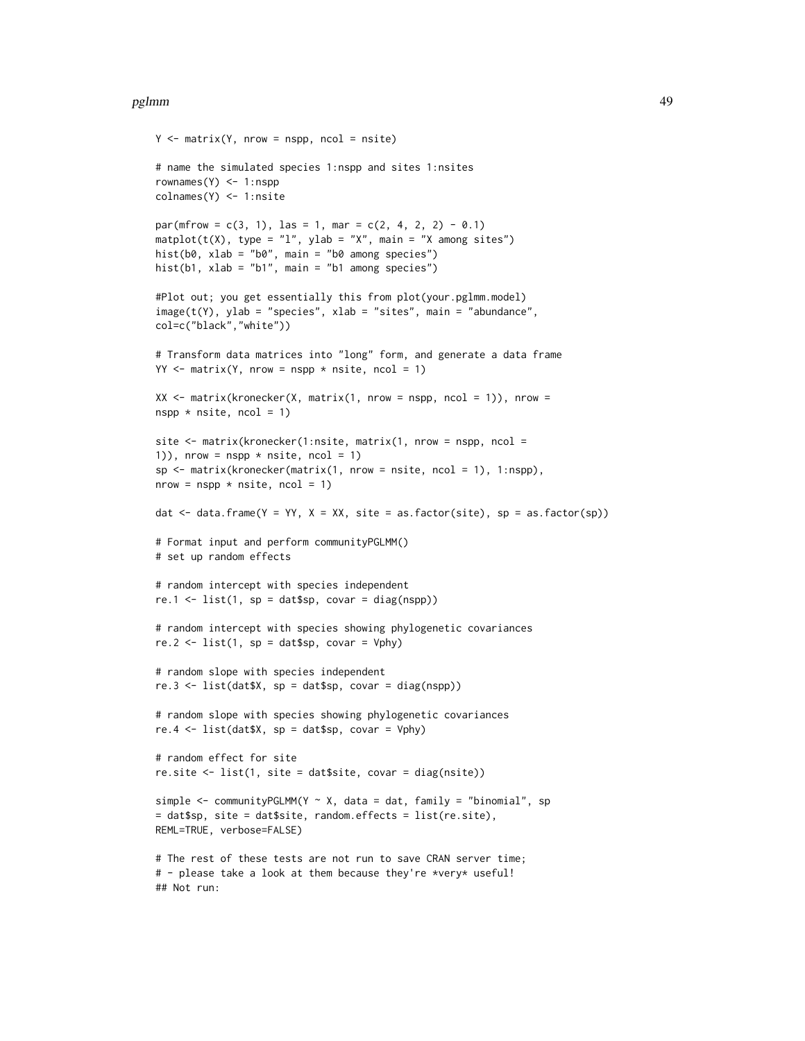```
Y <- matrix(Y, nrow = nspp, ncol = nsite)

# name the simulated species 1:nspp and sites 1:nsites
rownames(Y) <- 1:nspp
colnames(Y) <- 1:nsite

par(mfrow = c(3, 1), las = 1, mar = c(2, 4, 2, 2) - 0.1)
matplot(t(X), type = "l", ylab = "X", main = "X among sites")
hist(b0, xlab = "b0", main = "b0 among species")
hist(b1, xlab = "b1", main = "b1 among species")

#Plot out; you get essentially this from plot(your.pglmm.model)
image(t(Y), ylab = "species", xlab = "sites", main = "abundance",
col=c("black","white"))

# Transform data matrices into "long" form, and generate a data frame
YY <- matrix(Y, nrow = nspp * nsite, ncol = 1)

XX <- matrix(kronecker(X, matrix(1, nrow = nspp, ncol = 1)), nrow =
nspp * nsite, ncol = 1)

site <- matrix(kronecker(1:nsite, matrix(1, nrow = nspp, ncol =
1)), nrow = nspp * nsite, ncol = 1)
sp <- matrix(kronecker(matrix(1, nrow = nsite, ncol = 1), 1:nspp),
nrow = nspp * nsite, ncol = 1)

dat <- data.frame(Y = YY, X = XX, site = as.factor(site), sp = as.factor(sp))

# Format input and perform communityPGLMM()
# set up random effects

# random intercept with species independent
re.1 <- list(1, sp = dat$sp, covar = diag(nspp))

# random intercept with species showing phylogenetic covariances
re.2 <- list(1, sp = dat$sp, covar = Vphy)

# random slope with species independent
re.3 <- list(dat$X, sp = dat$sp, covar = diag(nspp))

# random slope with species showing phylogenetic covariances
re.4 <- list(dat$X, sp = dat$sp, covar = Vphy)

# random effect for site
re.site <- list(1, site = dat$site, covar = diag(nsite))

simple <- communityPGLMM(Y ~ X, data = dat, family = "binomial", sp
= dat$sp, site = dat$site, random.effects = list(re.site),
REML=TRUE, verbose=FALSE)

# The rest of these tests are not run to save CRAN server time;
# - please take a look at them because they're *very* useful!
## Not run:
```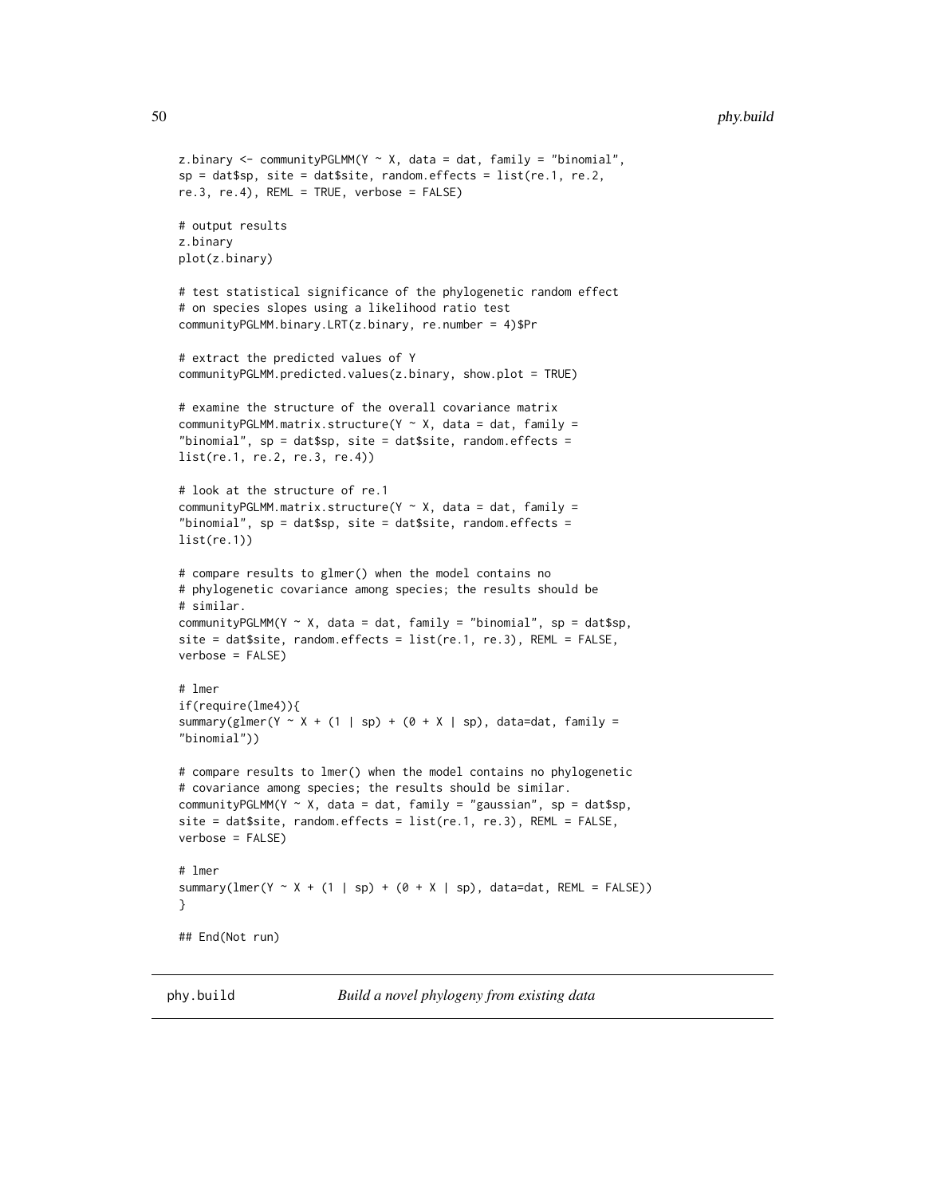```
z.binary <- communityPGLMM(Y ~ X, data = dat, family = "binomial",
sp = dat$sp, site = dat$site, random.effects = list(re.1, re.2,
re.3, re.4), REML = TRUE, verbose = FALSE)

# output results
z.binary
plot(z.binary)

# test statistical significance of the phylogenetic random effect
# on species slopes using a likelihood ratio test
communityPGLMM.binary.LRT(z.binary, re.number = 4)$Pr

# extract the predicted values of Y
communityPGLMM.predicted.values(z.binary, show.plot = TRUE)

# examine the structure of the overall covariance matrix
communityPGLMM.matrix.structure(Y ~ X, data = dat, family =
"binomial", sp = dat$sp, site = dat$site, random.effects =
list(re.1, re.2, re.3, re.4))

# look at the structure of re.1
communityPGLMM.matrix.structure(Y ~ X, data = dat, family =
"binomial", sp = dat$sp, site = dat$site, random.effects =
list(re.1))

# compare results to glmer() when the model contains no
# phylogenetic covariance among species; the results should be
# similar.
communityPGLMM(Y ~ X, data = dat, family = "binomial", sp = dat$sp,
site = dat$site, random.effects = list(re.1, re.3), REML = FALSE,
verbose = FALSE)

# lmer
if(require(lme4)){
summary(glmer(Y ~ X + (1 | sp) + (0 + X | sp), data=dat, family =
"binomial"))

# compare results to lmer() when the model contains no phylogenetic
# covariance among species; the results should be similar.
communityPGLMM(Y ~ X, data = dat, family = "gaussian", sp = dat$sp,
site = dat$site, random.effects = list(re.1, re.3), REML = FALSE,
verbose = FALSE)

# lmer
summary(lmer(Y ~ X + (1 | sp) + (0 + X | sp), data=dat, REML = FALSE))
}

## End(Not run)
```

---

`phy.build` *Build a novel phylogeny from existing data*

---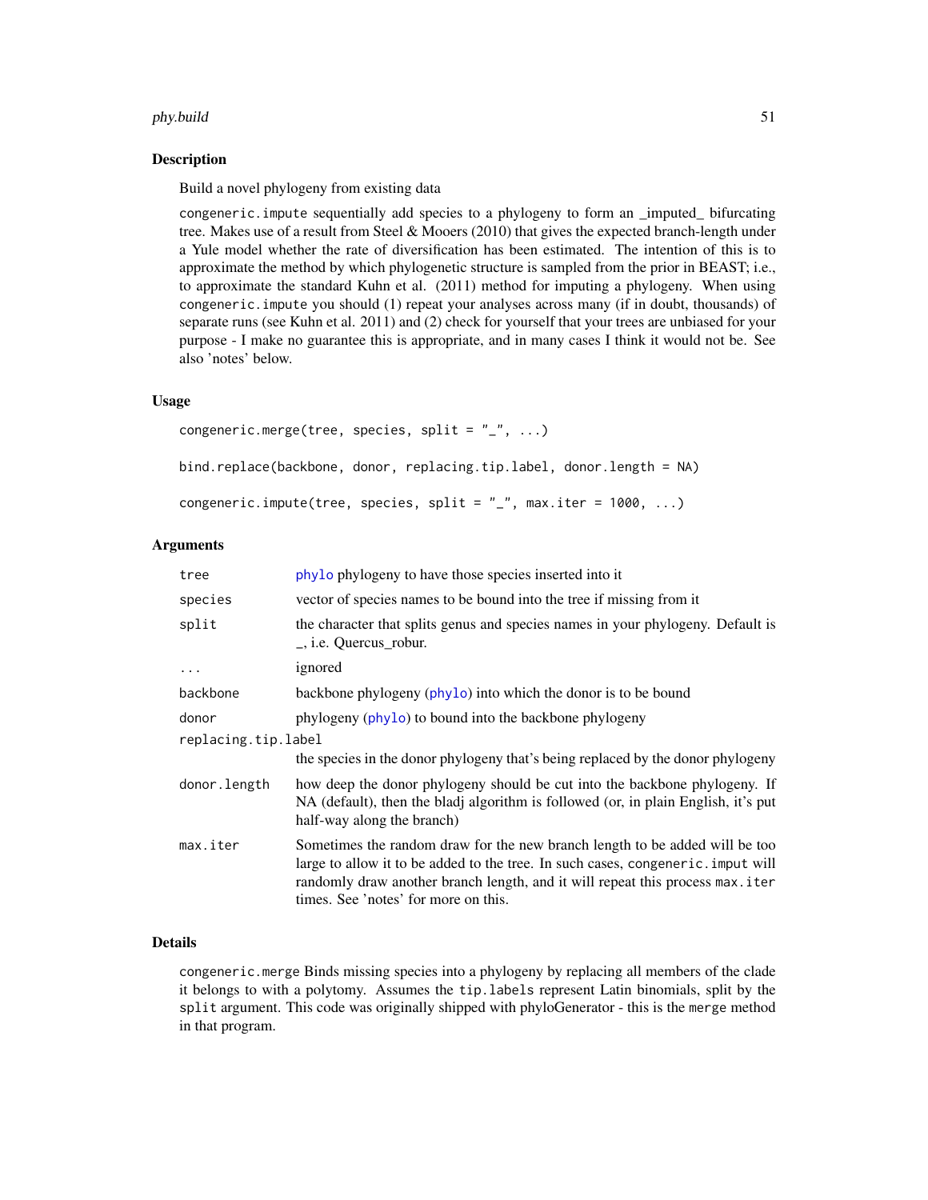## Description

Build a novel phylogeny from existing data

congeneric.impute sequentially add species to a phylogeny to form an _imputed_ bifurcating tree. Makes use of a result from Steel & Mooers (2010) that gives the expected branch-length under a Yule model whether the rate of diversification has been estimated. The intention of this is to approximate the method by which phylogenetic structure is sampled from the prior in BEAST; i.e., to approximate the standard Kuhn et al. (2011) method for imputing a phylogeny. When using congeneric.impute you should (1) repeat your analyses across many (if in doubt, thousands) of separate runs (see Kuhn et al. 2011) and (2) check for yourself that your trees are unbiased for your purpose - I make no guarantee this is appropriate, and in many cases I think it would not be. See also 'notes' below.

## Usage

```
congeneric.merge(tree, species, split = "_", ...)

bind.replace(backbone, donor, replacing.tip.label, donor.length = NA)

congeneric.impute(tree, species, split = "_", max.iter = 1000, ...)
```

## Arguments

| | |
|---|---|
| tree | phylo phylogeny to have those species inserted into it |
| species | vector of species names to be bound into the tree if missing from it |
| split | the character that splits genus and species names in your phylogeny. Default is _, i.e. Quercus_robur. |
| ... | ignored |
| backbone | backbone phylogeny (phylo) into which the donor is to be bound |
| donor | phylogeny (phylo) to bound into the backbone phylogeny |
| replacing.tip.label | the species in the donor phylogeny that's being replaced by the donor phylogeny |
| donor.length | how deep the donor phylogeny should be cut into the backbone phylogeny. If NA (default), then the bladj algorithm is followed (or, in plain English, it's put half-way along the branch) |
| max.iter | Sometimes the random draw for the new branch length to be added will be too large to allow it to be added to the tree. In such cases, congeneric.imput will randomly draw another branch length, and it will repeat this process max.iter times. See 'notes' for more on this. |

## Details

congeneric.merge Binds missing species into a phylogeny by replacing all members of the clade it belongs to with a polytomy. Assumes the tip.labels represent Latin binomials, split by the split argument. This code was originally shipped with phyloGenerator - this is the merge method in that program.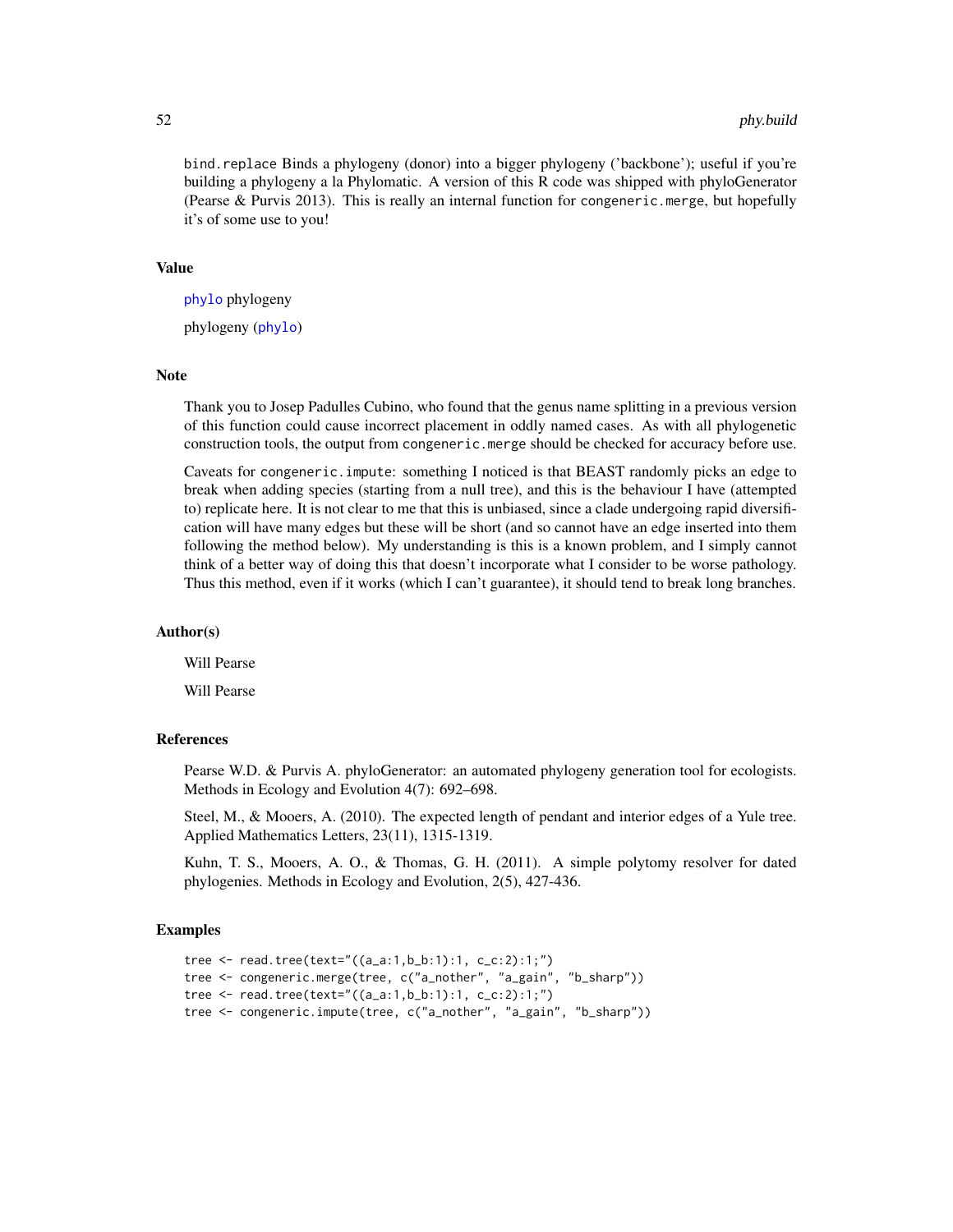`bind.replace` Binds a phylogeny (donor) into a bigger phylogeny ('backbone'); useful if you're building a phylogeny a la Phylomatic. A version of this R code was shipped with phyloGenerator (Pearse & Purvis 2013). This is really an internal function for `congeneric.merge`, but hopefully it's of some use to you!

### Value

phylo phylogeny

phylogeny (phylo)

### Note

Thank you to Josep Padulles Cubino, who found that the genus name splitting in a previous version of this function could cause incorrect placement in oddly named cases. As with all phylogenetic construction tools, the output from `congeneric.merge` should be checked for accuracy before use.

Caveats for `congeneric.impute`: something I noticed is that BEAST randomly picks an edge to break when adding species (starting from a null tree), and this is the behaviour I have (attempted to) replicate here. It is not clear to me that this is unbiased, since a clade undergoing rapid diversification will have many edges but these will be short (and so cannot have an edge inserted into them following the method below). My understanding is this is a known problem, and I simply cannot think of a better way of doing this that doesn't incorporate what I consider to be worse pathology. Thus this method, even if it works (which I can't guarantee), it should tend to break long branches.

### Author(s)

Will Pearse

Will Pearse

### References

Pearse W.D. & Purvis A. phyloGenerator: an automated phylogeny generation tool for ecologists. Methods in Ecology and Evolution 4(7): 692–698.

Steel, M., & Mooers, A. (2010). The expected length of pendant and interior edges of a Yule tree. Applied Mathematics Letters, 23(11), 1315-1319.

Kuhn, T. S., Mooers, A. O., & Thomas, G. H. (2011). A simple polytomy resolver for dated phylogenies. Methods in Ecology and Evolution, 2(5), 427-436.

### Examples

```
tree <- read.tree(text="((a_a:1,b_b:1):1, c_c:2):1;")
tree <- congeneric.merge(tree, c("a_nother", "a_gain", "b_sharp"))
tree <- read.tree(text="((a_a:1,b_b:1):1, c_c:2):1;")
tree <- congeneric.impute(tree, c("a_nother", "a_gain", "b_sharp"))
```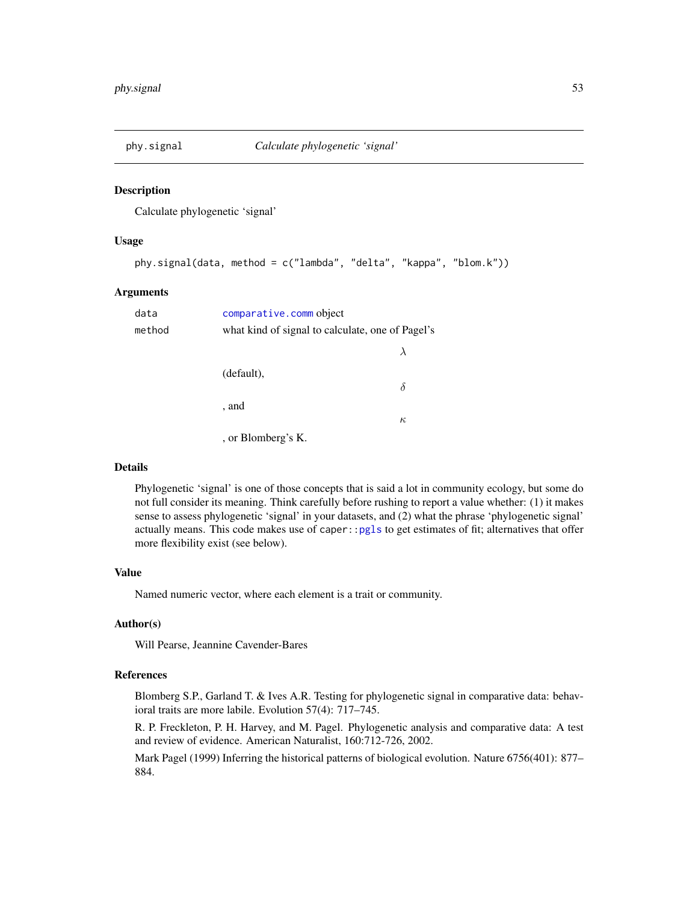## phy.signal — *Calculate phylogenetic 'signal'*

### Description

Calculate phylogenetic 'signal'

### Usage

```
phy.signal(data, method = c("lambda", "delta", "kappa", "blom.k"))
```

### Arguments

| | |
|---|---|
| `data` | `comparative.comm` object |
| `method` | what kind of signal to calculate, one of Pagel's $\lambda$ (default), $\delta$, and $\kappa$, or Blomberg's K. |

### Details

Phylogenetic 'signal' is one of those concepts that is said a lot in community ecology, but some do not full consider its meaning. Think carefully before rushing to report a value whether: (1) it makes sense to assess phylogenetic 'signal' in your datasets, and (2) what the phrase 'phylogenetic signal' actually means. This code makes use of `caper::pgls` to get estimates of fit; alternatives that offer more flexibility exist (see below).

### Value

Named numeric vector, where each element is a trait or community.

### Author(s)

Will Pearse, Jeannine Cavender-Bares

### References

Blomberg S.P., Garland T. & Ives A.R. Testing for phylogenetic signal in comparative data: behavioral traits are more labile. Evolution 57(4): 717–745.

R. P. Freckleton, P. H. Harvey, and M. Pagel. Phylogenetic analysis and comparative data: A test and review of evidence. American Naturalist, 160:712-726, 2002.

Mark Pagel (1999) Inferring the historical patterns of biological evolution. Nature 6756(401): 877–884.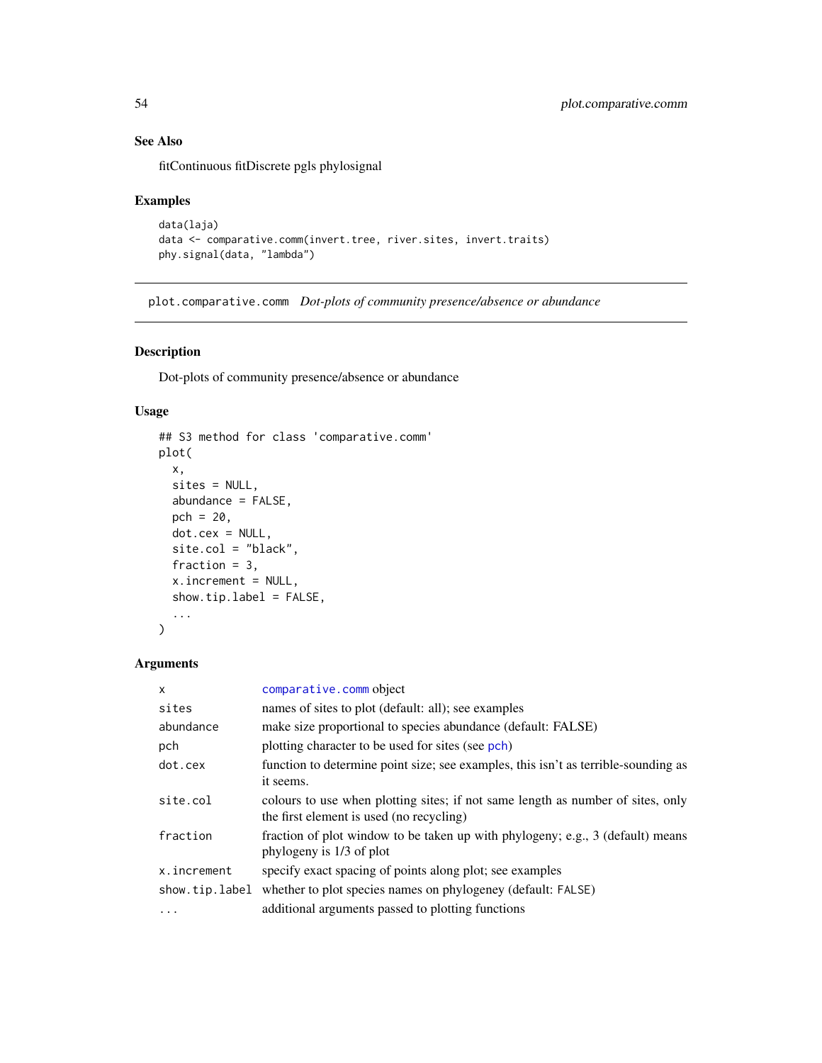## See Also

fitContinuous fitDiscrete pgls phylosignal

## Examples

```
data(laja)
data <- comparative.comm(invert.tree, river.sites, invert.traits)
phy.signal(data, "lambda")
```

---

# plot.comparative.comm *Dot-plots of community presence/absence or abundance*

---

## Description

Dot-plots of community presence/absence or abundance

## Usage

```
## S3 method for class 'comparative.comm'
plot(
  x,
  sites = NULL,
  abundance = FALSE,
  pch = 20,
  dot.cex = NULL,
  site.col = "black",
  fraction = 3,
  x.increment = NULL,
  show.tip.label = FALSE,
  ...
)
```

## Arguments

| | |
|---|---|
| `x` | `comparative.comm` object |
| `sites` | names of sites to plot (default: all); see examples |
| `abundance` | make size proportional to species abundance (default: FALSE) |
| `pch` | plotting character to be used for sites (see `pch`) |
| `dot.cex` | function to determine point size; see examples, this isn't as terrible-sounding as it seems. |
| `site.col` | colours to use when plotting sites; if not same length as number of sites, only the first element is used (no recycling) |
| `fraction` | fraction of plot window to be taken up with phylogeny; e.g., 3 (default) means phylogeny is 1/3 of plot |
| `x.increment` | specify exact spacing of points along plot; see examples |
| `show.tip.label` | whether to plot species names on phylogeney (default: `FALSE`) |
| `...` | additional arguments passed to plotting functions |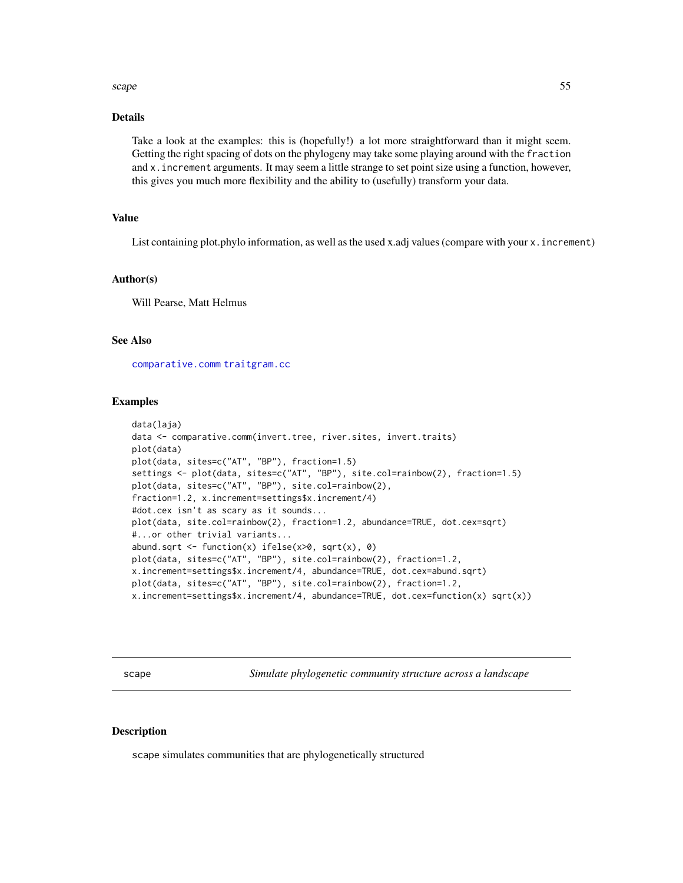### Details

Take a look at the examples: this is (hopefully!) a lot more straightforward than it might seem. Getting the right spacing of dots on the phylogeny may take some playing around with the `fraction` and `x.increment` arguments. It may seem a little strange to set point size using a function, however, this gives you much more flexibility and the ability to (usefully) transform your data.

### Value

List containing plot.phylo information, as well as the used x.adj values (compare with your `x.increment`)

### Author(s)

Will Pearse, Matt Helmus

### See Also

`comparative.comm` `traitgram.cc`

### Examples

```
data(laja)
data <- comparative.comm(invert.tree, river.sites, invert.traits)
plot(data)
plot(data, sites=c("AT", "BP"), fraction=1.5)
settings <- plot(data, sites=c("AT", "BP"), site.col=rainbow(2), fraction=1.5)
plot(data, sites=c("AT", "BP"), site.col=rainbow(2),
fraction=1.2, x.increment=settings$x.increment/4)
#dot.cex isn't as scary as it sounds...
plot(data, site.col=rainbow(2), fraction=1.2, abundance=TRUE, dot.cex=sqrt)
#...or other trivial variants...
abund.sqrt <- function(x) ifelse(x>0, sqrt(x), 0)
plot(data, sites=c("AT", "BP"), site.col=rainbow(2), fraction=1.2,
x.increment=settings$x.increment/4, abundance=TRUE, dot.cex=abund.sqrt)
plot(data, sites=c("AT", "BP"), site.col=rainbow(2), fraction=1.2,
x.increment=settings$x.increment/4, abundance=TRUE, dot.cex=function(x) sqrt(x))
```

---

## scape — *Simulate phylogenetic community structure across a landscape*

### Description

`scape` simulates communities that are phylogenetically structured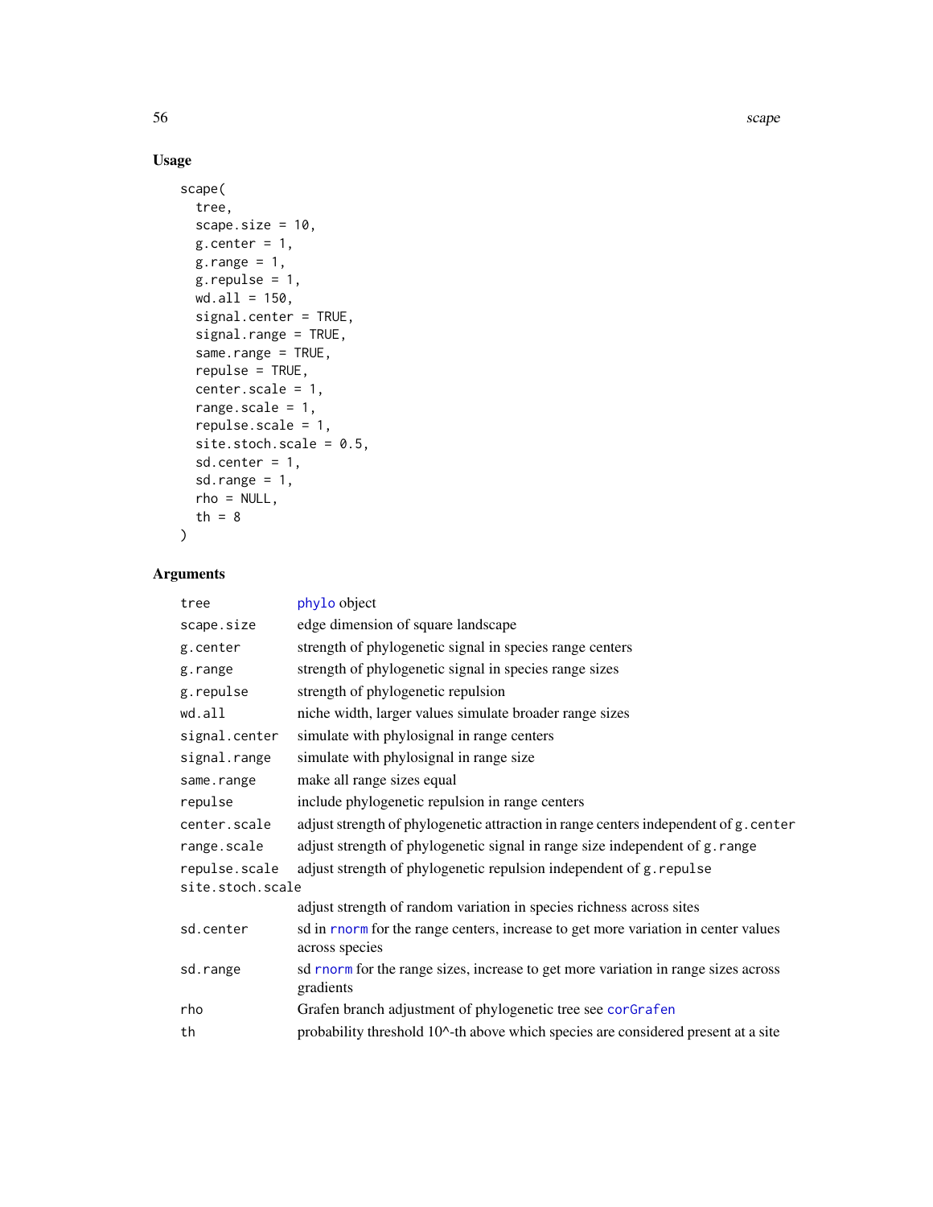### Usage

```
scape(
  tree,
  scape.size = 10,
  g.center = 1,
  g.range = 1,
  g.repulse = 1,
  wd.all = 150,
  signal.center = TRUE,
  signal.range = TRUE,
  same.range = TRUE,
  repulse = TRUE,
  center.scale = 1,
  range.scale = 1,
  repulse.scale = 1,
  site.stoch.scale = 0.5,
  sd.center = 1,
  sd.range = 1,
  rho = NULL,
  th = 8
)
```

### Arguments

| Argument | Description |
|---|---|
| `tree` | phylo object |
| `scape.size` | edge dimension of square landscape |
| `g.center` | strength of phylogenetic signal in species range centers |
| `g.range` | strength of phylogenetic signal in species range sizes |
| `g.repulse` | strength of phylogenetic repulsion |
| `wd.all` | niche width, larger values simulate broader range sizes |
| `signal.center` | simulate with phylosignal in range centers |
| `signal.range` | simulate with phylosignal in range size |
| `same.range` | make all range sizes equal |
| `repulse` | include phylogenetic repulsion in range centers |
| `center.scale` | adjust strength of phylogenetic attraction in range centers independent of `g.center` |
| `range.scale` | adjust strength of phylogenetic signal in range size independent of `g.range` |
| `repulse.scale` | adjust strength of phylogenetic repulsion independent of `g.repulse` |
| `site.stoch.scale` | adjust strength of random variation in species richness across sites |
| `sd.center` | sd in rnorm for the range centers, increase to get more variation in center values across species |
| `sd.range` | sd rnorm for the range sizes, increase to get more variation in range sizes across gradients |
| `rho` | Grafen branch adjustment of phylogenetic tree see corGrafen |
| `th` | probability threshold 10^-th above which species are considered present at a site |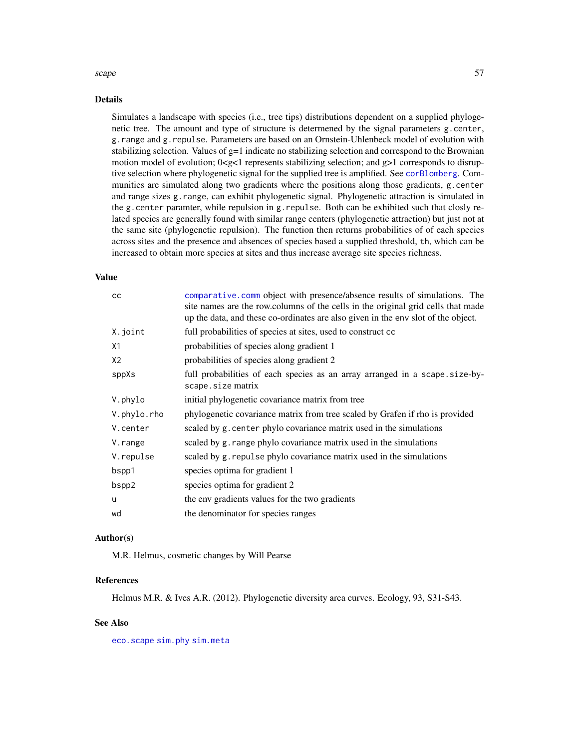## Details

Simulates a landscape with species (i.e., tree tips) distributions dependent on a supplied phylogenetic tree. The amount and type of structure is determined by the signal parameters `g.center`, `g.range` and `g.repulse`. Parameters are based on an Ornstein-Uhlenbeck model of evolution with stabilizing selection. Values of g=1 indicate no stabilizing selection and correspond to the Brownian motion model of evolution; 0<g<1 represents stabilizing selection; and g>1 corresponds to disruptive selection where phylogenetic signal for the supplied tree is amplified. See `corBlomberg`. Communities are simulated along two gradients where the positions along those gradients, `g.center` and range sizes `g.range`, can exhibit phylogenetic signal. Phylogenetic attraction is simulated in the `g.center` paramter, while repulsion in `g.repulse`. Both can be exhibited such that closly related species are generally found with similar range centers (phylogenetic attraction) but just not at the same site (phylogenetic repulsion). The function then returns probabilities of of each species across sites and the presence and absences of species based a supplied threshold, `th`, which can be increased to obtain more species at sites and thus increase average site species richness.

## Value

| | |
|---|---|
| `cc` | `comparative.comm` object with presence/absence results of simulations. The site names are the row.columns of the cells in the original grid cells that made up the data, and these co-ordinates are also given in the `env` slot of the object. |
| `X.joint` | full probabilities of species at sites, used to construct `cc` |
| `X1` | probabilities of species along gradient 1 |
| `X2` | probabilities of species along gradient 2 |
| `sppXs` | full probabilities of each species as an array arranged in a `scape.size`-by-`scape.size` matrix |
| `V.phylo` | initial phylogenetic covariance matrix from tree |
| `V.phylo.rho` | phylogenetic covariance matrix from tree scaled by Grafen if rho is provided |
| `V.center` | scaled by `g.center` phylo covariance matrix used in the simulations |
| `V.range` | scaled by `g.range` phylo covariance matrix used in the simulations |
| `V.repulse` | scaled by `g.repulse` phylo covariance matrix used in the simulations |
| `bspp1` | species optima for gradient 1 |
| `bspp2` | species optima for gradient 2 |
| `u` | the env gradients values for the two gradients |
| `wd` | the denominator for species ranges |

## Author(s)

M.R. Helmus, cosmetic changes by Will Pearse

## References

Helmus M.R. & Ives A.R. (2012). Phylogenetic diversity area curves. Ecology, 93, S31-S43.

## See Also

`eco.scape` `sim.phy` `sim.meta`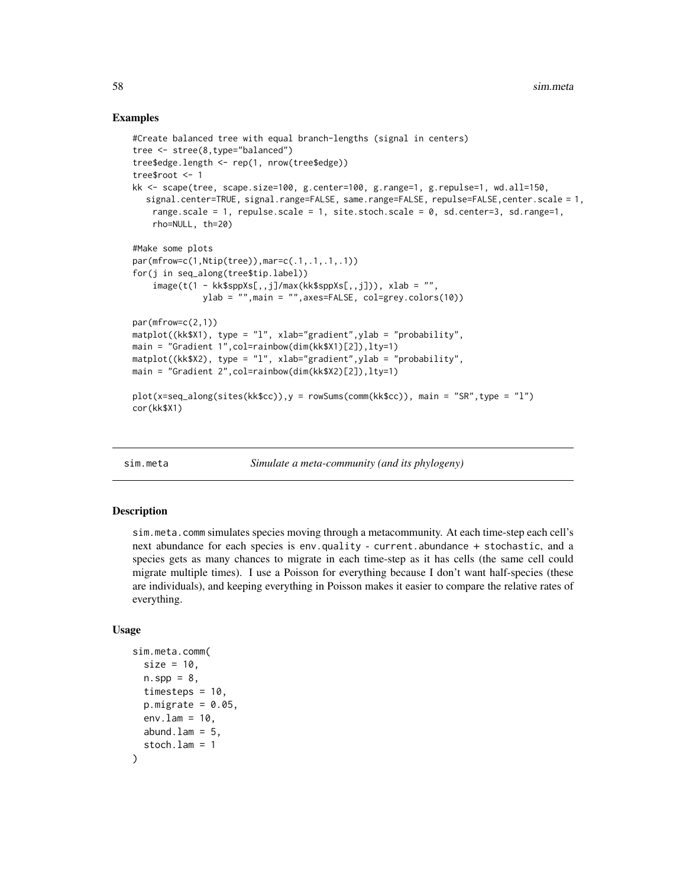## Examples

```
#Create balanced tree with equal branch-lengths (signal in centers)
tree <- stree(8,type="balanced")
tree$edge.length <- rep(1, nrow(tree$edge))
tree$root <- 1
kk <- scape(tree, scape.size=100, g.center=100, g.range=1, g.repulse=1, wd.all=150,
   signal.center=TRUE, signal.range=FALSE, same.range=FALSE, repulse=FALSE,center.scale = 1,
    range.scale = 1, repulse.scale = 1, site.stoch.scale = 0, sd.center=3, sd.range=1,
    rho=NULL, th=20)

#Make some plots
par(mfrow=c(1,Ntip(tree)),mar=c(.1,.1,.1,.1))
for(j in seq_along(tree$tip.label))
    image(t(1 - kk$sppXs[,,j]/max(kk$sppXs[,,j])), xlab = "",
              ylab = "",main = "",axes=FALSE, col=grey.colors(10))

par(mfrow=c(2,1))
matplot((kk$X1), type = "l", xlab="gradient",ylab = "probability",
main = "Gradient 1",col=rainbow(dim(kk$X1)[2]),lty=1)
matplot((kk$X2), type = "l", xlab="gradient",ylab = "probability",
main = "Gradient 2",col=rainbow(dim(kk$X2)[2]),lty=1)

plot(x=seq_along(sites(kk$cc)),y = rowSums(comm(kk$cc)), main = "SR",type = "l")
cor(kk$X1)
```

---

sim.meta *Simulate a meta-community (and its phylogeny)*

---

## Description

sim.meta.comm simulates species moving through a metacommunity. At each time-step each cell's next abundance for each species is env.quality - current.abundance + stochastic, and a species gets as many chances to migrate in each time-step as it has cells (the same cell could migrate multiple times). I use a Poisson for everything because I don't want half-species (these are individuals), and keeping everything in Poisson makes it easier to compare the relative rates of everything.

## Usage

```
sim.meta.comm(
  size = 10,
  n.spp = 8,
  timesteps = 10,
  p.migrate = 0.05,
  env.lam = 10,
  abund.lam = 5,
  stoch.lam = 1
)
```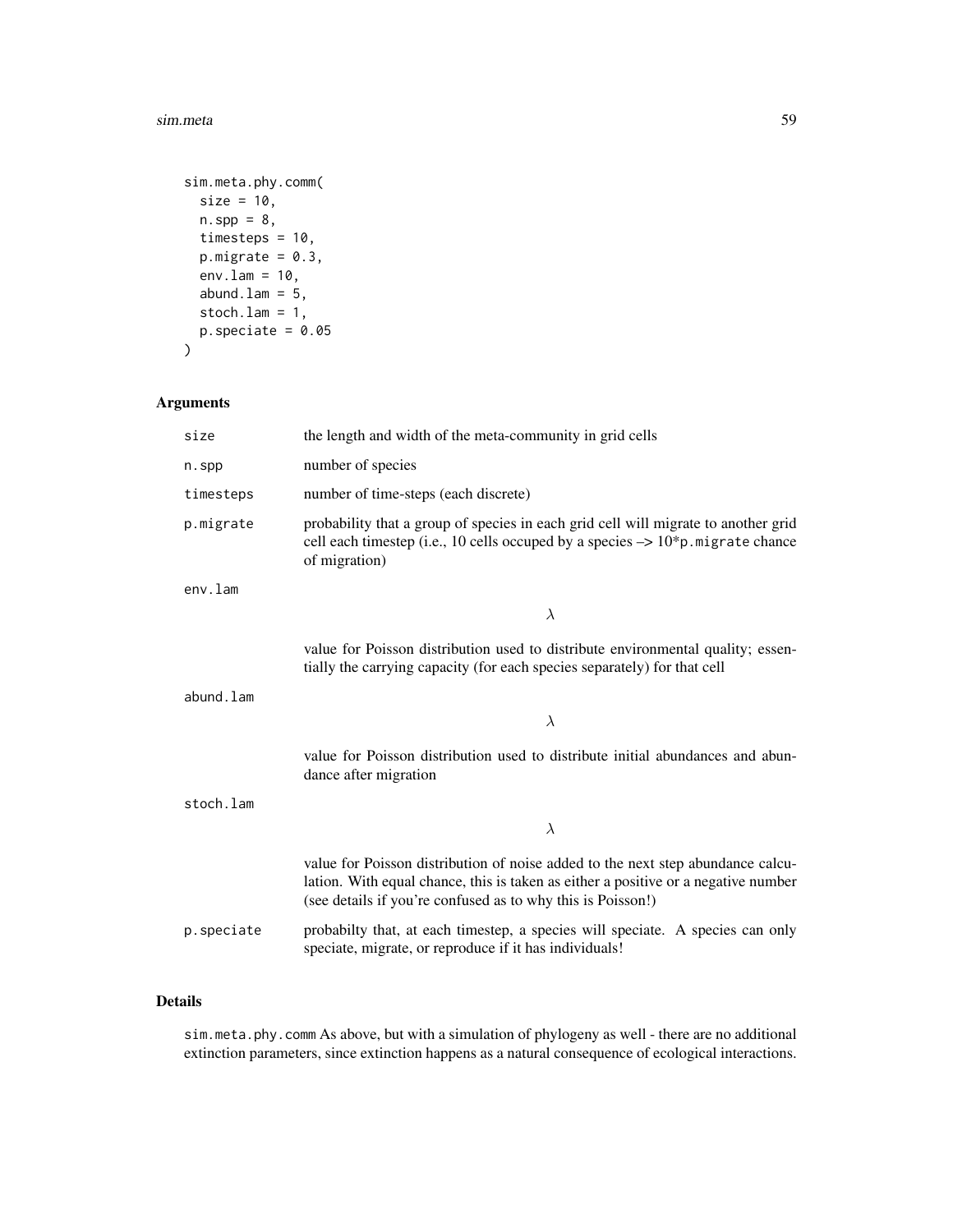```
sim.meta.phy.comm(
  size = 10,
  n.spp = 8,
  timesteps = 10,
  p.migrate = 0.3,
  env.lam = 10,
  abund.lam = 5,
  stoch.lam = 1,
  p.speciate = 0.05
)
```

## Arguments

| | |
|---|---|
| size | the length and width of the meta-community in grid cells |
| n.spp | number of species |
| timesteps | number of time-steps (each discrete) |
| p.migrate | probability that a group of species in each grid cell will migrate to another grid cell each timestep (i.e., 10 cells occuped by a species –> 10*p.migrate chance of migration) |
| env.lam | $\lambda$ value for Poisson distribution used to distribute environmental quality; essentially the carrying capacity (for each species separately) for that cell |
| abund.lam | $\lambda$ value for Poisson distribution used to distribute initial abundances and abundance after migration |
| stoch.lam | $\lambda$ value for Poisson distribution of noise added to the next step abundance calculation. With equal chance, this is taken as either a positive or a negative number (see details if you're confused as to why this is Poisson!) |
| p.speciate | probabilty that, at each timestep, a species will speciate. A species can only speciate, migrate, or reproduce if it has individuals! |

## Details

sim.meta.phy.comm As above, but with a simulation of phylogeny as well - there are no additional extinction parameters, since extinction happens as a natural consequence of ecological interactions.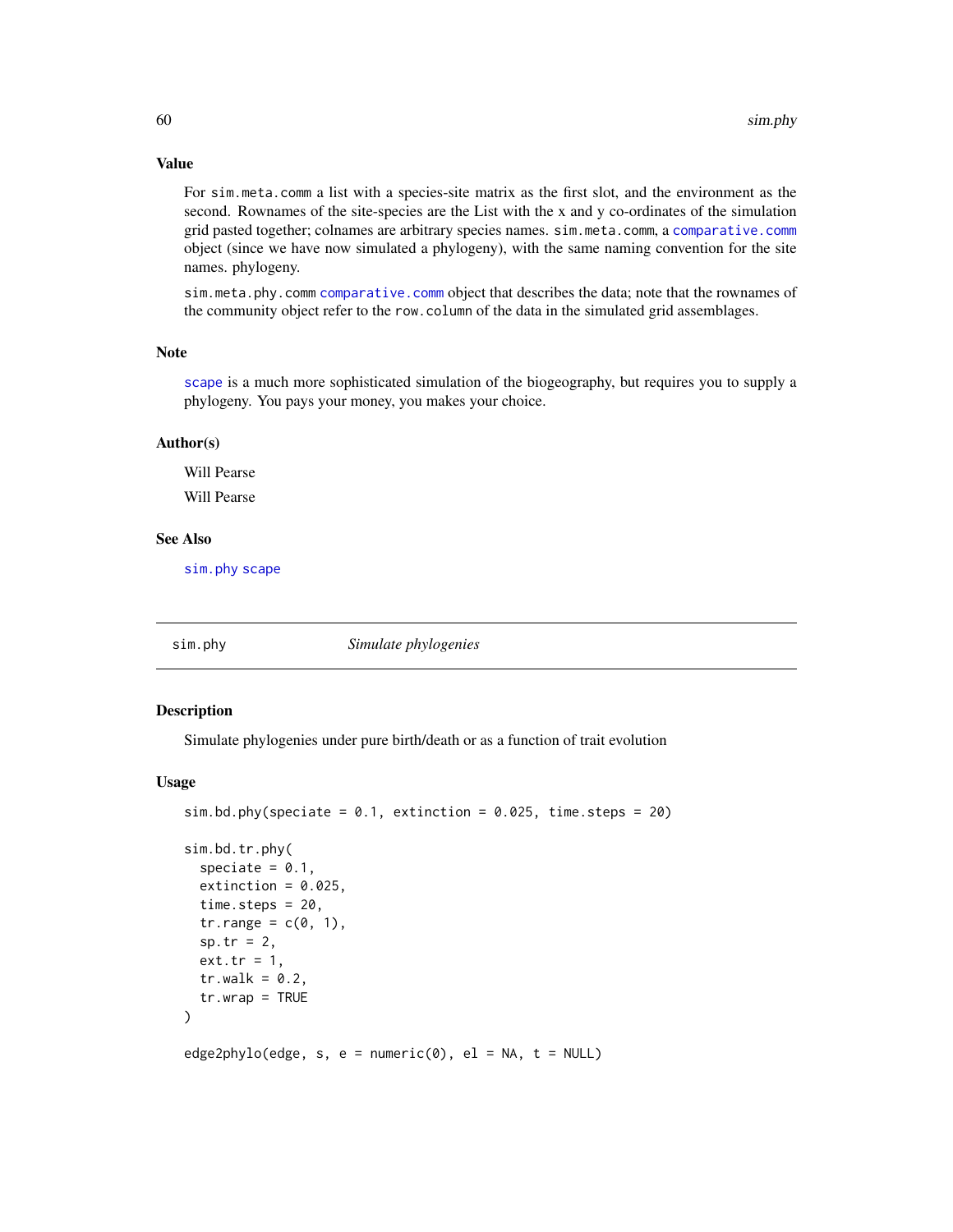### Value

For `sim.meta.comm` a list with a species-site matrix as the first slot, and the environment as the second. Rownames of the site-species are the List with the x and y co-ordinates of the simulation grid pasted together; colnames are arbitrary species names. `sim.meta.comm`, a `comparative.comm` object (since we have now simulated a phylogeny), with the same naming convention for the site names. phylogeny.

`sim.meta.phy.comm` `comparative.comm` object that describes the data; note that the rownames of the community object refer to the `row.column` of the data in the simulated grid assemblages.

### Note

`scape` is a much more sophisticated simulation of the biogeography, but requires you to supply a phylogeny. You pays your money, you makes your choice.

### Author(s)

Will Pearse

Will Pearse

### See Also

`sim.phy` `scape`

---

## sim.phy — *Simulate phylogenies*

### Description

Simulate phylogenies under pure birth/death or as a function of trait evolution

### Usage

```
sim.bd.phy(speciate = 0.1, extinction = 0.025, time.steps = 20)

sim.bd.tr.phy(
  speciate = 0.1,
  extinction = 0.025,
  time.steps = 20,
  tr.range = c(0, 1),
  sp.tr = 2,
  ext.tr = 1,
  tr.walk = 0.2,
  tr.wrap = TRUE
)

edge2phylo(edge, s, e = numeric(0), el = NA, t = NULL)
```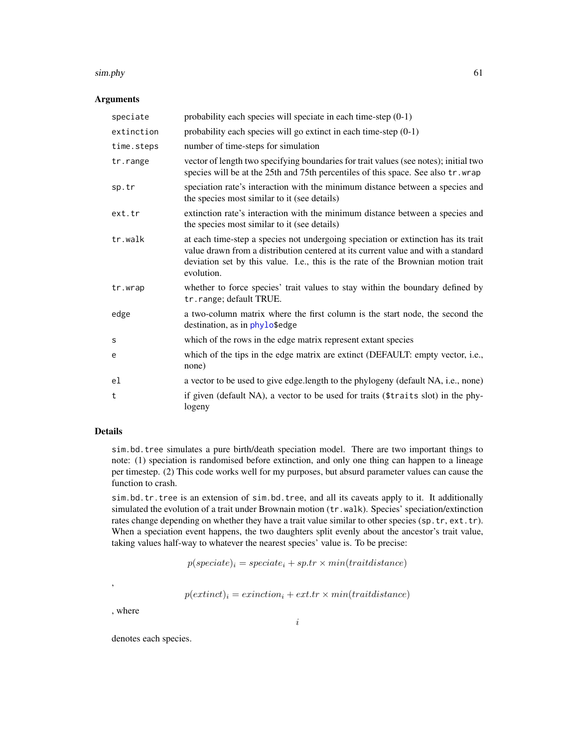### Arguments

| | |
|---|---|
| speciate | probability each species will speciate in each time-step (0-1) |
| extinction | probability each species will go extinct in each time-step (0-1) |
| time.steps | number of time-steps for simulation |
| tr.range | vector of length two specifying boundaries for trait values (see notes); initial two species will be at the 25th and 75th percentiles of this space. See also `tr.wrap` |
| sp.tr | speciation rate's interaction with the minimum distance between a species and the species most similar to it (see details) |
| ext.tr | extinction rate's interaction with the minimum distance between a species and the species most similar to it (see details) |
| tr.walk | at each time-step a species not undergoing speciation or extinction has its trait value drawn from a distribution centered at its current value and with a standard deviation set by this value. I.e., this is the rate of the Brownian motion trait evolution. |
| tr.wrap | whether to force species' trait values to stay within the boundary defined by `tr.range`; default TRUE. |
| edge | a two-column matrix where the first column is the start node, the second the destination, as in `phylo$edge` |
| s | which of the rows in the edge matrix represent extant species |
| e | which of the tips in the edge matrix are extinct (DEFAULT: empty vector, i.e., none) |
| el | a vector to be used to give edge.length to the phylogeny (default NA, i.e., none) |
| t | if given (default NA), a vector to be used for traits (`$traits` slot) in the phylogeny |

### Details

`sim.bd.tree` simulates a pure birth/death speciation model. There are two important things to note: (1) speciation is randomised before extinction, and only one thing can happen to a lineage per timestep. (2) This code works well for my purposes, but absurd parameter values can cause the function to crash.

`sim.bd.tr.tree` is an extension of `sim.bd.tree`, and all its caveats apply to it. It additionally simulated the evolution of a trait under Brownain motion (`tr.walk`). Species' speciation/extinction rates change depending on whether they have a trait value similar to other species (`sp.tr`, `ext.tr`). When a speciation event happens, the two daughters split evenly about the ancestor's trait value, taking values half-way to whatever the nearest species' value is. To be precise:

$$p(speciate)_i = speciate_i + sp.tr \times min(traitdistance)$$

,

$$p(extinct)_i = exinction_i + ext.tr \times min(traitdistance)$$

, where

$$i$$

denotes each species.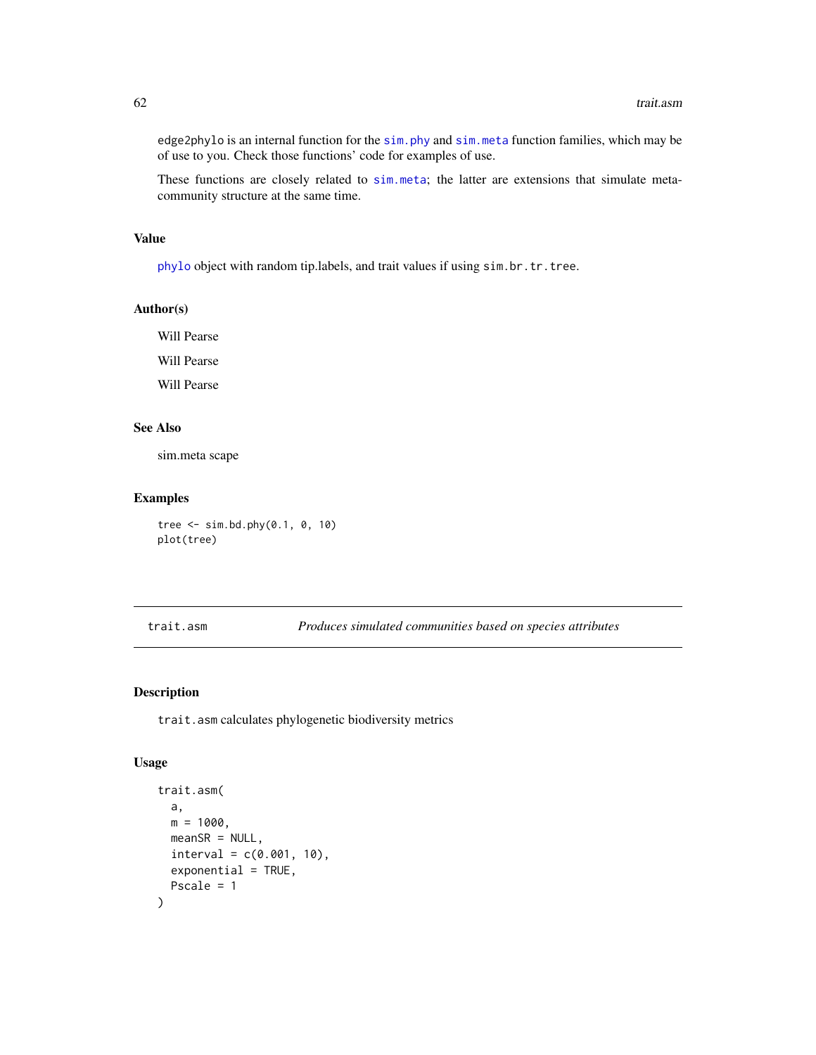edge2phylo is an internal function for the sim.phy and sim.meta function families, which may be of use to you. Check those functions' code for examples of use.

These functions are closely related to sim.meta; the latter are extensions that simulate meta-community structure at the same time.

### Value

phylo object with random tip.labels, and trait values if using sim.br.tr.tree.

### Author(s)

Will Pearse

Will Pearse

Will Pearse

### See Also

sim.meta scape

### Examples

```
tree <- sim.bd.phy(0.1, 0, 10)
plot(tree)
```

---

## trait.asm — *Produces simulated communities based on species attributes*

### Description

trait.asm calculates phylogenetic biodiversity metrics

### Usage

```
trait.asm(
  a,
  m = 1000,
  meanSR = NULL,
  interval = c(0.001, 10),
  exponential = TRUE,
  Pscale = 1
)
```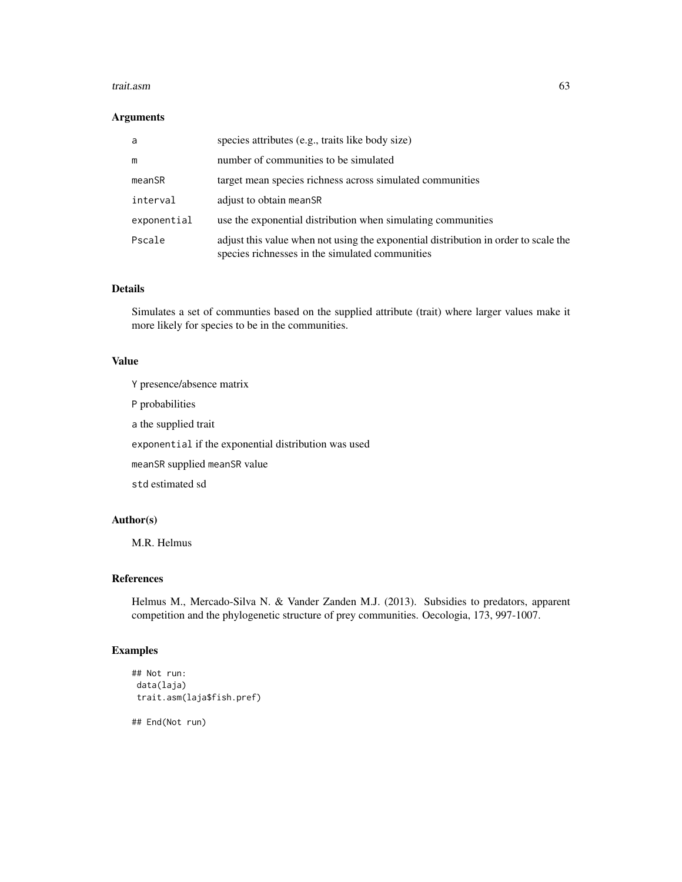### Arguments

| | |
|---|---|
| a | species attributes (e.g., traits like body size) |
| m | number of communities to be simulated |
| meanSR | target mean species richness across simulated communities |
| interval | adjust to obtain meanSR |
| exponential | use the exponential distribution when simulating communities |
| Pscale | adjust this value when not using the exponential distribution in order to scale the species richnesses in the simulated communities |

### Details

Simulates a set of communties based on the supplied attribute (trait) where larger values make it more likely for species to be in the communities.

### Value

Y presence/absence matrix

P probabilities

a the supplied trait

exponential if the exponential distribution was used

meanSR supplied meanSR value

std estimated sd

### Author(s)

M.R. Helmus

### References

Helmus M., Mercado-Silva N. & Vander Zanden M.J. (2013). Subsidies to predators, apparent competition and the phylogenetic structure of prey communities. Oecologia, 173, 997-1007.

### Examples

```
## Not run:
 data(laja)
 trait.asm(laja$fish.pref)

## End(Not run)
```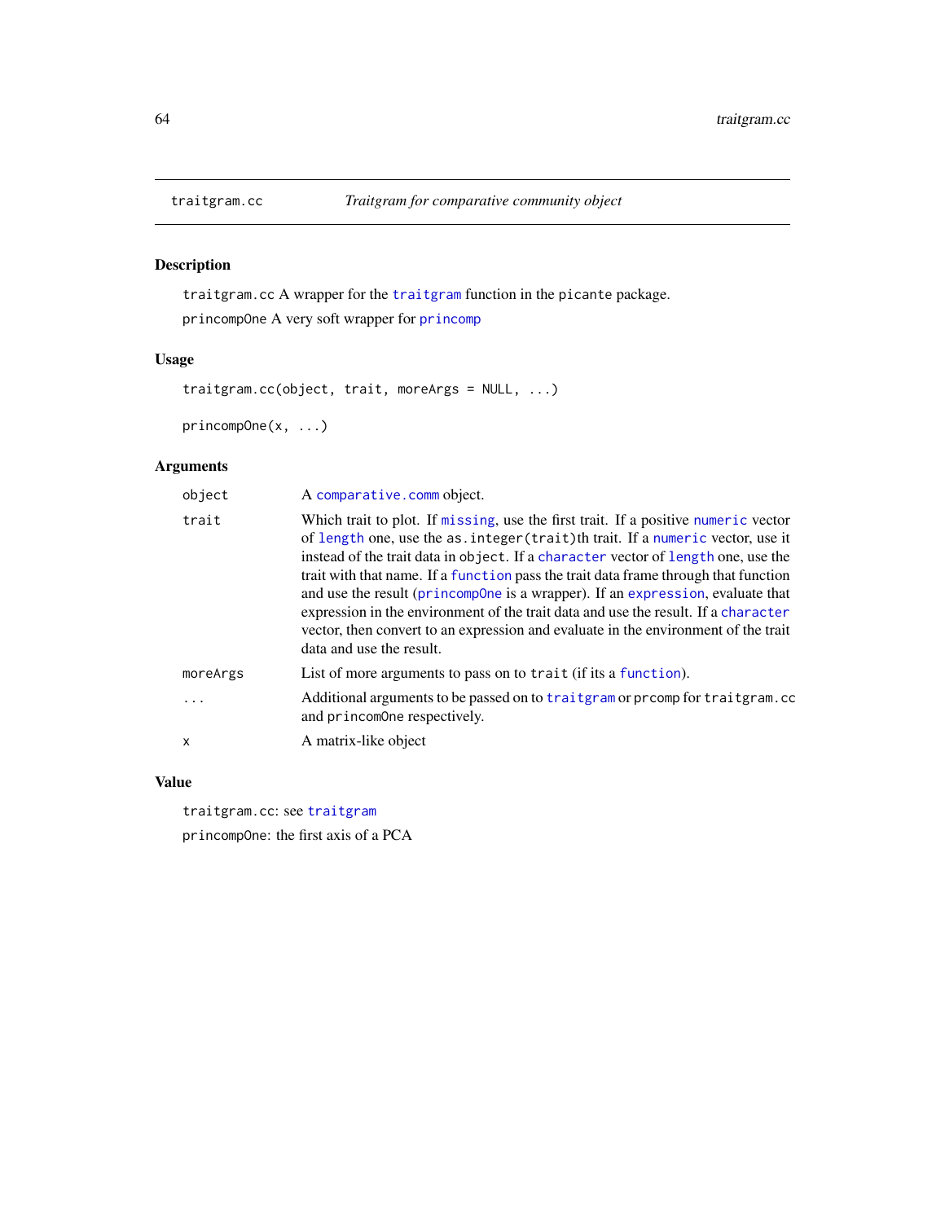## traitgram.cc — *Traitgram for comparative community object*

### Description

`traitgram.cc` A wrapper for the `traitgram` function in the `picante` package.

`princompOne` A very soft wrapper for `princomp`

### Usage

```
traitgram.cc(object, trait, moreArgs = NULL, ...)

princompOne(x, ...)
```

### Arguments

| | |
|---|---|
| `object` | A `comparative.comm` object. |
| `trait` | Which trait to plot. If `missing`, use the first trait. If a positive `numeric` vector of `length` one, use the `as.integer(trait)`th trait. If a `numeric` vector, use it instead of the trait data in `object`. If a `character` vector of `length` one, use the trait with that name. If a `function` pass the trait data frame through that function and use the result (`princompOne` is a wrapper). If an `expression`, evaluate that expression in the environment of the trait data and use the result. If a `character` vector, then convert to an expression and evaluate in the environment of the trait data and use the result. |
| `moreArgs` | List of more arguments to pass on to `trait` (if its a `function`). |
| `...` | Additional arguments to be passed on to `traitgram` or `prcomp` for `traitgram.cc` and `princomOne` respectively. |
| `x` | A matrix-like object |

### Value

`traitgram.cc`: see `traitgram`

`princompOne`: the first axis of a PCA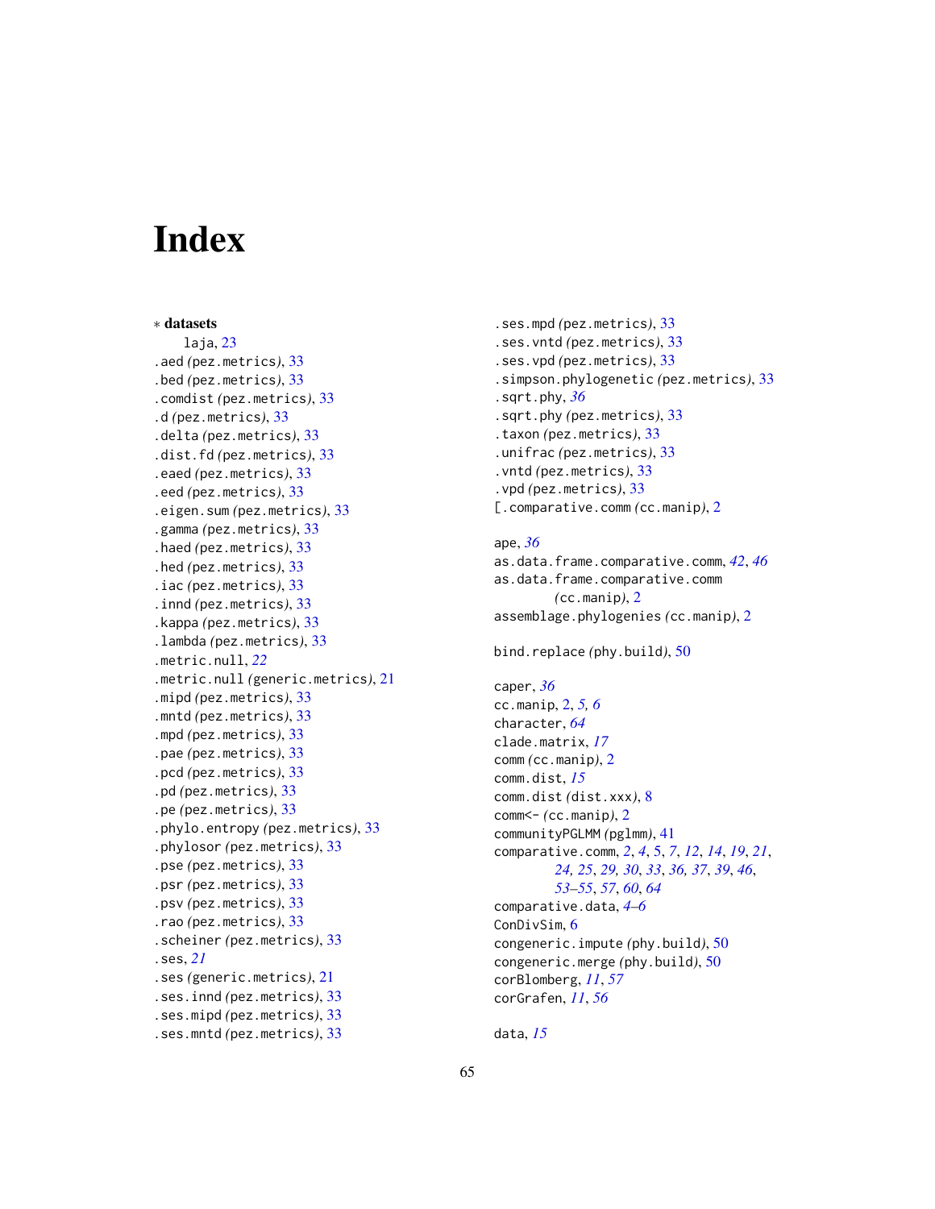# Index

∗ **datasets**
  laja, 23
.aed *(*pez.metrics*)*, 33
.bed *(*pez.metrics*)*, 33
.comdist *(*pez.metrics*)*, 33
.d *(*pez.metrics*)*, 33
.delta *(*pez.metrics*)*, 33
.dist.fd *(*pez.metrics*)*, 33
.eaed *(*pez.metrics*)*, 33
.eed *(*pez.metrics*)*, 33
.eigen.sum *(*pez.metrics*)*, 33
.gamma *(*pez.metrics*)*, 33
.haed *(*pez.metrics*)*, 33
.hed *(*pez.metrics*)*, 33
.iac *(*pez.metrics*)*, 33
.innd *(*pez.metrics*)*, 33
.kappa *(*pez.metrics*)*, 33
.lambda *(*pez.metrics*)*, 33
.metric.null, *22*
.metric.null *(*generic.metrics*)*, 21
.mipd *(*pez.metrics*)*, 33
.mntd *(*pez.metrics*)*, 33
.mpd *(*pez.metrics*)*, 33
.pae *(*pez.metrics*)*, 33
.pcd *(*pez.metrics*)*, 33
.pd *(*pez.metrics*)*, 33
.pe *(*pez.metrics*)*, 33
.phylo.entropy *(*pez.metrics*)*, 33
.phylosor *(*pez.metrics*)*, 33
.pse *(*pez.metrics*)*, 33
.psr *(*pez.metrics*)*, 33
.psv *(*pez.metrics*)*, 33
.rao *(*pez.metrics*)*, 33
.scheiner *(*pez.metrics*)*, 33
.ses, *21*
.ses *(*generic.metrics*)*, 21
.ses.innd *(*pez.metrics*)*, 33
.ses.mipd *(*pez.metrics*)*, 33
.ses.mntd *(*pez.metrics*)*, 33
.ses.mpd *(*pez.metrics*)*, 33
.ses.vntd *(*pez.metrics*)*, 33
.ses.vpd *(*pez.metrics*)*, 33
.simpson.phylogenetic *(*pez.metrics*)*, 33
.sqrt.phy, *36*
.sqrt.phy *(*pez.metrics*)*, 33
.taxon *(*pez.metrics*)*, 33
.unifrac *(*pez.metrics*)*, 33
.vntd *(*pez.metrics*)*, 33
.vpd *(*pez.metrics*)*, 33
[.comparative.comm *(*cc.manip*)*, 2

ape, *36*
as.data.frame.comparative.comm, *42*, *46*
as.data.frame.comparative.comm *(*cc.manip*)*, 2
assemblage.phylogenies *(*cc.manip*)*, 2

bind.replace *(*phy.build*)*, 50

caper, *36*
cc.manip, 2, *5, 6*
character, *64*
clade.matrix, *17*
comm *(*cc.manip*)*, 2
comm.dist, *15*
comm.dist *(*dist.xxx*)*, 8
comm<- *(*cc.manip*)*, 2
communityPGLMM *(*pglmm*)*, 41
comparative.comm, *2*, *4*, 5, *7*, *12*, *14*, *19*, *21*, *24, 25*, *29, 30*, *33*, *36, 37*, *39*, *46*, *53–55*, *57*, *60*, *64*
comparative.data, *4–6*
ConDivSim, 6
congeneric.impute *(*phy.build*)*, 50
congeneric.merge *(*phy.build*)*, 50
corBlomberg, *11*, *57*
corGrafen, *11*, *56*

data, *15*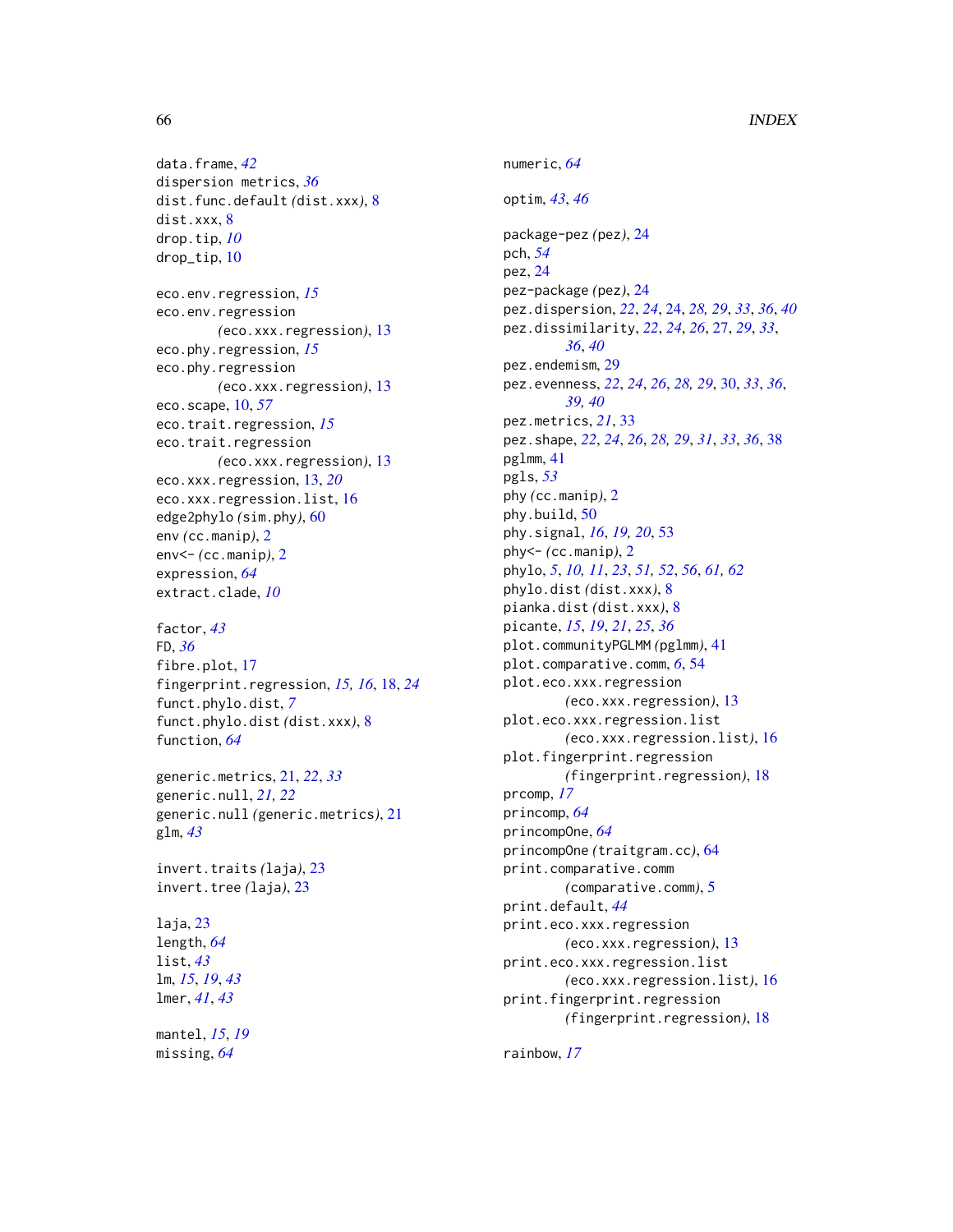data.frame, *42*
dispersion metrics, *36*
dist.func.default *(dist.xxx)*, 8
dist.xxx, 8
drop.tip, *10*
drop_tip, 10

eco.env.regression, *15*
eco.env.regression *(eco.xxx.regression)*, 13
eco.phy.regression, *15*
eco.phy.regression *(eco.xxx.regression)*, 13
eco.scape, 10, *57*
eco.trait.regression, *15*
eco.trait.regression *(eco.xxx.regression)*, 13
eco.xxx.regression, 13, *20*
eco.xxx.regression.list, 16
edge2phylo *(sim.phy)*, 60
env *(cc.manip)*, 2
env<- *(cc.manip)*, 2
expression, *64*
extract.clade, *10*

factor, *43*
FD, *36*
fibre.plot, 17
fingerprint.regression, *15*, *16*, 18, *24*
funct.phylo.dist, *7*
funct.phylo.dist *(dist.xxx)*, 8
function, *64*

generic.metrics, 21, *22*, *33*
generic.null, *21*, *22*
generic.null *(generic.metrics)*, 21
glm, *43*

invert.traits *(laja)*, 23
invert.tree *(laja)*, 23

laja, 23
length, *64*
list, *43*
lm, *15*, *19*, *43*
lmer, *41*, *43*

mantel, *15*, *19*
missing, *64*

numeric, *64*

optim, *43*, *46*

package-pez *(pez)*, 24
pch, *54*
pez, 24
pez-package *(pez)*, 24
pez.dispersion, *22*, *24*, 24, *28*, *29*, *33*, *36*, *40*
pez.dissimilarity, *22*, *24*, *26*, 27, *29*, *33*, *36*, *40*
pez.endemism, 29
pez.evenness, *22*, *24*, *26*, *28*, *29*, 30, *33*, *36*, *39*, *40*
pez.metrics, *21*, 33
pez.shape, *22*, *24*, *26*, *28*, *29*, *31*, *33*, *36*, 38
pglmm, 41
pgls, *53*
phy *(cc.manip)*, 2
phy.build, 50
phy.signal, *16*, *19*, *20*, 53
phy<- *(cc.manip)*, 2
phylo, *5*, *10*, *11*, *23*, *51*, *52*, *56*, *61*, *62*
phylo.dist *(dist.xxx)*, 8
pianka.dist *(dist.xxx)*, 8
picante, *15*, *19*, *21*, *25*, *36*
plot.communityPGLMM *(pglmm)*, 41
plot.comparative.comm, *6*, 54
plot.eco.xxx.regression *(eco.xxx.regression)*, 13
plot.eco.xxx.regression.list *(eco.xxx.regression.list)*, 16
plot.fingerprint.regression *(fingerprint.regression)*, 18
prcomp, *17*
princomp, *64*
princompOne, *64*
princompOne *(traitgram.cc)*, 64
print.comparative.comm *(comparative.comm)*, 5
print.default, *44*
print.eco.xxx.regression *(eco.xxx.regression)*, 13
print.eco.xxx.regression.list *(eco.xxx.regression.list)*, 16
print.fingerprint.regression *(fingerprint.regression)*, 18

rainbow, *17*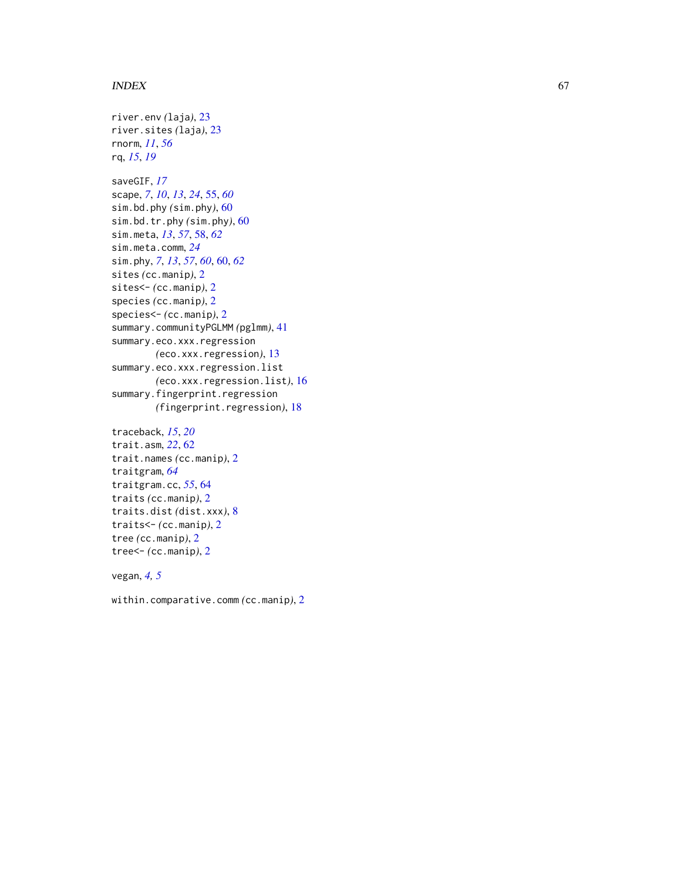river.env *(*laja*)*, 23
river.sites *(*laja*)*, 23
rnorm, *11*, *56*
rq, *15*, *19*

saveGIF, *17*
scape, *7*, *10*, *13*, *24*, 55, *60*
sim.bd.phy *(*sim.phy*)*, 60
sim.bd.tr.phy *(*sim.phy*)*, 60
sim.meta, *13*, *57*, 58, *62*
sim.meta.comm, *24*
sim.phy, *7*, *13*, *57*, *60*, 60, *62*
sites *(*cc.manip*)*, 2
sites<- *(*cc.manip*)*, 2
species *(*cc.manip*)*, 2
species<- *(*cc.manip*)*, 2
summary.communityPGLMM *(*pglmm*)*, 41
summary.eco.xxx.regression
        *(*eco.xxx.regression*)*, 13
summary.eco.xxx.regression.list
        *(*eco.xxx.regression.list*)*, 16
summary.fingerprint.regression
        *(*fingerprint.regression*)*, 18

traceback, *15*, *20*
trait.asm, *22*, 62
trait.names *(*cc.manip*)*, 2
traitgram, *64*
traitgram.cc, *55*, 64
traits *(*cc.manip*)*, 2
traits.dist *(*dist.xxx*)*, 8
traits<- *(*cc.manip*)*, 2
tree *(*cc.manip*)*, 2
tree<- *(*cc.manip*)*, 2

vegan, *4, 5*

within.comparative.comm *(*cc.manip*)*, 2